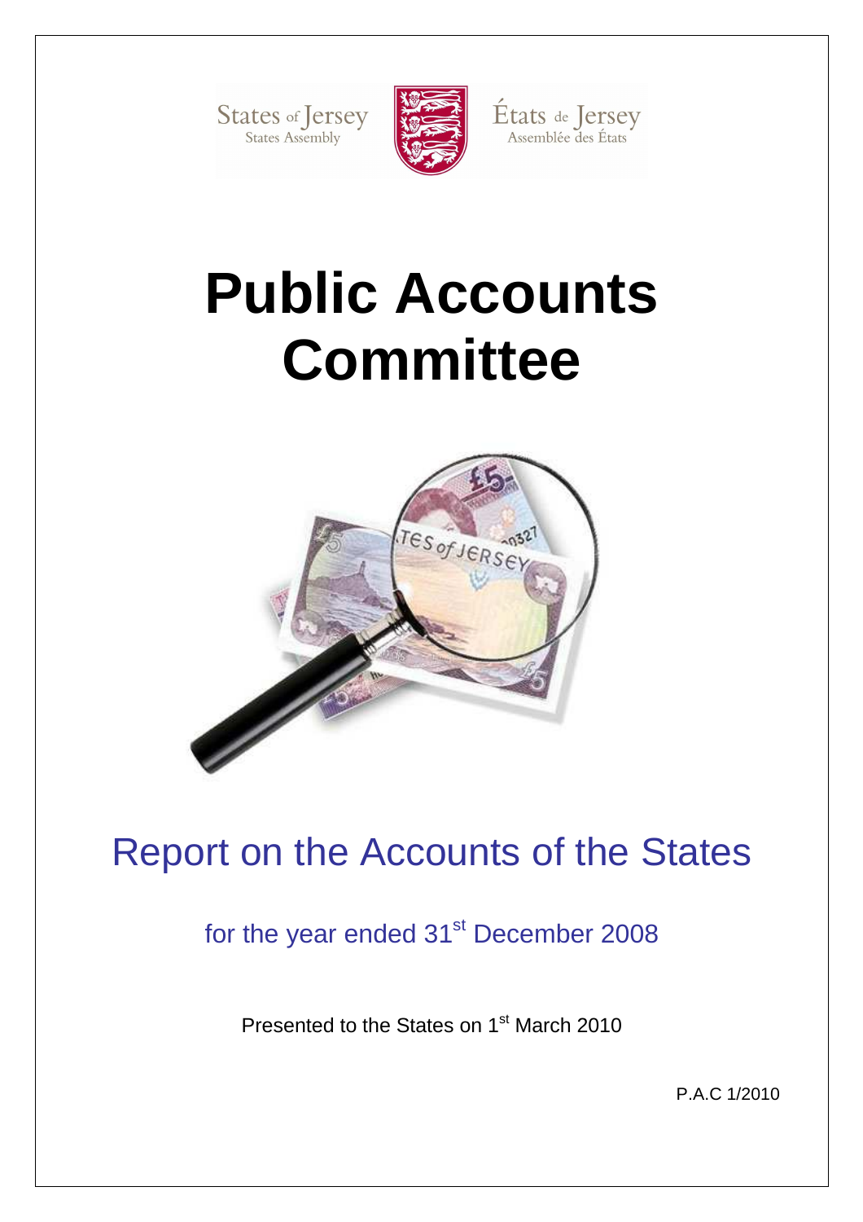States of Jersey
States Assembly

États de Jersey
Assemblée des États

# Public Accounts Committee

## Report on the Accounts of the States

### for the year ended 31st December 2008

Presented to the States on 1st March 2010

P.A.C 1/2010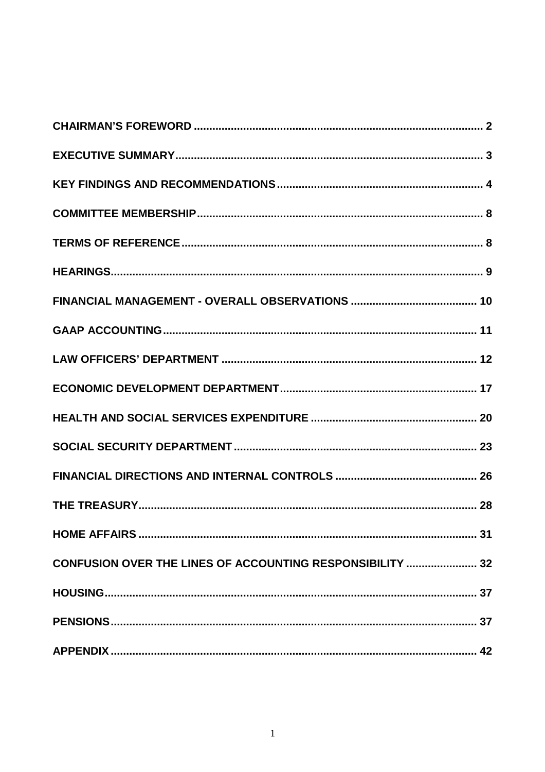| | |
|---|---|
| **CHAIRMAN'S FOREWORD** | **2** |
| **EXECUTIVE SUMMARY** | **3** |
| **KEY FINDINGS AND RECOMMENDATIONS** | **4** |
| **COMMITTEE MEMBERSHIP** | **8** |
| **TERMS OF REFERENCE** | **8** |
| **HEARINGS** | **9** |
| **FINANCIAL MANAGEMENT - OVERALL OBSERVATIONS** | **10** |
| **GAAP ACCOUNTING** | **11** |
| **LAW OFFICERS' DEPARTMENT** | **12** |
| **ECONOMIC DEVELOPMENT DEPARTMENT** | **17** |
| **HEALTH AND SOCIAL SERVICES EXPENDITURE** | **20** |
| **SOCIAL SECURITY DEPARTMENT** | **23** |
| **FINANCIAL DIRECTIONS AND INTERNAL CONTROLS** | **26** |
| **THE TREASURY** | **28** |
| **HOME AFFAIRS** | **31** |
| **CONFUSION OVER THE LINES OF ACCOUNTING RESPONSIBILITY** | **32** |
| **HOUSING** | **37** |
| **PENSIONS** | **37** |
| **APPENDIX** | **42** |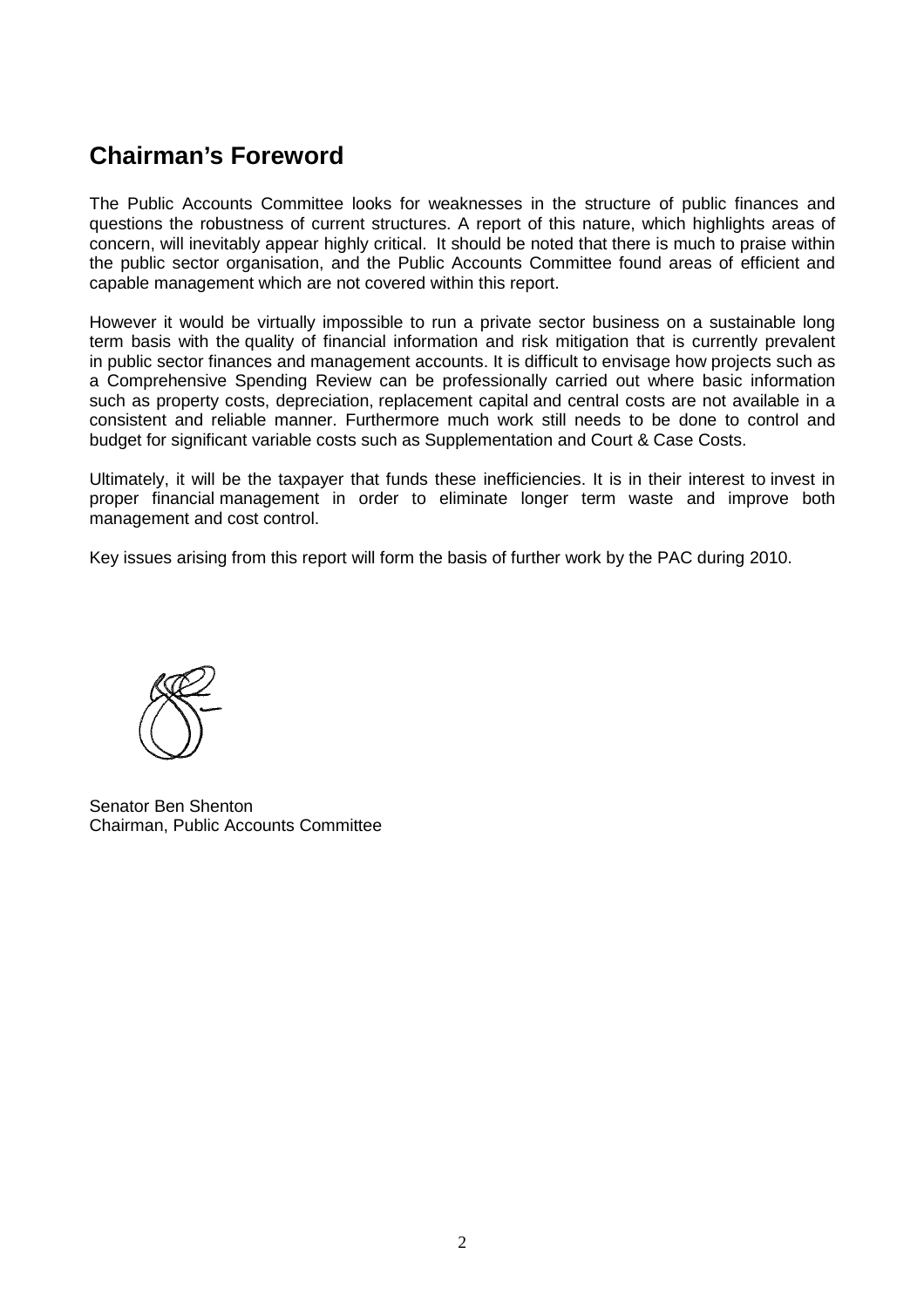## Chairman's Foreword

The Public Accounts Committee looks for weaknesses in the structure of public finances and questions the robustness of current structures. A report of this nature, which highlights areas of concern, will inevitably appear highly critical. It should be noted that there is much to praise within the public sector organisation, and the Public Accounts Committee found areas of efficient and capable management which are not covered within this report.

However it would be virtually impossible to run a private sector business on a sustainable long term basis with the quality of financial information and risk mitigation that is currently prevalent in public sector finances and management accounts. It is difficult to envisage how projects such as a Comprehensive Spending Review can be professionally carried out where basic information such as property costs, depreciation, replacement capital and central costs are not available in a consistent and reliable manner. Furthermore much work still needs to be done to control and budget for significant variable costs such as Supplementation and Court & Case Costs.

Ultimately, it will be the taxpayer that funds these inefficiencies. It is in their interest to invest in proper financial management in order to eliminate longer term waste and improve both management and cost control.

Key issues arising from this report will form the basis of further work by the PAC during 2010.

Senator Ben Shenton
Chairman, Public Accounts Committee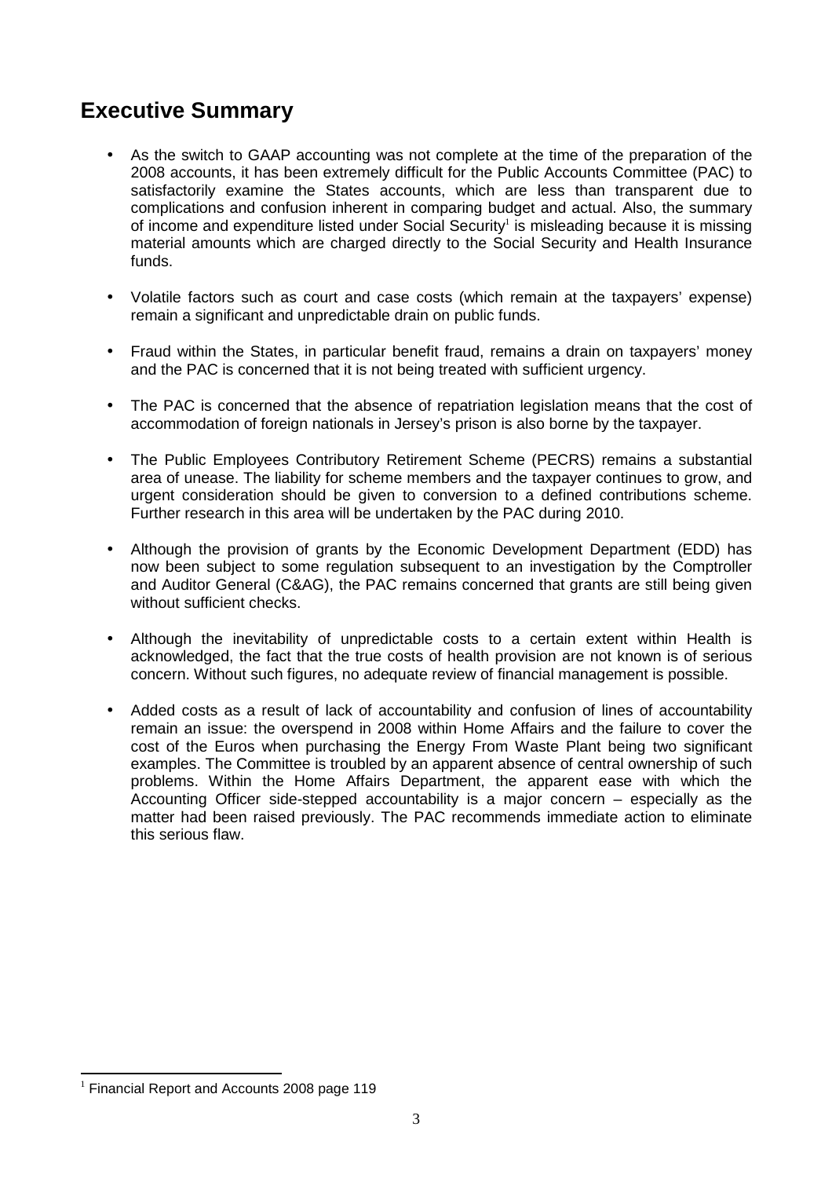## Executive Summary

- As the switch to GAAP accounting was not complete at the time of the preparation of the 2008 accounts, it has been extremely difficult for the Public Accounts Committee (PAC) to satisfactorily examine the States accounts, which are less than transparent due to complications and confusion inherent in comparing budget and actual. Also, the summary of income and expenditure listed under Social Security[1] is misleading because it is missing material amounts which are charged directly to the Social Security and Health Insurance funds.
- Volatile factors such as court and case costs (which remain at the taxpayers' expense) remain a significant and unpredictable drain on public funds.
- Fraud within the States, in particular benefit fraud, remains a drain on taxpayers' money and the PAC is concerned that it is not being treated with sufficient urgency.
- The PAC is concerned that the absence of repatriation legislation means that the cost of accommodation of foreign nationals in Jersey's prison is also borne by the taxpayer.
- The Public Employees Contributory Retirement Scheme (PECRS) remains a substantial area of unease. The liability for scheme members and the taxpayer continues to grow, and urgent consideration should be given to conversion to a defined contributions scheme. Further research in this area will be undertaken by the PAC during 2010.
- Although the provision of grants by the Economic Development Department (EDD) has now been subject to some regulation subsequent to an investigation by the Comptroller and Auditor General (C&AG), the PAC remains concerned that grants are still being given without sufficient checks.
- Although the inevitability of unpredictable costs to a certain extent within Health is acknowledged, the fact that the true costs of health provision are not known is of serious concern. Without such figures, no adequate review of financial management is possible.
- Added costs as a result of lack of accountability and confusion of lines of accountability remain an issue: the overspend in 2008 within Home Affairs and the failure to cover the cost of the Euros when purchasing the Energy From Waste Plant being two significant examples. The Committee is troubled by an apparent absence of central ownership of such problems. Within the Home Affairs Department, the apparent ease with which the Accounting Officer side-stepped accountability is a major concern – especially as the matter had been raised previously. The PAC recommends immediate action to eliminate this serious flaw.

[1] Financial Report and Accounts 2008 page 119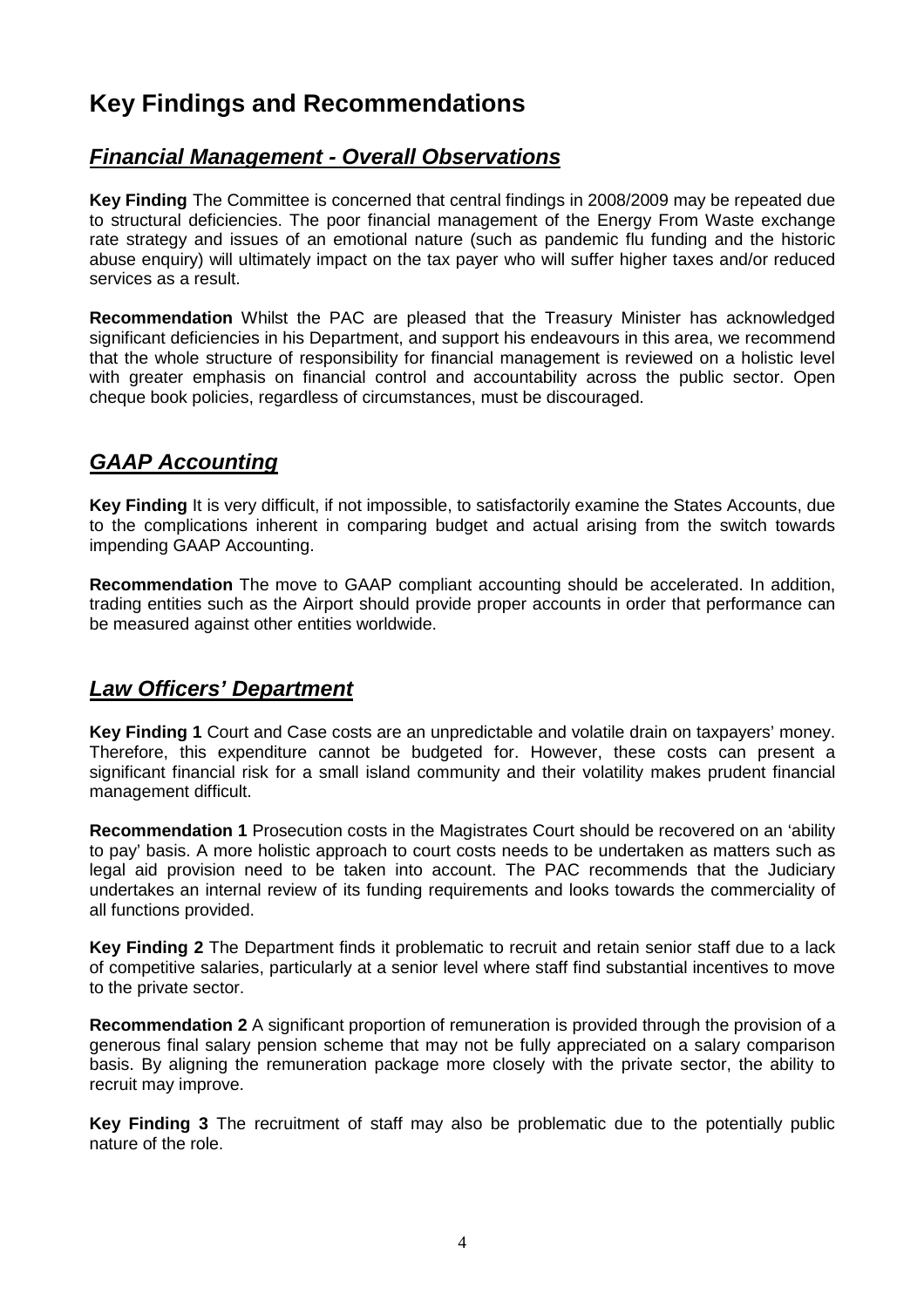# Key Findings and Recommendations

## ***Financial Management - Overall Observations***

**Key Finding** The Committee is concerned that central findings in 2008/2009 may be repeated due to structural deficiencies. The poor financial management of the Energy From Waste exchange rate strategy and issues of an emotional nature (such as pandemic flu funding and the historic abuse enquiry) will ultimately impact on the tax payer who will suffer higher taxes and/or reduced services as a result.

**Recommendation** Whilst the PAC are pleased that the Treasury Minister has acknowledged significant deficiencies in his Department, and support his endeavours in this area, we recommend that the whole structure of responsibility for financial management is reviewed on a holistic level with greater emphasis on financial control and accountability across the public sector. Open cheque book policies, regardless of circumstances, must be discouraged.

## ***GAAP Accounting***

**Key Finding** It is very difficult, if not impossible, to satisfactorily examine the States Accounts, due to the complications inherent in comparing budget and actual arising from the switch towards impending GAAP Accounting.

**Recommendation** The move to GAAP compliant accounting should be accelerated. In addition, trading entities such as the Airport should provide proper accounts in order that performance can be measured against other entities worldwide.

## ***Law Officers' Department***

**Key Finding 1** Court and Case costs are an unpredictable and volatile drain on taxpayers' money. Therefore, this expenditure cannot be budgeted for. However, these costs can present a significant financial risk for a small island community and their volatility makes prudent financial management difficult.

**Recommendation 1** Prosecution costs in the Magistrates Court should be recovered on an 'ability to pay' basis. A more holistic approach to court costs needs to be undertaken as matters such as legal aid provision need to be taken into account. The PAC recommends that the Judiciary undertakes an internal review of its funding requirements and looks towards the commerciality of all functions provided.

**Key Finding 2** The Department finds it problematic to recruit and retain senior staff due to a lack of competitive salaries, particularly at a senior level where staff find substantial incentives to move to the private sector.

**Recommendation 2** A significant proportion of remuneration is provided through the provision of a generous final salary pension scheme that may not be fully appreciated on a salary comparison basis. By aligning the remuneration package more closely with the private sector, the ability to recruit may improve.

**Key Finding 3** The recruitment of staff may also be problematic due to the potentially public nature of the role.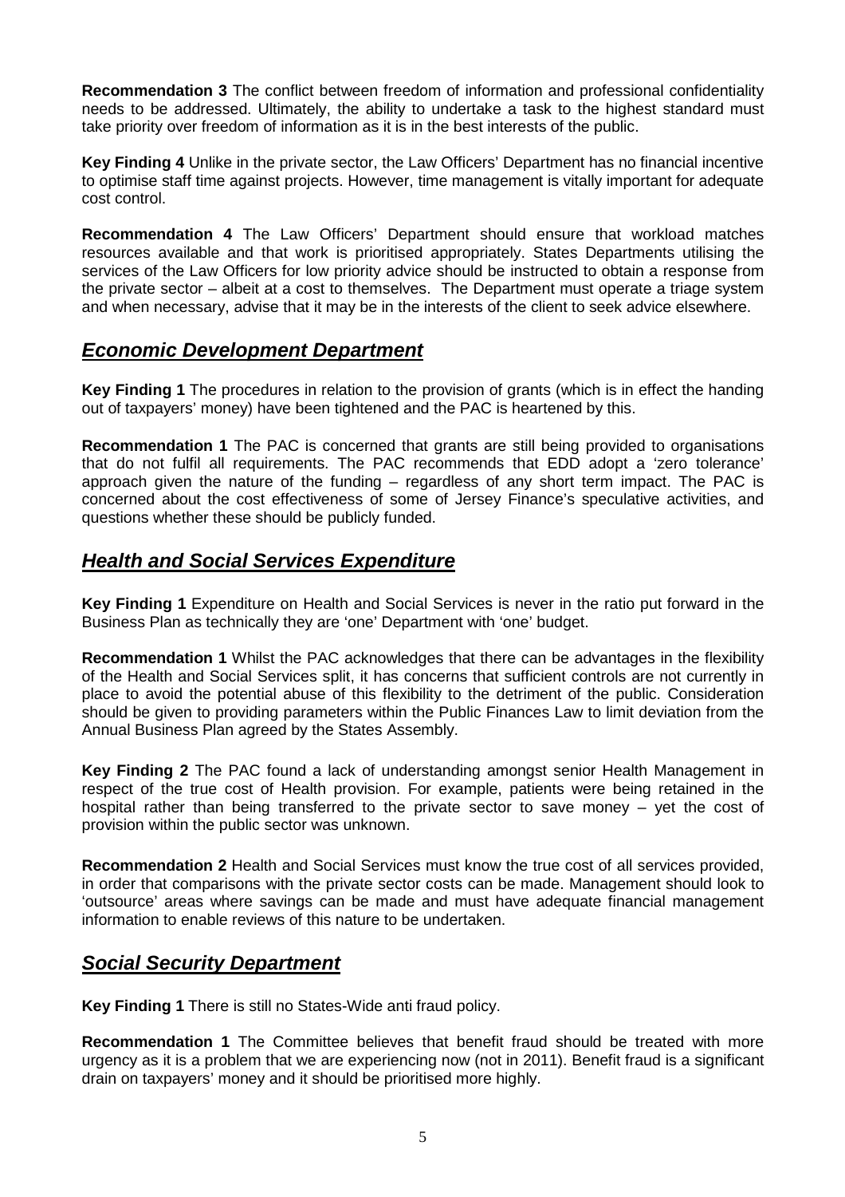**Recommendation 3** The conflict between freedom of information and professional confidentiality needs to be addressed. Ultimately, the ability to undertake a task to the highest standard must take priority over freedom of information as it is in the best interests of the public.

**Key Finding 4** Unlike in the private sector, the Law Officers' Department has no financial incentive to optimise staff time against projects. However, time management is vitally important for adequate cost control.

**Recommendation 4** The Law Officers' Department should ensure that workload matches resources available and that work is prioritised appropriately. States Departments utilising the services of the Law Officers for low priority advice should be instructed to obtain a response from the private sector – albeit at a cost to themselves. The Department must operate a triage system and when necessary, advise that it may be in the interests of the client to seek advice elsewhere.

## ***Economic Development Department***

**Key Finding 1** The procedures in relation to the provision of grants (which is in effect the handing out of taxpayers' money) have been tightened and the PAC is heartened by this.

**Recommendation 1** The PAC is concerned that grants are still being provided to organisations that do not fulfil all requirements. The PAC recommends that EDD adopt a 'zero tolerance' approach given the nature of the funding – regardless of any short term impact. The PAC is concerned about the cost effectiveness of some of Jersey Finance's speculative activities, and questions whether these should be publicly funded.

## ***Health and Social Services Expenditure***

**Key Finding 1** Expenditure on Health and Social Services is never in the ratio put forward in the Business Plan as technically they are 'one' Department with 'one' budget.

**Recommendation 1** Whilst the PAC acknowledges that there can be advantages in the flexibility of the Health and Social Services split, it has concerns that sufficient controls are not currently in place to avoid the potential abuse of this flexibility to the detriment of the public. Consideration should be given to providing parameters within the Public Finances Law to limit deviation from the Annual Business Plan agreed by the States Assembly.

**Key Finding 2** The PAC found a lack of understanding amongst senior Health Management in respect of the true cost of Health provision. For example, patients were being retained in the hospital rather than being transferred to the private sector to save money – yet the cost of provision within the public sector was unknown.

**Recommendation 2** Health and Social Services must know the true cost of all services provided, in order that comparisons with the private sector costs can be made. Management should look to 'outsource' areas where savings can be made and must have adequate financial management information to enable reviews of this nature to be undertaken.

## ***Social Security Department***

**Key Finding 1** There is still no States-Wide anti fraud policy.

**Recommendation 1** The Committee believes that benefit fraud should be treated with more urgency as it is a problem that we are experiencing now (not in 2011). Benefit fraud is a significant drain on taxpayers' money and it should be prioritised more highly.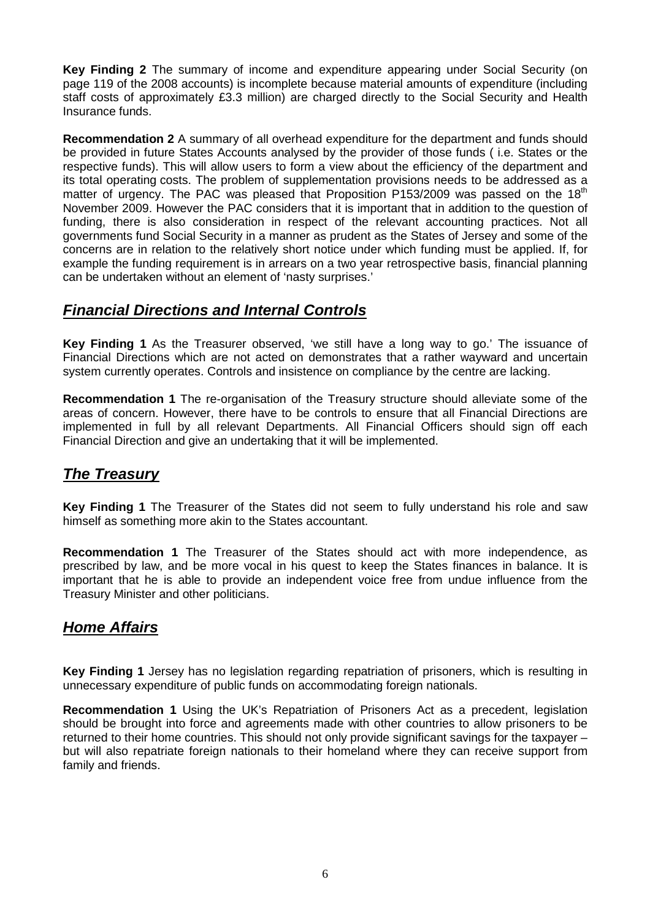**Key Finding 2** The summary of income and expenditure appearing under Social Security (on page 119 of the 2008 accounts) is incomplete because material amounts of expenditure (including staff costs of approximately £3.3 million) are charged directly to the Social Security and Health Insurance funds.

**Recommendation 2** A summary of all overhead expenditure for the department and funds should be provided in future States Accounts analysed by the provider of those funds ( i.e. States or the respective funds). This will allow users to form a view about the efficiency of the department and its total operating costs. The problem of supplementation provisions needs to be addressed as a matter of urgency. The PAC was pleased that Proposition P153/2009 was passed on the 18th November 2009. However the PAC considers that it is important that in addition to the question of funding, there is also consideration in respect of the relevant accounting practices. Not all governments fund Social Security in a manner as prudent as the States of Jersey and some of the concerns are in relation to the relatively short notice under which funding must be applied. If, for example the funding requirement is in arrears on a two year retrospective basis, financial planning can be undertaken without an element of 'nasty surprises.'

## ***Financial Directions and Internal Controls***

**Key Finding 1** As the Treasurer observed, 'we still have a long way to go.' The issuance of Financial Directions which are not acted on demonstrates that a rather wayward and uncertain system currently operates. Controls and insistence on compliance by the centre are lacking.

**Recommendation 1** The re-organisation of the Treasury structure should alleviate some of the areas of concern. However, there have to be controls to ensure that all Financial Directions are implemented in full by all relevant Departments. All Financial Officers should sign off each Financial Direction and give an undertaking that it will be implemented.

## ***The Treasury***

**Key Finding 1** The Treasurer of the States did not seem to fully understand his role and saw himself as something more akin to the States accountant.

**Recommendation 1** The Treasurer of the States should act with more independence, as prescribed by law, and be more vocal in his quest to keep the States finances in balance. It is important that he is able to provide an independent voice free from undue influence from the Treasury Minister and other politicians.

## ***Home Affairs***

**Key Finding 1** Jersey has no legislation regarding repatriation of prisoners, which is resulting in unnecessary expenditure of public funds on accommodating foreign nationals.

**Recommendation 1** Using the UK's Repatriation of Prisoners Act as a precedent, legislation should be brought into force and agreements made with other countries to allow prisoners to be returned to their home countries. This should not only provide significant savings for the taxpayer – but will also repatriate foreign nationals to their homeland where they can receive support from family and friends.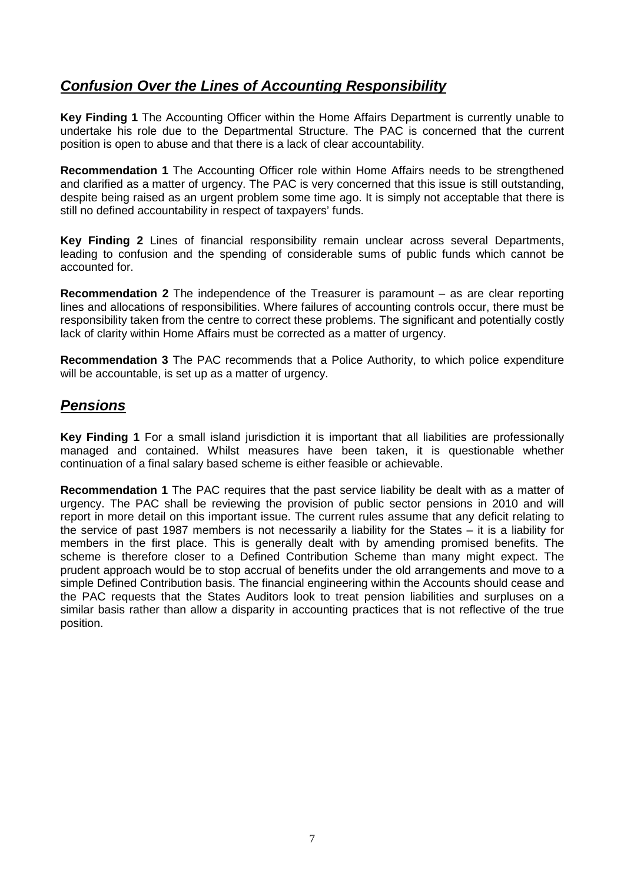## ***Confusion Over the Lines of Accounting Responsibility***

**Key Finding 1** The Accounting Officer within the Home Affairs Department is currently unable to undertake his role due to the Departmental Structure. The PAC is concerned that the current position is open to abuse and that there is a lack of clear accountability.

**Recommendation 1** The Accounting Officer role within Home Affairs needs to be strengthened and clarified as a matter of urgency. The PAC is very concerned that this issue is still outstanding, despite being raised as an urgent problem some time ago. It is simply not acceptable that there is still no defined accountability in respect of taxpayers' funds.

**Key Finding 2** Lines of financial responsibility remain unclear across several Departments, leading to confusion and the spending of considerable sums of public funds which cannot be accounted for.

**Recommendation 2** The independence of the Treasurer is paramount – as are clear reporting lines and allocations of responsibilities. Where failures of accounting controls occur, there must be responsibility taken from the centre to correct these problems. The significant and potentially costly lack of clarity within Home Affairs must be corrected as a matter of urgency.

**Recommendation 3** The PAC recommends that a Police Authority, to which police expenditure will be accountable, is set up as a matter of urgency.

## ***Pensions***

**Key Finding 1** For a small island jurisdiction it is important that all liabilities are professionally managed and contained. Whilst measures have been taken, it is questionable whether continuation of a final salary based scheme is either feasible or achievable.

**Recommendation 1** The PAC requires that the past service liability be dealt with as a matter of urgency. The PAC shall be reviewing the provision of public sector pensions in 2010 and will report in more detail on this important issue. The current rules assume that any deficit relating to the service of past 1987 members is not necessarily a liability for the States – it is a liability for members in the first place. This is generally dealt with by amending promised benefits. The scheme is therefore closer to a Defined Contribution Scheme than many might expect. The prudent approach would be to stop accrual of benefits under the old arrangements and move to a simple Defined Contribution basis. The financial engineering within the Accounts should cease and the PAC requests that the States Auditors look to treat pension liabilities and surpluses on a similar basis rather than allow a disparity in accounting practices that is not reflective of the true position.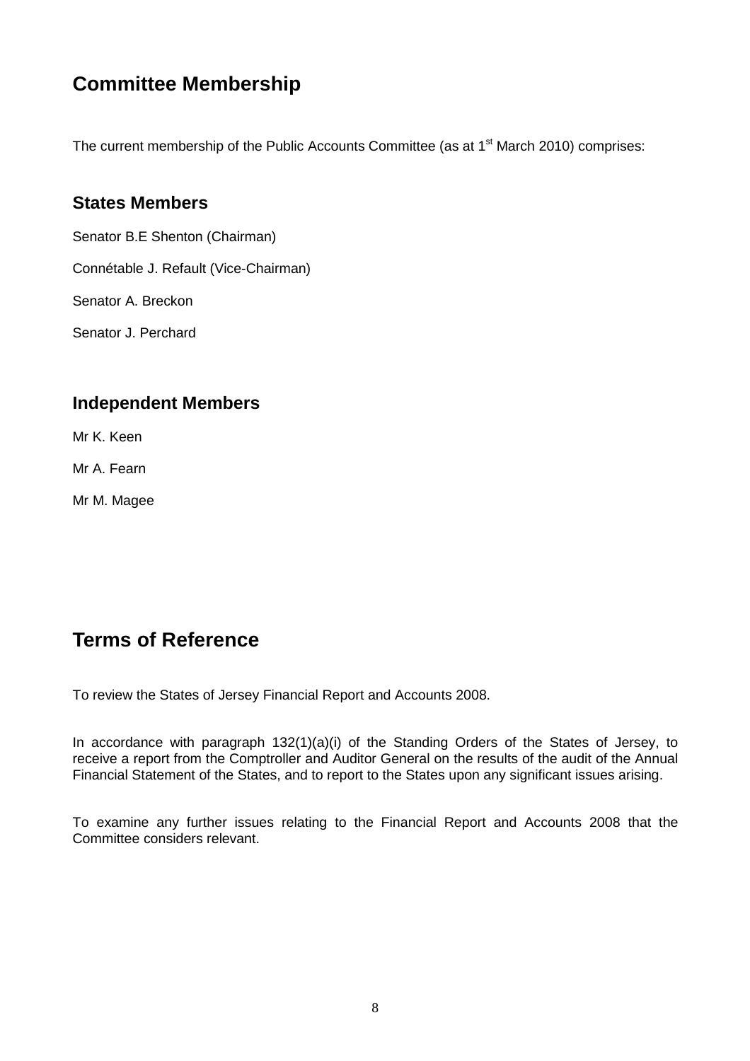## Committee Membership

The current membership of the Public Accounts Committee (as at 1st March 2010) comprises:

### States Members

Senator B.E Shenton (Chairman)

Connétable J. Refault (Vice-Chairman)

Senator A. Breckon

Senator J. Perchard

### Independent Members

Mr K. Keen

Mr A. Fearn

Mr M. Magee

## Terms of Reference

To review the States of Jersey Financial Report and Accounts 2008.

In accordance with paragraph 132(1)(a)(i) of the Standing Orders of the States of Jersey, to receive a report from the Comptroller and Auditor General on the results of the audit of the Annual Financial Statement of the States, and to report to the States upon any significant issues arising.

To examine any further issues relating to the Financial Report and Accounts 2008 that the Committee considers relevant.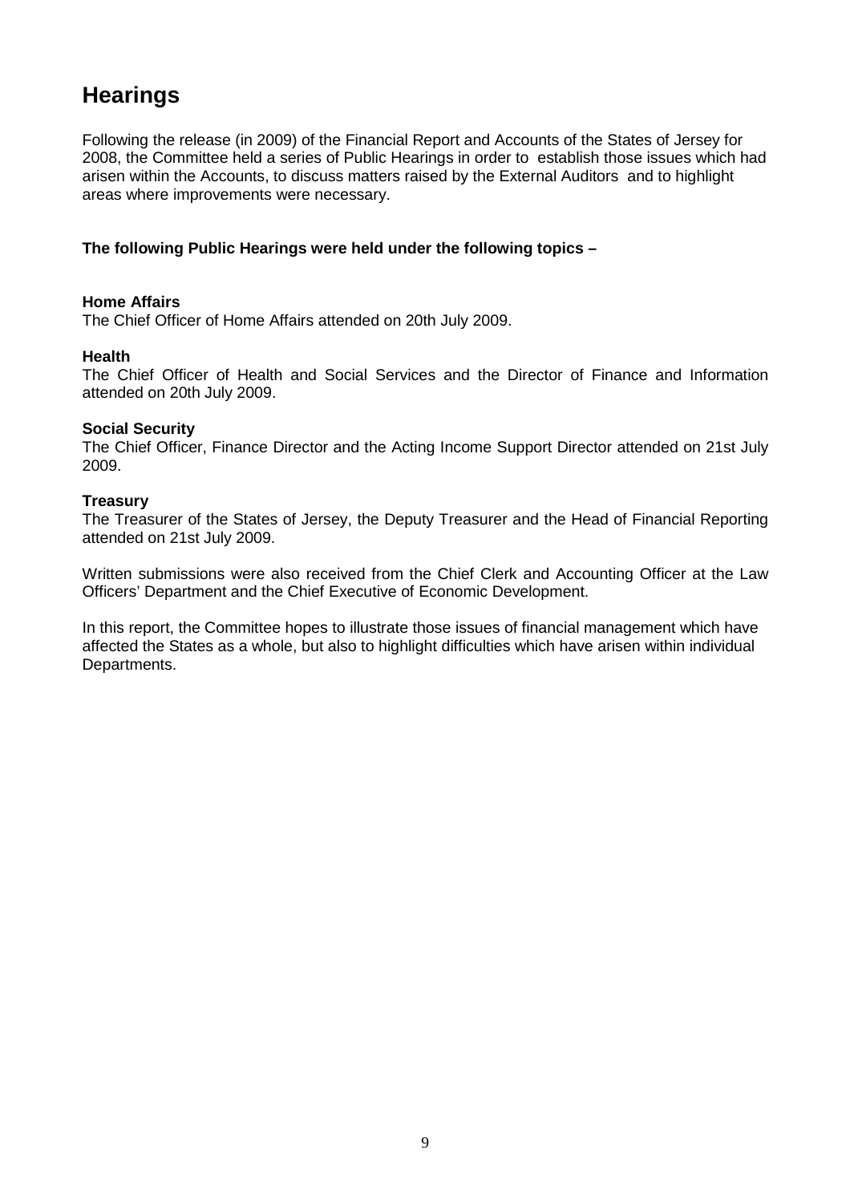# Hearings

Following the release (in 2009) of the Financial Report and Accounts of the States of Jersey for 2008, the Committee held a series of Public Hearings in order to establish those issues which had arisen within the Accounts, to discuss matters raised by the External Auditors and to highlight areas where improvements were necessary.

**The following Public Hearings were held under the following topics –**

**Home Affairs**
The Chief Officer of Home Affairs attended on 20th July 2009.

**Health**
The Chief Officer of Health and Social Services and the Director of Finance and Information attended on 20th July 2009.

**Social Security**
The Chief Officer, Finance Director and the Acting Income Support Director attended on 21st July 2009.

**Treasury**
The Treasurer of the States of Jersey, the Deputy Treasurer and the Head of Financial Reporting attended on 21st July 2009.

Written submissions were also received from the Chief Clerk and Accounting Officer at the Law Officers' Department and the Chief Executive of Economic Development.

In this report, the Committee hopes to illustrate those issues of financial management which have affected the States as a whole, but also to highlight difficulties which have arisen within individual Departments.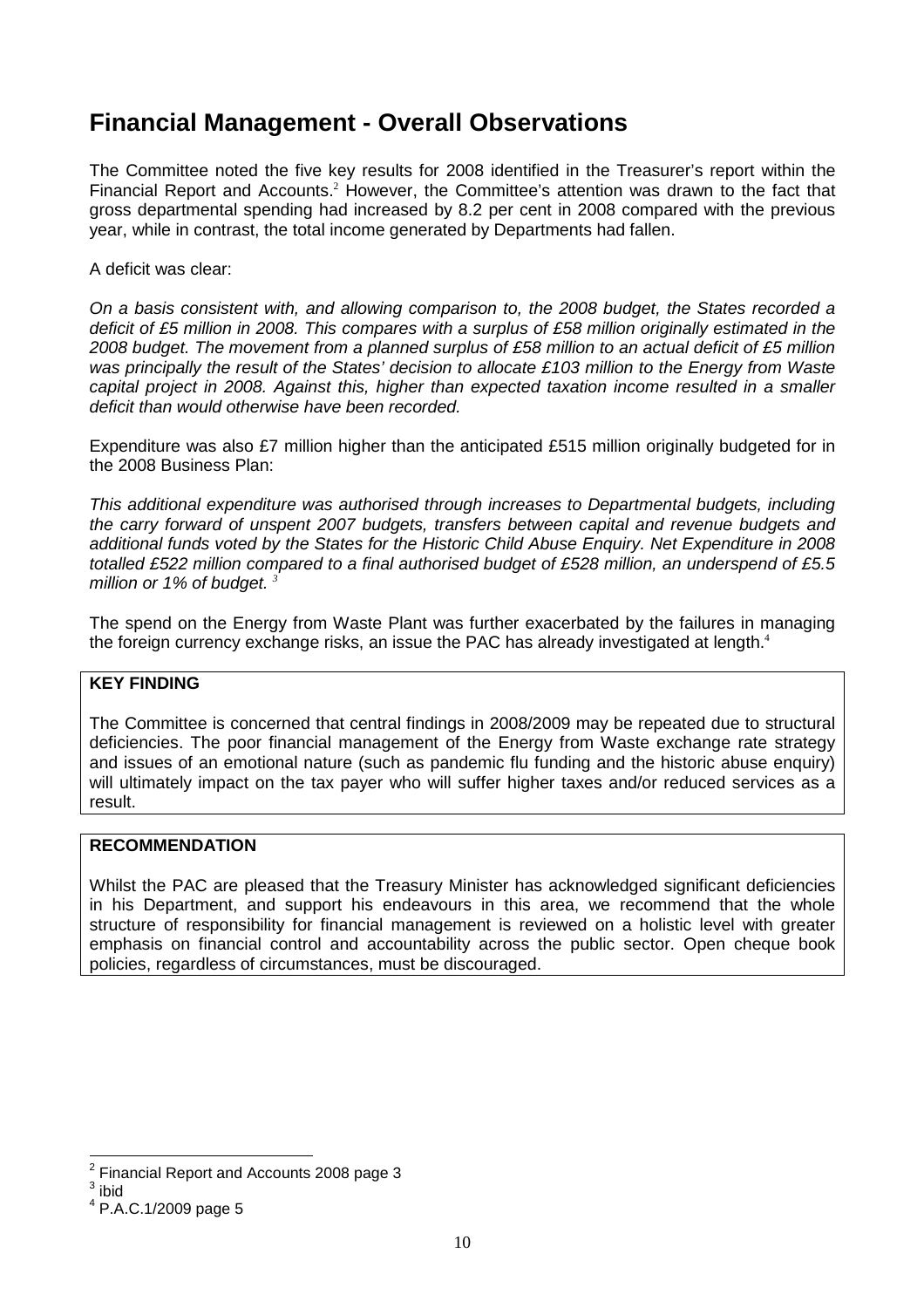# Financial Management - Overall Observations

The Committee noted the five key results for 2008 identified in the Treasurer's report within the Financial Report and Accounts.[2] However, the Committee's attention was drawn to the fact that gross departmental spending had increased by 8.2 per cent in 2008 compared with the previous year, while in contrast, the total income generated by Departments had fallen.

A deficit was clear:

*On a basis consistent with, and allowing comparison to, the 2008 budget, the States recorded a deficit of £5 million in 2008. This compares with a surplus of £58 million originally estimated in the 2008 budget. The movement from a planned surplus of £58 million to an actual deficit of £5 million was principally the result of the States' decision to allocate £103 million to the Energy from Waste capital project in 2008. Against this, higher than expected taxation income resulted in a smaller deficit than would otherwise have been recorded.*

Expenditure was also £7 million higher than the anticipated £515 million originally budgeted for in the 2008 Business Plan:

*This additional expenditure was authorised through increases to Departmental budgets, including the carry forward of unspent 2007 budgets, transfers between capital and revenue budgets and additional funds voted by the States for the Historic Child Abuse Enquiry. Net Expenditure in 2008 totalled £522 million compared to a final authorised budget of £528 million, an underspend of £5.5 million or 1% of budget.* [3]

The spend on the Energy from Waste Plant was further exacerbated by the failures in managing the foreign currency exchange risks, an issue the PAC has already investigated at length.[4]

**KEY FINDING**

The Committee is concerned that central findings in 2008/2009 may be repeated due to structural deficiencies. The poor financial management of the Energy from Waste exchange rate strategy and issues of an emotional nature (such as pandemic flu funding and the historic abuse enquiry) will ultimately impact on the tax payer who will suffer higher taxes and/or reduced services as a result.

**RECOMMENDATION**

Whilst the PAC are pleased that the Treasury Minister has acknowledged significant deficiencies in his Department, and support his endeavours in this area, we recommend that the whole structure of responsibility for financial management is reviewed on a holistic level with greater emphasis on financial control and accountability across the public sector. Open cheque book policies, regardless of circumstances, must be discouraged.

---

[2] Financial Report and Accounts 2008 page 3

[3] ibid

[4] P.A.C.1/2009 page 5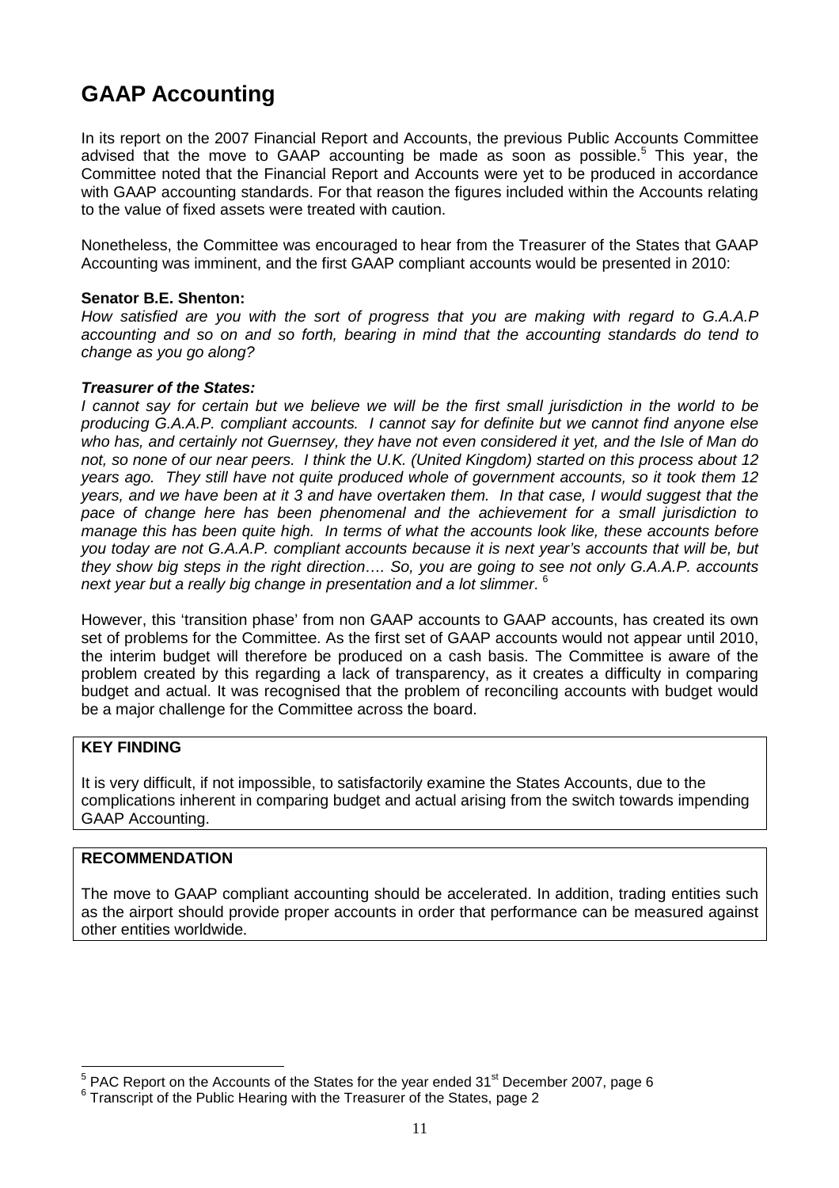# GAAP Accounting

In its report on the 2007 Financial Report and Accounts, the previous Public Accounts Committee advised that the move to GAAP accounting be made as soon as possible.[5] This year, the Committee noted that the Financial Report and Accounts were yet to be produced in accordance with GAAP accounting standards. For that reason the figures included within the Accounts relating to the value of fixed assets were treated with caution.

Nonetheless, the Committee was encouraged to hear from the Treasurer of the States that GAAP Accounting was imminent, and the first GAAP compliant accounts would be presented in 2010:

**Senator B.E. Shenton:**
*How satisfied are you with the sort of progress that you are making with regard to G.A.A.P accounting and so on and so forth, bearing in mind that the accounting standards do tend to change as you go along?*

***Treasurer of the States:***
*I cannot say for certain but we believe we will be the first small jurisdiction in the world to be producing G.A.A.P. compliant accounts. I cannot say for definite but we cannot find anyone else who has, and certainly not Guernsey, they have not even considered it yet, and the Isle of Man do not, so none of our near peers. I think the U.K. (United Kingdom) started on this process about 12 years ago. They still have not quite produced whole of government accounts, so it took them 12 years, and we have been at it 3 and have overtaken them. In that case, I would suggest that the pace of change here has been phenomenal and the achievement for a small jurisdiction to manage this has been quite high. In terms of what the accounts look like, these accounts before you today are not G.A.A.P. compliant accounts because it is next year's accounts that will be, but they show big steps in the right direction…. So, you are going to see not only G.A.A.P. accounts next year but a really big change in presentation and a lot slimmer.* [6]

However, this 'transition phase' from non GAAP accounts to GAAP accounts, has created its own set of problems for the Committee. As the first set of GAAP accounts would not appear until 2010, the interim budget will therefore be produced on a cash basis. The Committee is aware of the problem created by this regarding a lack of transparency, as it creates a difficulty in comparing budget and actual. It was recognised that the problem of reconciling accounts with budget would be a major challenge for the Committee across the board.

**KEY FINDING**

It is very difficult, if not impossible, to satisfactorily examine the States Accounts, due to the complications inherent in comparing budget and actual arising from the switch towards impending GAAP Accounting.

**RECOMMENDATION**

The move to GAAP compliant accounting should be accelerated. In addition, trading entities such as the airport should provide proper accounts in order that performance can be measured against other entities worldwide.

---

[5] PAC Report on the Accounts of the States for the year ended 31st December 2007, page 6

[6] Transcript of the Public Hearing with the Treasurer of the States, page 2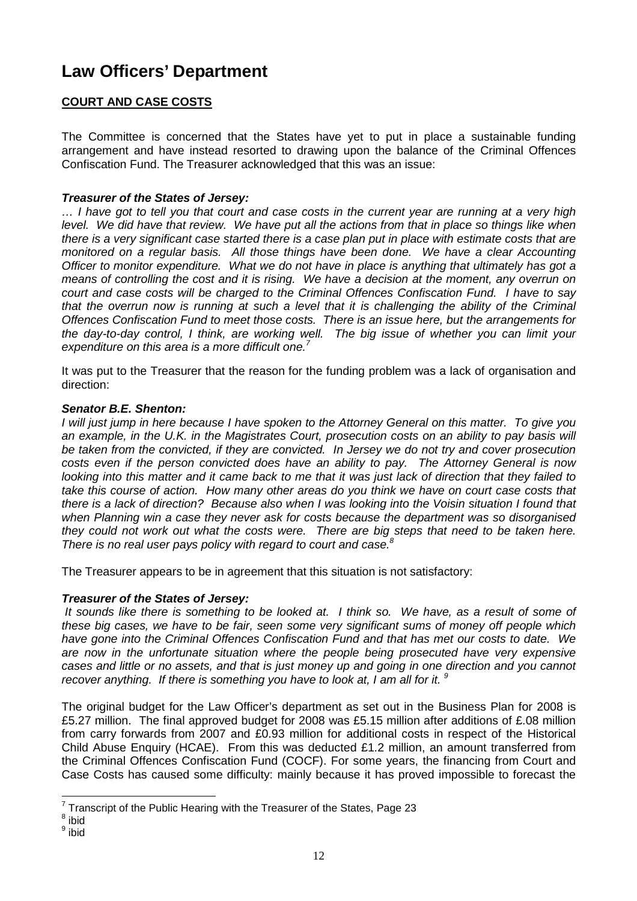# Law Officers' Department

**COURT AND CASE COSTS**

The Committee is concerned that the States have yet to put in place a sustainable funding arrangement and have instead resorted to drawing upon the balance of the Criminal Offences Confiscation Fund. The Treasurer acknowledged that this was an issue:

***Treasurer of the States of Jersey:***
*… I have got to tell you that court and case costs in the current year are running at a very high level. We did have that review. We have put all the actions from that in place so things like when there is a very significant case started there is a case plan put in place with estimate costs that are monitored on a regular basis. All those things have been done. We have a clear Accounting Officer to monitor expenditure. What we do not have in place is anything that ultimately has got a means of controlling the cost and it is rising. We have a decision at the moment, any overrun on court and case costs will be charged to the Criminal Offences Confiscation Fund. I have to say that the overrun now is running at such a level that it is challenging the ability of the Criminal Offences Confiscation Fund to meet those costs. There is an issue here, but the arrangements for the day-to-day control, I think, are working well. The big issue of whether you can limit your expenditure on this area is a more difficult one.*[7]

It was put to the Treasurer that the reason for the funding problem was a lack of organisation and direction:

***Senator B.E. Shenton:***
*I will just jump in here because I have spoken to the Attorney General on this matter. To give you an example, in the U.K. in the Magistrates Court, prosecution costs on an ability to pay basis will be taken from the convicted, if they are convicted. In Jersey we do not try and cover prosecution costs even if the person convicted does have an ability to pay. The Attorney General is now looking into this matter and it came back to me that it was just lack of direction that they failed to take this course of action. How many other areas do you think we have on court case costs that there is a lack of direction? Because also when I was looking into the Voisin situation I found that when Planning win a case they never ask for costs because the department was so disorganised they could not work out what the costs were. There are big steps that need to be taken here. There is no real user pays policy with regard to court and case.*[8]

The Treasurer appears to be in agreement that this situation is not satisfactory:

***Treasurer of the States of Jersey:***
*It sounds like there is something to be looked at. I think so. We have, as a result of some of these big cases, we have to be fair, seen some very significant sums of money off people which have gone into the Criminal Offences Confiscation Fund and that has met our costs to date. We are now in the unfortunate situation where the people being prosecuted have very expensive cases and little or no assets, and that is just money up and going in one direction and you cannot recover anything. If there is something you have to look at, I am all for it.* [9]

The original budget for the Law Officer's department as set out in the Business Plan for 2008 is £5.27 million. The final approved budget for 2008 was £5.15 million after additions of £.08 million from carry forwards from 2007 and £0.93 million for additional costs in respect of the Historical Child Abuse Enquiry (HCAE). From this was deducted £1.2 million, an amount transferred from the Criminal Offences Confiscation Fund (COCF). For some years, the financing from Court and Case Costs has caused some difficulty: mainly because it has proved impossible to forecast the

---

[7] Transcript of the Public Hearing with the Treasurer of the States, Page 23
[8] ibid
[9] ibid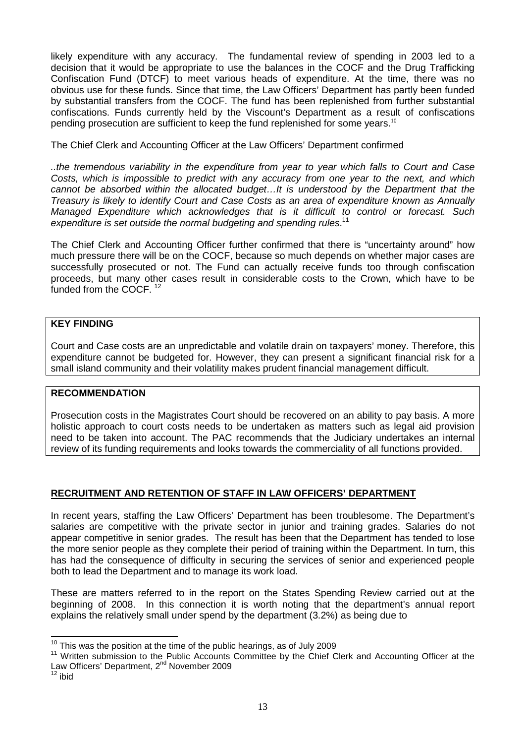likely expenditure with any accuracy. The fundamental review of spending in 2003 led to a decision that it would be appropriate to use the balances in the COCF and the Drug Trafficking Confiscation Fund (DTCF) to meet various heads of expenditure. At the time, there was no obvious use for these funds. Since that time, the Law Officers' Department has partly been funded by substantial transfers from the COCF. The fund has been replenished from further substantial confiscations. Funds currently held by the Viscount's Department as a result of confiscations pending prosecution are sufficient to keep the fund replenished for some years.[10]

The Chief Clerk and Accounting Officer at the Law Officers' Department confirmed

*..the tremendous variability in the expenditure from year to year which falls to Court and Case Costs, which is impossible to predict with any accuracy from one year to the next, and which cannot be absorbed within the allocated budget…It is understood by the Department that the Treasury is likely to identify Court and Case Costs as an area of expenditure known as Annually Managed Expenditure which acknowledges that is it difficult to control or forecast. Such expenditure is set outside the normal budgeting and spending rules*.[11]

The Chief Clerk and Accounting Officer further confirmed that there is "uncertainty around" how much pressure there will be on the COCF, because so much depends on whether major cases are successfully prosecuted or not. The Fund can actually receive funds too through confiscation proceeds, but many other cases result in considerable costs to the Crown, which have to be funded from the COCF. [12]

> **KEY FINDING**
>
> Court and Case costs are an unpredictable and volatile drain on taxpayers' money. Therefore, this expenditure cannot be budgeted for. However, they can present a significant financial risk for a small island community and their volatility makes prudent financial management difficult.

> **RECOMMENDATION**
>
> Prosecution costs in the Magistrates Court should be recovered on an ability to pay basis. A more holistic approach to court costs needs to be undertaken as matters such as legal aid provision need to be taken into account. The PAC recommends that the Judiciary undertakes an internal review of its funding requirements and looks towards the commerciality of all functions provided.

## RECRUITMENT AND RETENTION OF STAFF IN LAW OFFICERS' DEPARTMENT

In recent years, staffing the Law Officers' Department has been troublesome. The Department's salaries are competitive with the private sector in junior and training grades. Salaries do not appear competitive in senior grades. The result has been that the Department has tended to lose the more senior people as they complete their period of training within the Department. In turn, this has had the consequence of difficulty in securing the services of senior and experienced people both to lead the Department and to manage its work load.

These are matters referred to in the report on the States Spending Review carried out at the beginning of 2008. In this connection it is worth noting that the department's annual report explains the relatively small under spend by the department (3.2%) as being due to

---

[10] This was the position at the time of the public hearings, as of July 2009

[11] Written submission to the Public Accounts Committee by the Chief Clerk and Accounting Officer at the Law Officers' Department, 2nd November 2009

[12] ibid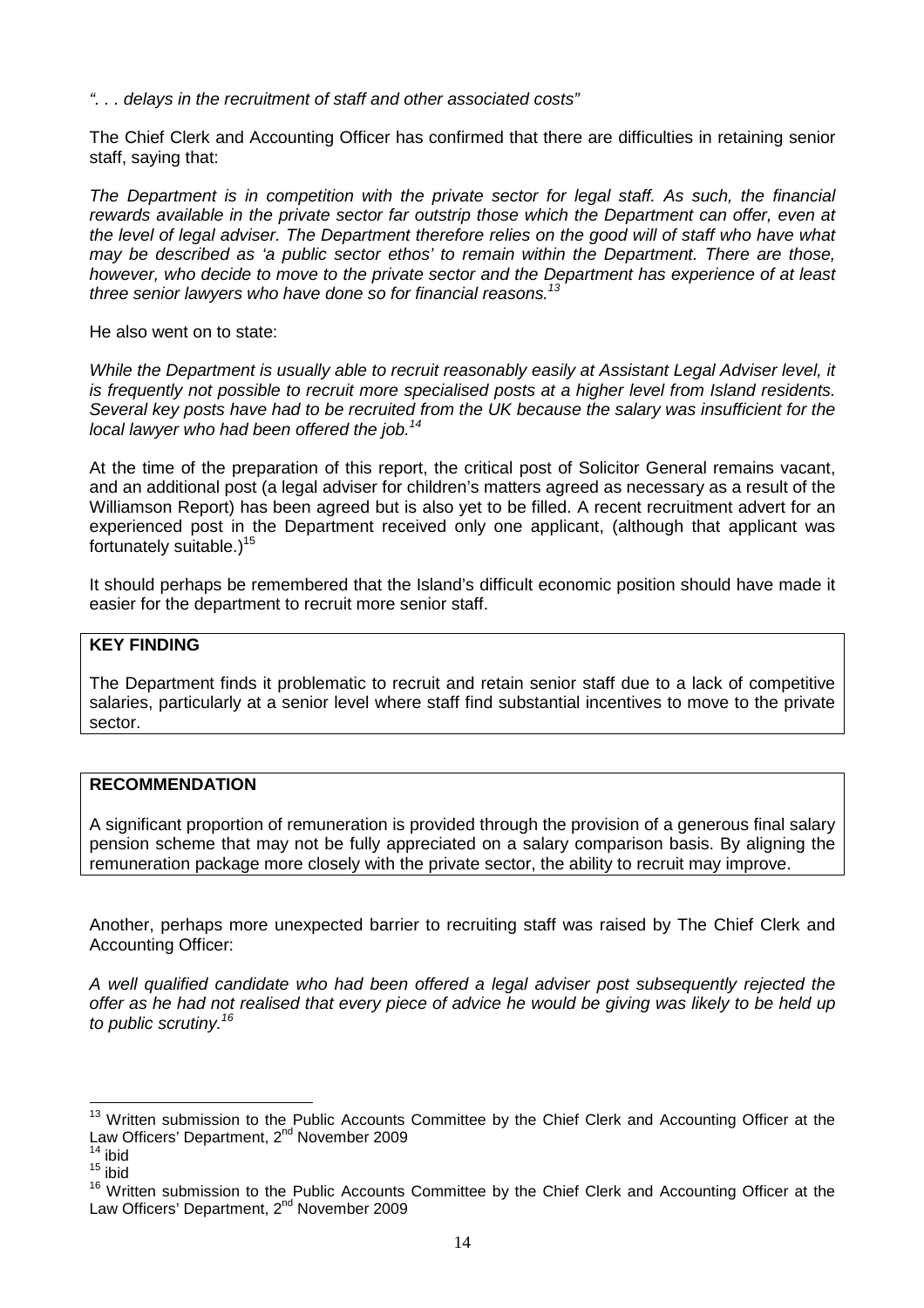*". . . delays in the recruitment of staff and other associated costs"*

The Chief Clerk and Accounting Officer has confirmed that there are difficulties in retaining senior staff, saying that:

*The Department is in competition with the private sector for legal staff. As such, the financial rewards available in the private sector far outstrip those which the Department can offer, even at the level of legal adviser. The Department therefore relies on the good will of staff who have what may be described as 'a public sector ethos' to remain within the Department. There are those, however, who decide to move to the private sector and the Department has experience of at least three senior lawyers who have done so for financial reasons.*[13]

He also went on to state:

*While the Department is usually able to recruit reasonably easily at Assistant Legal Adviser level, it is frequently not possible to recruit more specialised posts at a higher level from Island residents. Several key posts have had to be recruited from the UK because the salary was insufficient for the local lawyer who had been offered the job.*[14]

At the time of the preparation of this report, the critical post of Solicitor General remains vacant, and an additional post (a legal adviser for children's matters agreed as necessary as a result of the Williamson Report) has been agreed but is also yet to be filled. A recent recruitment advert for an experienced post in the Department received only one applicant, (although that applicant was fortunately suitable.)[15]

It should perhaps be remembered that the Island's difficult economic position should have made it easier for the department to recruit more senior staff.

**KEY FINDING**

The Department finds it problematic to recruit and retain senior staff due to a lack of competitive salaries, particularly at a senior level where staff find substantial incentives to move to the private sector.

**RECOMMENDATION**

A significant proportion of remuneration is provided through the provision of a generous final salary pension scheme that may not be fully appreciated on a salary comparison basis. By aligning the remuneration package more closely with the private sector, the ability to recruit may improve.

Another, perhaps more unexpected barrier to recruiting staff was raised by The Chief Clerk and Accounting Officer:

*A well qualified candidate who had been offered a legal adviser post subsequently rejected the offer as he had not realised that every piece of advice he would be giving was likely to be held up to public scrutiny.*[16]

---

[13] Written submission to the Public Accounts Committee by the Chief Clerk and Accounting Officer at the Law Officers' Department, 2nd November 2009

[14] ibid

[15] ibid

[16] Written submission to the Public Accounts Committee by the Chief Clerk and Accounting Officer at the Law Officers' Department, 2nd November 2009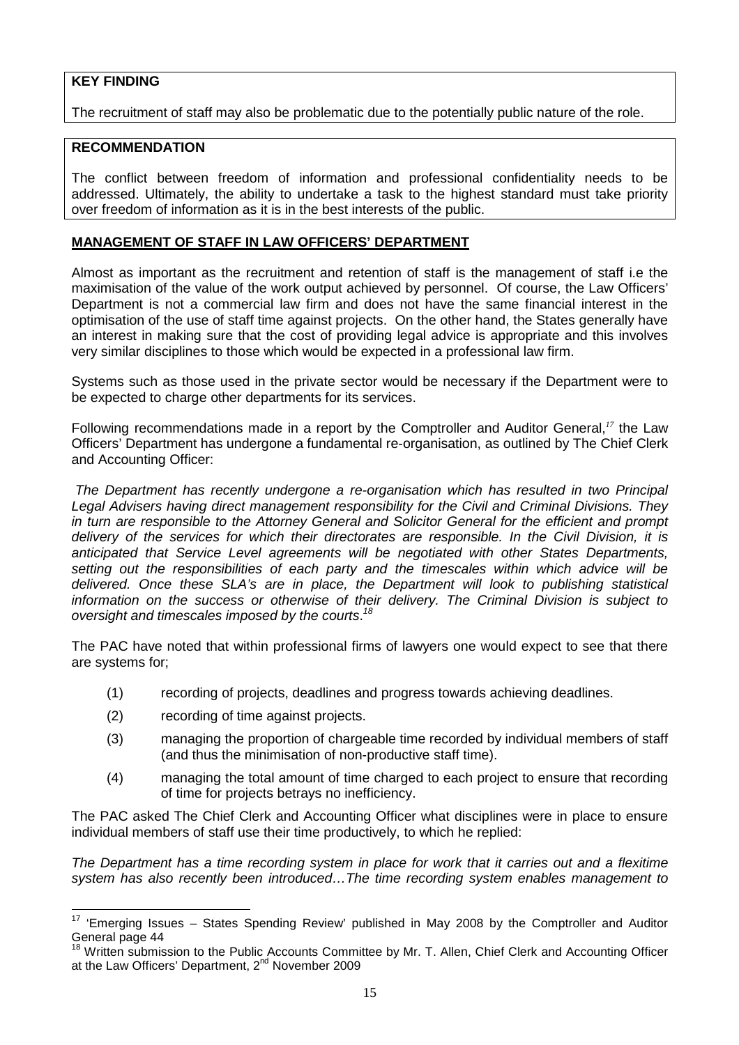**KEY FINDING**

The recruitment of staff may also be problematic due to the potentially public nature of the role.

**RECOMMENDATION**

The conflict between freedom of information and professional confidentiality needs to be addressed. Ultimately, the ability to undertake a task to the highest standard must take priority over freedom of information as it is in the best interests of the public.

## MANAGEMENT OF STAFF IN LAW OFFICERS' DEPARTMENT

Almost as important as the recruitment and retention of staff is the management of staff i.e the maximisation of the value of the work output achieved by personnel. Of course, the Law Officers' Department is not a commercial law firm and does not have the same financial interest in the optimisation of the use of staff time against projects. On the other hand, the States generally have an interest in making sure that the cost of providing legal advice is appropriate and this involves very similar disciplines to those which would be expected in a professional law firm.

Systems such as those used in the private sector would be necessary if the Department were to be expected to charge other departments for its services.

Following recommendations made in a report by the Comptroller and Auditor General,[17] the Law Officers' Department has undergone a fundamental re-organisation, as outlined by The Chief Clerk and Accounting Officer:

*The Department has recently undergone a re-organisation which has resulted in two Principal Legal Advisers having direct management responsibility for the Civil and Criminal Divisions. They in turn are responsible to the Attorney General and Solicitor General for the efficient and prompt delivery of the services for which their directorates are responsible. In the Civil Division, it is anticipated that Service Level agreements will be negotiated with other States Departments, setting out the responsibilities of each party and the timescales within which advice will be delivered. Once these SLA's are in place, the Department will look to publishing statistical information on the success or otherwise of their delivery. The Criminal Division is subject to oversight and timescales imposed by the courts.*[18]

The PAC have noted that within professional firms of lawyers one would expect to see that there are systems for;

(1) recording of projects, deadlines and progress towards achieving deadlines.

(2) recording of time against projects.

(3) managing the proportion of chargeable time recorded by individual members of staff (and thus the minimisation of non-productive staff time).

(4) managing the total amount of time charged to each project to ensure that recording of time for projects betrays no inefficiency.

The PAC asked The Chief Clerk and Accounting Officer what disciplines were in place to ensure individual members of staff use their time productively, to which he replied:

*The Department has a time recording system in place for work that it carries out and a flexitime system has also recently been introduced…The time recording system enables management to*

---

[17] 'Emerging Issues – States Spending Review' published in May 2008 by the Comptroller and Auditor General page 44

[18] Written submission to the Public Accounts Committee by Mr. T. Allen, Chief Clerk and Accounting Officer at the Law Officers' Department, 2nd November 2009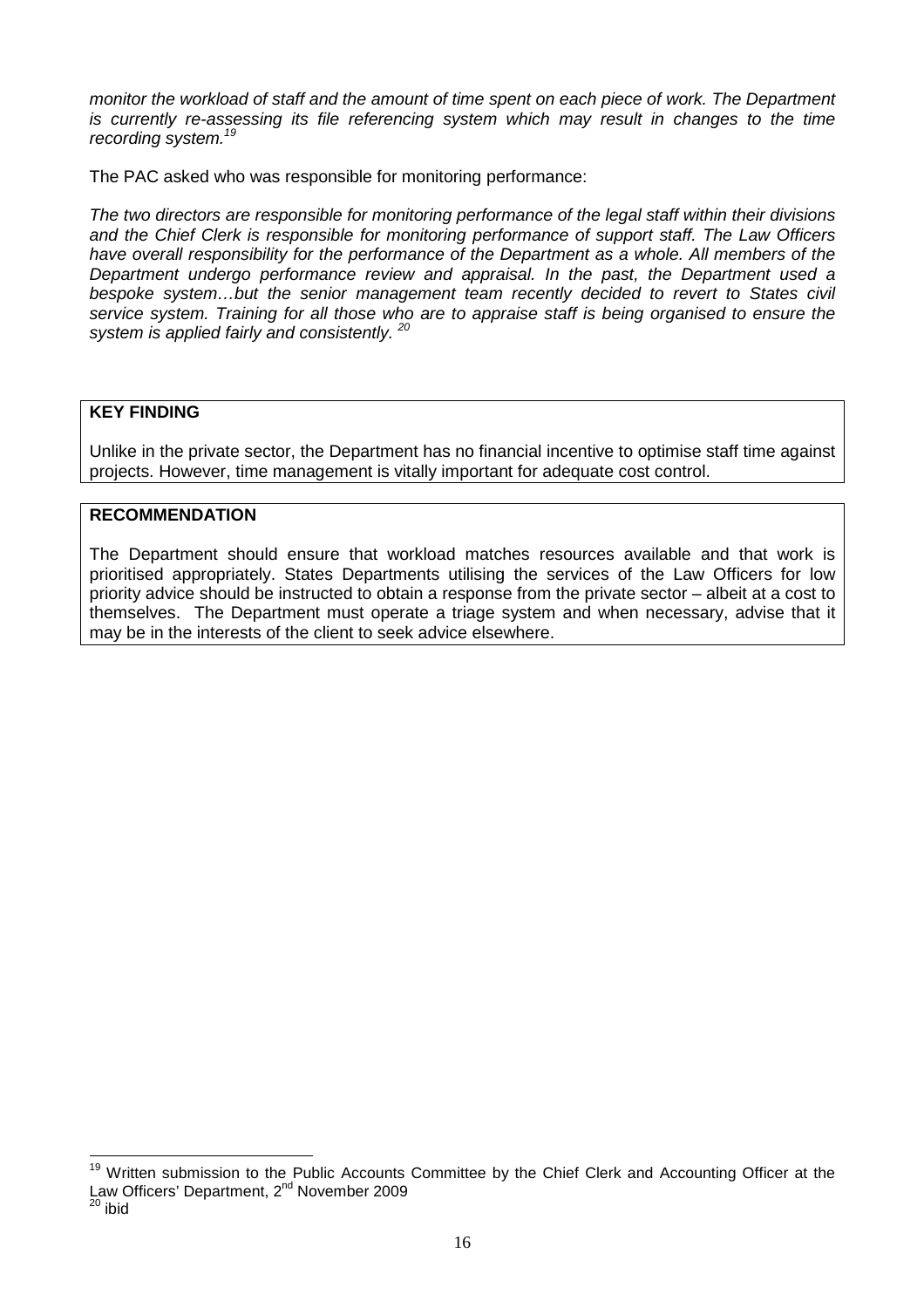*monitor the workload of staff and the amount of time spent on each piece of work. The Department is currently re-assessing its file referencing system which may result in changes to the time recording system.*[19]

The PAC asked who was responsible for monitoring performance:

*The two directors are responsible for monitoring performance of the legal staff within their divisions and the Chief Clerk is responsible for monitoring performance of support staff. The Law Officers have overall responsibility for the performance of the Department as a whole. All members of the Department undergo performance review and appraisal. In the past, the Department used a bespoke system…but the senior management team recently decided to revert to States civil service system. Training for all those who are to appraise staff is being organised to ensure the system is applied fairly and consistently.* [20]

**KEY FINDING**

Unlike in the private sector, the Department has no financial incentive to optimise staff time against projects. However, time management is vitally important for adequate cost control.

**RECOMMENDATION**

The Department should ensure that workload matches resources available and that work is prioritised appropriately. States Departments utilising the services of the Law Officers for low priority advice should be instructed to obtain a response from the private sector – albeit at a cost to themselves. The Department must operate a triage system and when necessary, advise that it may be in the interests of the client to seek advice elsewhere.

---

[19] Written submission to the Public Accounts Committee by the Chief Clerk and Accounting Officer at the Law Officers' Department, 2nd November 2009

[20] ibid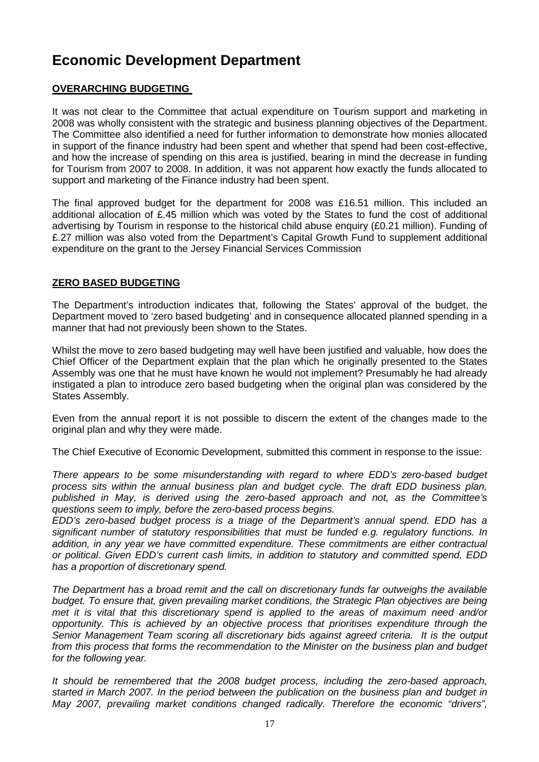# Economic Development Department

**OVERARCHING BUDGETING**

It was not clear to the Committee that actual expenditure on Tourism support and marketing in 2008 was wholly consistent with the strategic and business planning objectives of the Department. The Committee also identified a need for further information to demonstrate how monies allocated in support of the finance industry had been spent and whether that spend had been cost-effective, and how the increase of spending on this area is justified, bearing in mind the decrease in funding for Tourism from 2007 to 2008. In addition, it was not apparent how exactly the funds allocated to support and marketing of the Finance industry had been spent.

The final approved budget for the department for 2008 was £16.51 million. This included an additional allocation of £.45 million which was voted by the States to fund the cost of additional advertising by Tourism in response to the historical child abuse enquiry (£0.21 million). Funding of £.27 million was also voted from the Department's Capital Growth Fund to supplement additional expenditure on the grant to the Jersey Financial Services Commission

**ZERO BASED BUDGETING**

The Department's introduction indicates that, following the States' approval of the budget, the Department moved to 'zero based budgeting' and in consequence allocated planned spending in a manner that had not previously been shown to the States.

Whilst the move to zero based budgeting may well have been justified and valuable, how does the Chief Officer of the Department explain that the plan which he originally presented to the States Assembly was one that he must have known he would not implement? Presumably he had already instigated a plan to introduce zero based budgeting when the original plan was considered by the States Assembly.

Even from the annual report it is not possible to discern the extent of the changes made to the original plan and why they were made.

The Chief Executive of Economic Development, submitted this comment in response to the issue:

*There appears to be some misunderstanding with regard to where EDD's zero-based budget process sits within the annual business plan and budget cycle. The draft EDD business plan, published in May, is derived using the zero-based approach and not, as the Committee's questions seem to imply, before the zero-based process begins.*
*EDD's zero-based budget process is a triage of the Department's annual spend. EDD has a significant number of statutory responsibilities that must be funded e.g. regulatory functions. In addition, in any year we have committed expenditure. These commitments are either contractual or political. Given EDD's current cash limits, in addition to statutory and committed spend, EDD has a proportion of discretionary spend.*

*The Department has a broad remit and the call on discretionary funds far outweighs the available budget. To ensure that, given prevailing market conditions, the Strategic Plan objectives are being met it is vital that this discretionary spend is applied to the areas of maximum need and/or opportunity. This is achieved by an objective process that prioritises expenditure through the Senior Management Team scoring all discretionary bids against agreed criteria. It is the output from this process that forms the recommendation to the Minister on the business plan and budget for the following year.*

*It should be remembered that the 2008 budget process, including the zero-based approach, started in March 2007. In the period between the publication on the business plan and budget in May 2007, prevailing market conditions changed radically. Therefore the economic "drivers",*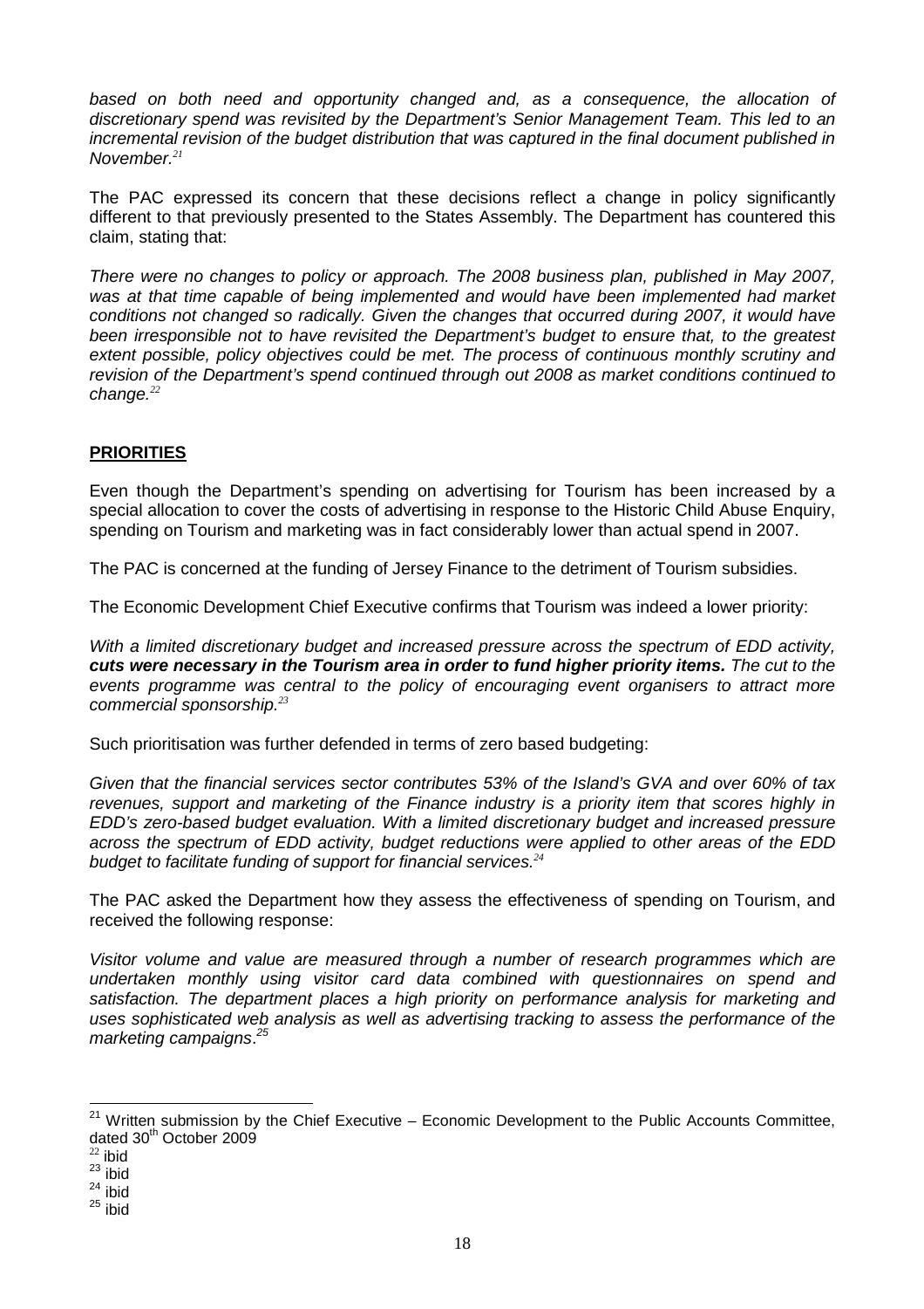*based on both need and opportunity changed and, as a consequence, the allocation of discretionary spend was revisited by the Department's Senior Management Team. This led to an incremental revision of the budget distribution that was captured in the final document published in November.*[21]

The PAC expressed its concern that these decisions reflect a change in policy significantly different to that previously presented to the States Assembly. The Department has countered this claim, stating that:

*There were no changes to policy or approach. The 2008 business plan, published in May 2007, was at that time capable of being implemented and would have been implemented had market conditions not changed so radically. Given the changes that occurred during 2007, it would have been irresponsible not to have revisited the Department's budget to ensure that, to the greatest extent possible, policy objectives could be met. The process of continuous monthly scrutiny and revision of the Department's spend continued through out 2008 as market conditions continued to change.*[22]

## PRIORITIES

Even though the Department's spending on advertising for Tourism has been increased by a special allocation to cover the costs of advertising in response to the Historic Child Abuse Enquiry, spending on Tourism and marketing was in fact considerably lower than actual spend in 2007.

The PAC is concerned at the funding of Jersey Finance to the detriment of Tourism subsidies.

The Economic Development Chief Executive confirms that Tourism was indeed a lower priority:

*With a limited discretionary budget and increased pressure across the spectrum of EDD activity,* ***cuts were necessary in the Tourism area in order to fund higher priority items.*** *The cut to the events programme was central to the policy of encouraging event organisers to attract more commercial sponsorship.*[23]

Such prioritisation was further defended in terms of zero based budgeting:

*Given that the financial services sector contributes 53% of the Island's GVA and over 60% of tax revenues, support and marketing of the Finance industry is a priority item that scores highly in EDD's zero-based budget evaluation. With a limited discretionary budget and increased pressure across the spectrum of EDD activity, budget reductions were applied to other areas of the EDD budget to facilitate funding of support for financial services.*[24]

The PAC asked the Department how they assess the effectiveness of spending on Tourism, and received the following response:

*Visitor volume and value are measured through a number of research programmes which are undertaken monthly using visitor card data combined with questionnaires on spend and satisfaction. The department places a high priority on performance analysis for marketing and uses sophisticated web analysis as well as advertising tracking to assess the performance of the marketing campaigns*.[25]

---

[21] Written submission by the Chief Executive – Economic Development to the Public Accounts Committee, dated 30th October 2009

[22] ibid

[23] ibid

[24] ibid

[25] ibid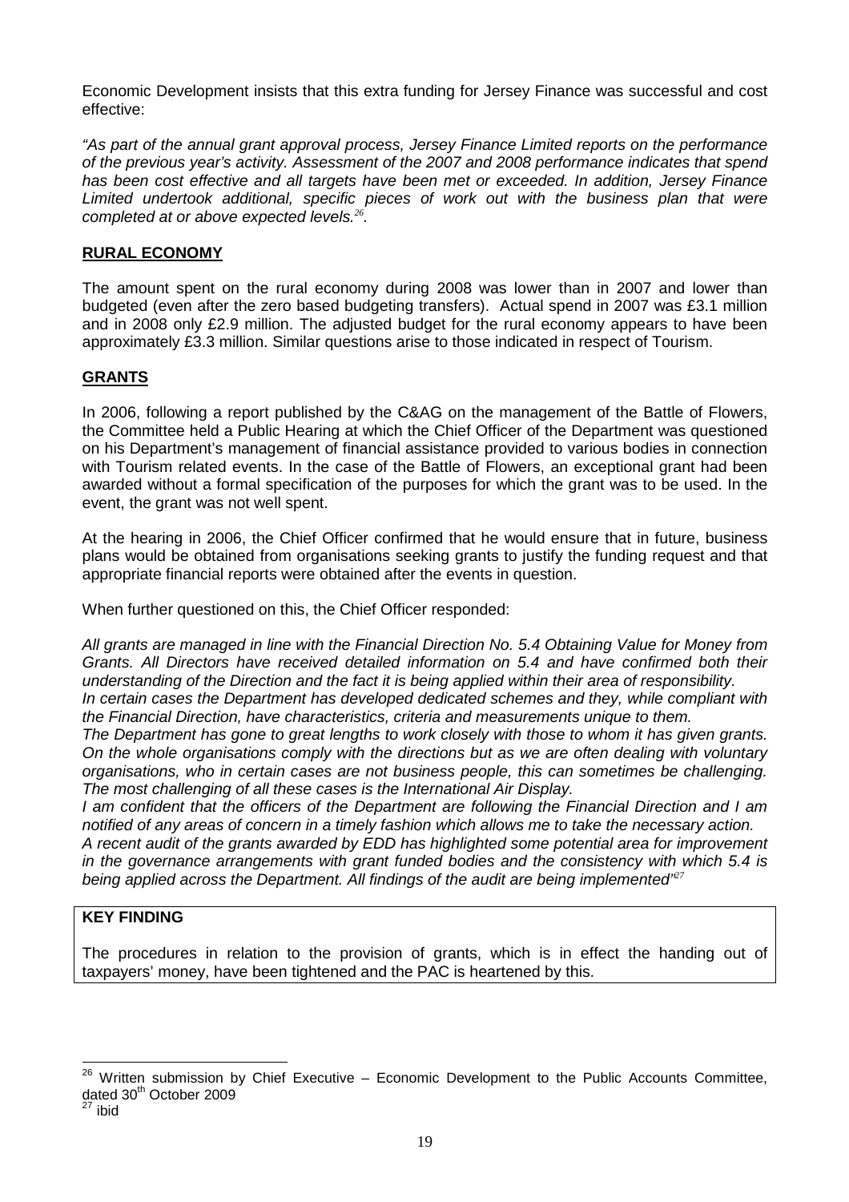Economic Development insists that this extra funding for Jersey Finance was successful and cost effective:

*"As part of the annual grant approval process, Jersey Finance Limited reports on the performance of the previous year's activity. Assessment of the 2007 and 2008 performance indicates that spend has been cost effective and all targets have been met or exceeded. In addition, Jersey Finance Limited undertook additional, specific pieces of work out with the business plan that were completed at or above expected levels.*[26]*.*

## RURAL ECONOMY

The amount spent on the rural economy during 2008 was lower than in 2007 and lower than budgeted (even after the zero based budgeting transfers). Actual spend in 2007 was £3.1 million and in 2008 only £2.9 million. The adjusted budget for the rural economy appears to have been approximately £3.3 million. Similar questions arise to those indicated in respect of Tourism.

## GRANTS

In 2006, following a report published by the C&AG on the management of the Battle of Flowers, the Committee held a Public Hearing at which the Chief Officer of the Department was questioned on his Department's management of financial assistance provided to various bodies in connection with Tourism related events. In the case of the Battle of Flowers, an exceptional grant had been awarded without a formal specification of the purposes for which the grant was to be used. In the event, the grant was not well spent.

At the hearing in 2006, the Chief Officer confirmed that he would ensure that in future, business plans would be obtained from organisations seeking grants to justify the funding request and that appropriate financial reports were obtained after the events in question.

When further questioned on this, the Chief Officer responded:

*All grants are managed in line with the Financial Direction No. 5.4 Obtaining Value for Money from Grants. All Directors have received detailed information on 5.4 and have confirmed both their understanding of the Direction and the fact it is being applied within their area of responsibility.*
*In certain cases the Department has developed dedicated schemes and they, while compliant with the Financial Direction, have characteristics, criteria and measurements unique to them.*
*The Department has gone to great lengths to work closely with those to whom it has given grants. On the whole organisations comply with the directions but as we are often dealing with voluntary organisations, who in certain cases are not business people, this can sometimes be challenging. The most challenging of all these cases is the International Air Display.*
*I am confident that the officers of the Department are following the Financial Direction and I am notified of any areas of concern in a timely fashion which allows me to take the necessary action.*
*A recent audit of the grants awarded by EDD has highlighted some potential area for improvement in the governance arrangements with grant funded bodies and the consistency with which 5.4 is being applied across the Department. All findings of the audit are being implemented"*[27]

**KEY FINDING**

The procedures in relation to the provision of grants, which is in effect the handing out of taxpayers' money, have been tightened and the PAC is heartened by this.

---

[26] Written submission by Chief Executive – Economic Development to the Public Accounts Committee, dated 30th October 2009

[27] ibid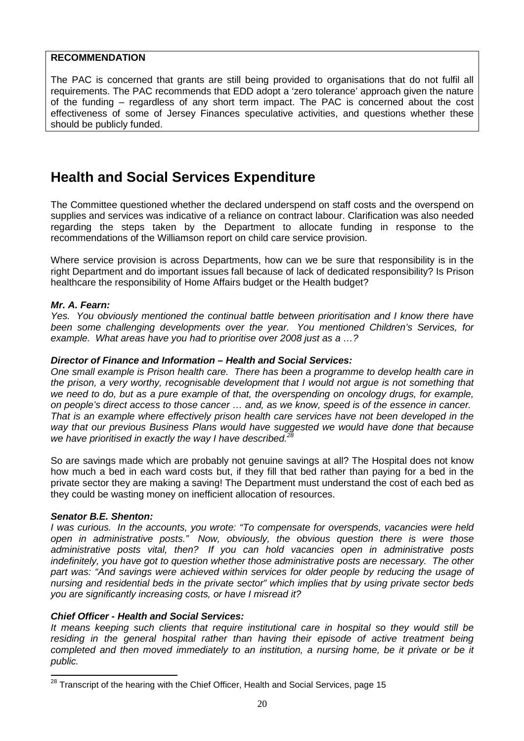**RECOMMENDATION**

The PAC is concerned that grants are still being provided to organisations that do not fulfil all requirements. The PAC recommends that EDD adopt a 'zero tolerance' approach given the nature of the funding – regardless of any short term impact. The PAC is concerned about the cost effectiveness of some of Jersey Finances speculative activities, and questions whether these should be publicly funded.

# Health and Social Services Expenditure

The Committee questioned whether the declared underspend on staff costs and the overspend on supplies and services was indicative of a reliance on contract labour. Clarification was also needed regarding the steps taken by the Department to allocate funding in response to the recommendations of the Williamson report on child care service provision.

Where service provision is across Departments, how can we be sure that responsibility is in the right Department and do important issues fall because of lack of dedicated responsibility? Is Prison healthcare the responsibility of Home Affairs budget or the Health budget?

***Mr. A. Fearn:***
*Yes. You obviously mentioned the continual battle between prioritisation and I know there have been some challenging developments over the year. You mentioned Children's Services, for example. What areas have you had to prioritise over 2008 just as a …?*

***Director of Finance and Information – Health and Social Services:***
*One small example is Prison health care. There has been a programme to develop health care in the prison, a very worthy, recognisable development that I would not argue is not something that we need to do, but as a pure example of that, the overspending on oncology drugs, for example, on people's direct access to those cancer … and, as we know, speed is of the essence in cancer. That is an example where effectively prison health care services have not been developed in the way that our previous Business Plans would have suggested we would have done that because we have prioritised in exactly the way I have described.*[28]

So are savings made which are probably not genuine savings at all? The Hospital does not know how much a bed in each ward costs but, if they fill that bed rather than paying for a bed in the private sector they are making a saving! The Department must understand the cost of each bed as they could be wasting money on inefficient allocation of resources.

***Senator B.E. Shenton:***
*I was curious. In the accounts, you wrote: "To compensate for overspends, vacancies were held open in administrative posts." Now, obviously, the obvious question there is were those administrative posts vital, then? If you can hold vacancies open in administrative posts indefinitely, you have got to question whether those administrative posts are necessary. The other part was: "And savings were achieved within services for older people by reducing the usage of nursing and residential beds in the private sector" which implies that by using private sector beds you are significantly increasing costs, or have I misread it?*

***Chief Officer - Health and Social Services:***
*It means keeping such clients that require institutional care in hospital so they would still be residing in the general hospital rather than having their episode of active treatment being completed and then moved immediately to an institution, a nursing home, be it private or be it public.*

[28] Transcript of the hearing with the Chief Officer, Health and Social Services, page 15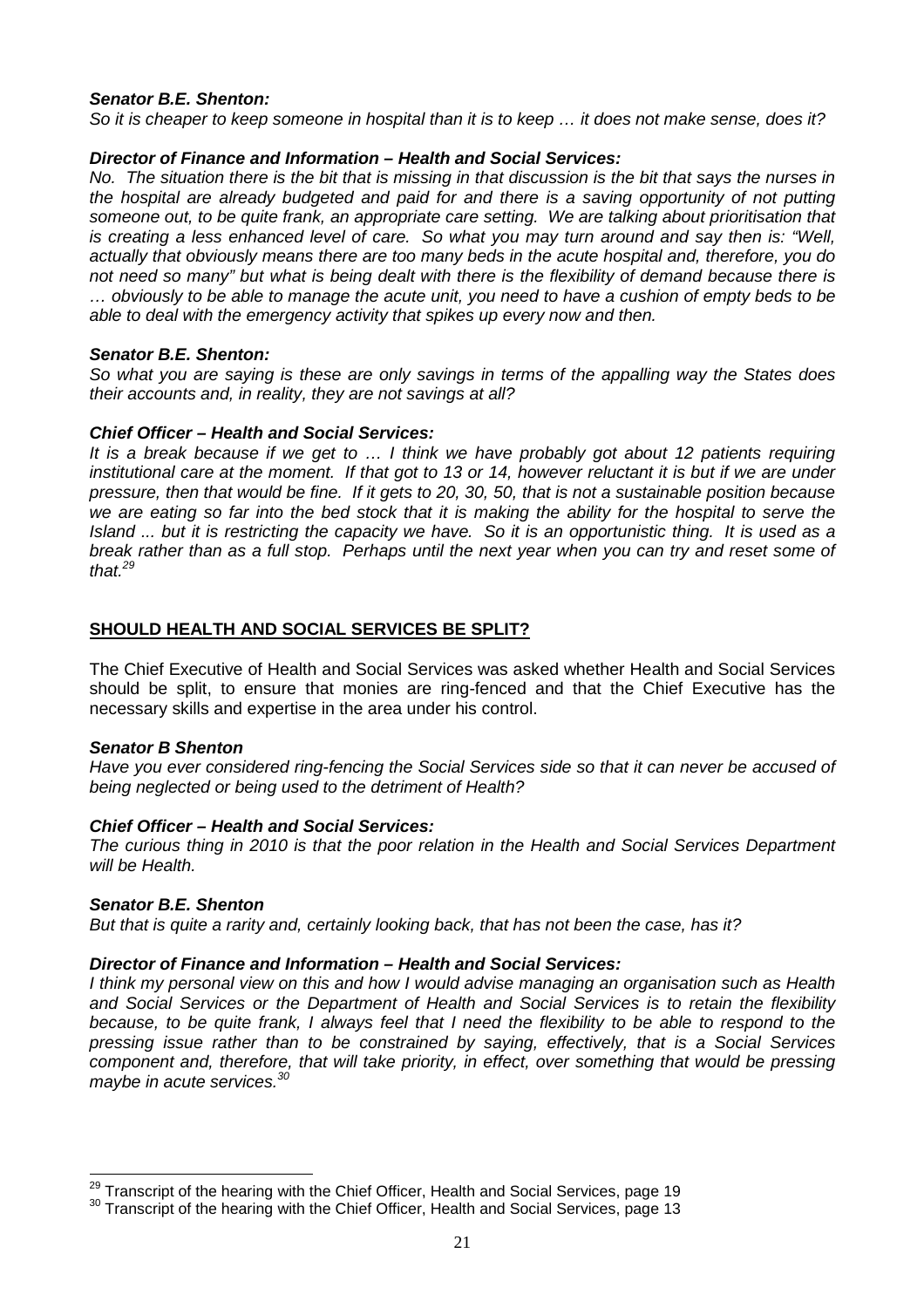***Senator B.E. Shenton:***

*So it is cheaper to keep someone in hospital than it is to keep … it does not make sense, does it?*

***Director of Finance and Information – Health and Social Services:***

*No. The situation there is the bit that is missing in that discussion is the bit that says the nurses in the hospital are already budgeted and paid for and there is a saving opportunity of not putting someone out, to be quite frank, an appropriate care setting. We are talking about prioritisation that is creating a less enhanced level of care. So what you may turn around and say then is: "Well, actually that obviously means there are too many beds in the acute hospital and, therefore, you do not need so many" but what is being dealt with there is the flexibility of demand because there is … obviously to be able to manage the acute unit, you need to have a cushion of empty beds to be able to deal with the emergency activity that spikes up every now and then.*

***Senator B.E. Shenton:***

*So what you are saying is these are only savings in terms of the appalling way the States does their accounts and, in reality, they are not savings at all?*

***Chief Officer – Health and Social Services:***

*It is a break because if we get to … I think we have probably got about 12 patients requiring institutional care at the moment. If that got to 13 or 14, however reluctant it is but if we are under pressure, then that would be fine. If it gets to 20, 30, 50, that is not a sustainable position because we are eating so far into the bed stock that it is making the ability for the hospital to serve the Island ... but it is restricting the capacity we have. So it is an opportunistic thing. It is used as a break rather than as a full stop. Perhaps until the next year when you can try and reset some of that.*[29]

## SHOULD HEALTH AND SOCIAL SERVICES BE SPLIT?

The Chief Executive of Health and Social Services was asked whether Health and Social Services should be split, to ensure that monies are ring-fenced and that the Chief Executive has the necessary skills and expertise in the area under his control.

***Senator B Shenton***

*Have you ever considered ring-fencing the Social Services side so that it can never be accused of being neglected or being used to the detriment of Health?*

***Chief Officer – Health and Social Services:***

*The curious thing in 2010 is that the poor relation in the Health and Social Services Department will be Health.*

***Senator B.E. Shenton***

*But that is quite a rarity and, certainly looking back, that has not been the case, has it?*

***Director of Finance and Information – Health and Social Services:***

*I think my personal view on this and how I would advise managing an organisation such as Health and Social Services or the Department of Health and Social Services is to retain the flexibility because, to be quite frank, I always feel that I need the flexibility to be able to respond to the pressing issue rather than to be constrained by saying, effectively, that is a Social Services component and, therefore, that will take priority, in effect, over something that would be pressing maybe in acute services.*[30]

---

[29] Transcript of the hearing with the Chief Officer, Health and Social Services, page 19

[30] Transcript of the hearing with the Chief Officer, Health and Social Services, page 13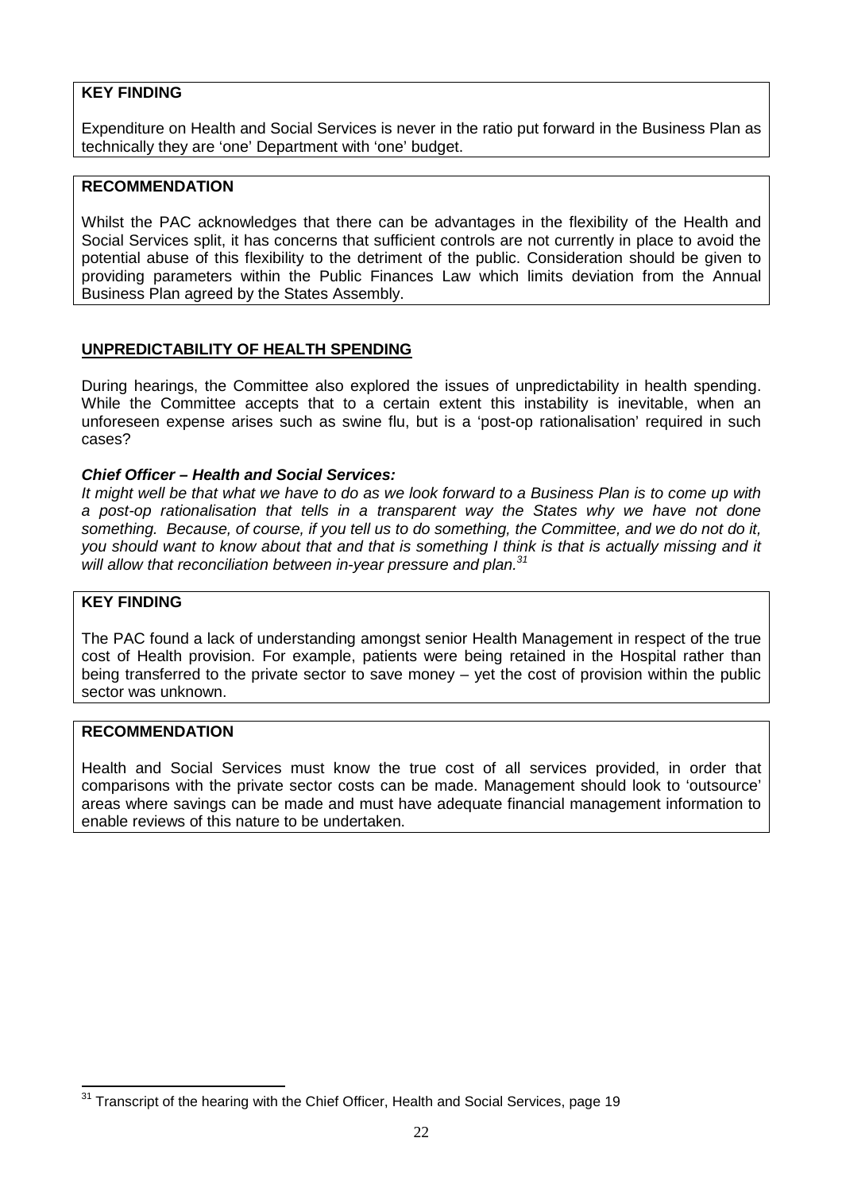**KEY FINDING**

Expenditure on Health and Social Services is never in the ratio put forward in the Business Plan as technically they are 'one' Department with 'one' budget.

**RECOMMENDATION**

Whilst the PAC acknowledges that there can be advantages in the flexibility of the Health and Social Services split, it has concerns that sufficient controls are not currently in place to avoid the potential abuse of this flexibility to the detriment of the public. Consideration should be given to providing parameters within the Public Finances Law which limits deviation from the Annual Business Plan agreed by the States Assembly.

## UNPREDICTABILITY OF HEALTH SPENDING

During hearings, the Committee also explored the issues of unpredictability in health spending. While the Committee accepts that to a certain extent this instability is inevitable, when an unforeseen expense arises such as swine flu, but is a 'post-op rationalisation' required in such cases?

***Chief Officer – Health and Social Services:***

*It might well be that what we have to do as we look forward to a Business Plan is to come up with a post-op rationalisation that tells in a transparent way the States why we have not done something. Because, of course, if you tell us to do something, the Committee, and we do not do it, you should want to know about that and that is something I think is that is actually missing and it will allow that reconciliation between in-year pressure and plan.*[31]

**KEY FINDING**

The PAC found a lack of understanding amongst senior Health Management in respect of the true cost of Health provision. For example, patients were being retained in the Hospital rather than being transferred to the private sector to save money – yet the cost of provision within the public sector was unknown.

**RECOMMENDATION**

Health and Social Services must know the true cost of all services provided, in order that comparisons with the private sector costs can be made. Management should look to 'outsource' areas where savings can be made and must have adequate financial management information to enable reviews of this nature to be undertaken.

[31] Transcript of the hearing with the Chief Officer, Health and Social Services, page 19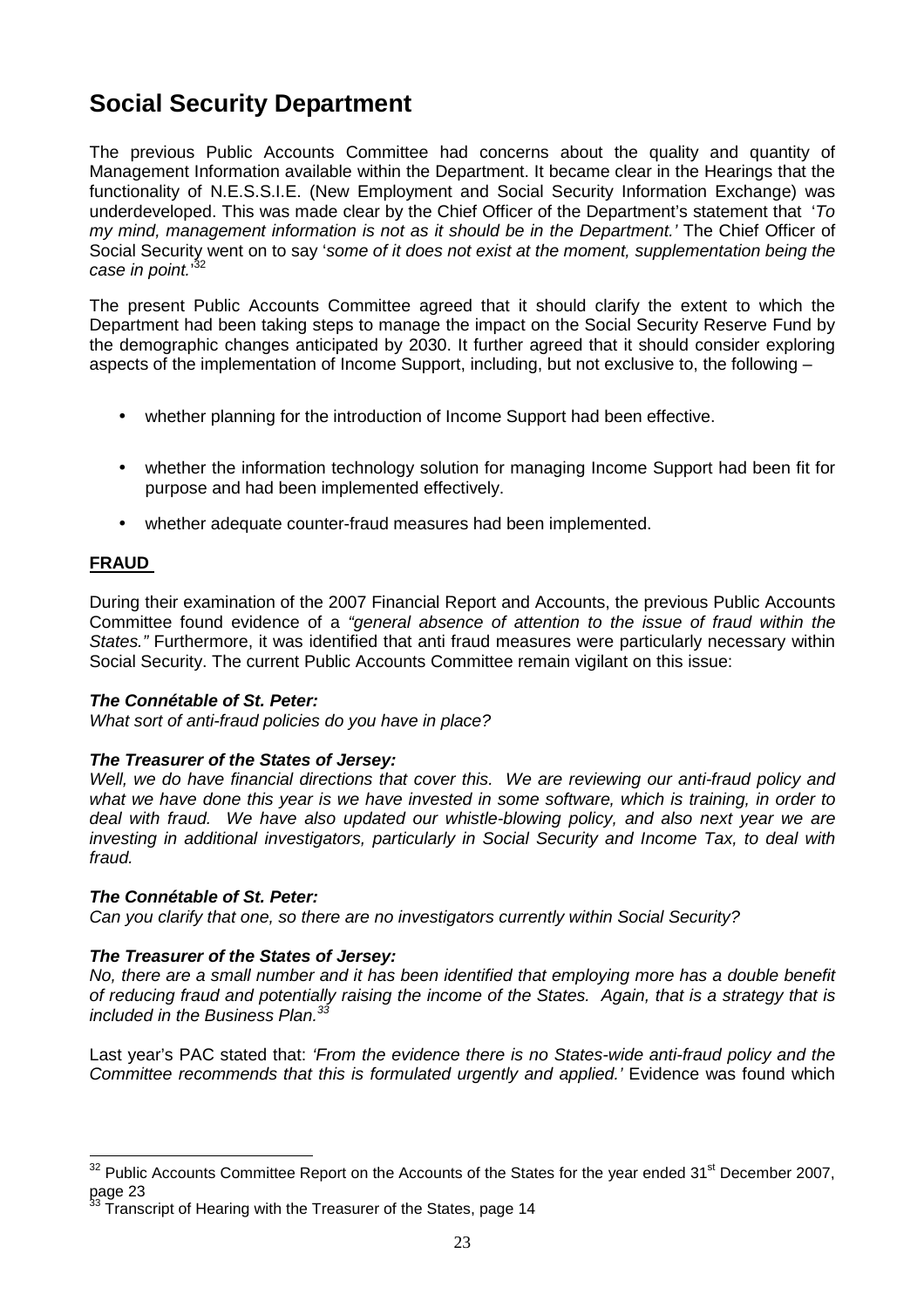# Social Security Department

The previous Public Accounts Committee had concerns about the quality and quantity of Management Information available within the Department. It became clear in the Hearings that the functionality of N.E.S.S.I.E. (New Employment and Social Security Information Exchange) was underdeveloped. This was made clear by the Chief Officer of the Department's statement that '*To my mind, management information is not as it should be in the Department.*' The Chief Officer of Social Security went on to say '*some of it does not exist at the moment, supplementation being the case in point.*'[32]

The present Public Accounts Committee agreed that it should clarify the extent to which the Department had been taking steps to manage the impact on the Social Security Reserve Fund by the demographic changes anticipated by 2030. It further agreed that it should consider exploring aspects of the implementation of Income Support, including, but not exclusive to, the following –

- whether planning for the introduction of Income Support had been effective.
- whether the information technology solution for managing Income Support had been fit for purpose and had been implemented effectively.
- whether adequate counter-fraud measures had been implemented.

**FRAUD**

During their examination of the 2007 Financial Report and Accounts, the previous Public Accounts Committee found evidence of a *"general absence of attention to the issue of fraud within the States."* Furthermore, it was identified that anti fraud measures were particularly necessary within Social Security. The current Public Accounts Committee remain vigilant on this issue:

***The Connétable of St. Peter:***
*What sort of anti-fraud policies do you have in place?*

***The Treasurer of the States of Jersey:***
*Well, we do have financial directions that cover this. We are reviewing our anti-fraud policy and what we have done this year is we have invested in some software, which is training, in order to deal with fraud. We have also updated our whistle-blowing policy, and also next year we are investing in additional investigators, particularly in Social Security and Income Tax, to deal with fraud.*

***The Connétable of St. Peter:***
*Can you clarify that one, so there are no investigators currently within Social Security?*

***The Treasurer of the States of Jersey:***
*No, there are a small number and it has been identified that employing more has a double benefit of reducing fraud and potentially raising the income of the States. Again, that is a strategy that is included in the Business Plan.*[33]

Last year's PAC stated that: *'From the evidence there is no States-wide anti-fraud policy and the Committee recommends that this is formulated urgently and applied.'* Evidence was found which

---

[32] Public Accounts Committee Report on the Accounts of the States for the year ended 31st December 2007, page 23

[33] Transcript of Hearing with the Treasurer of the States, page 14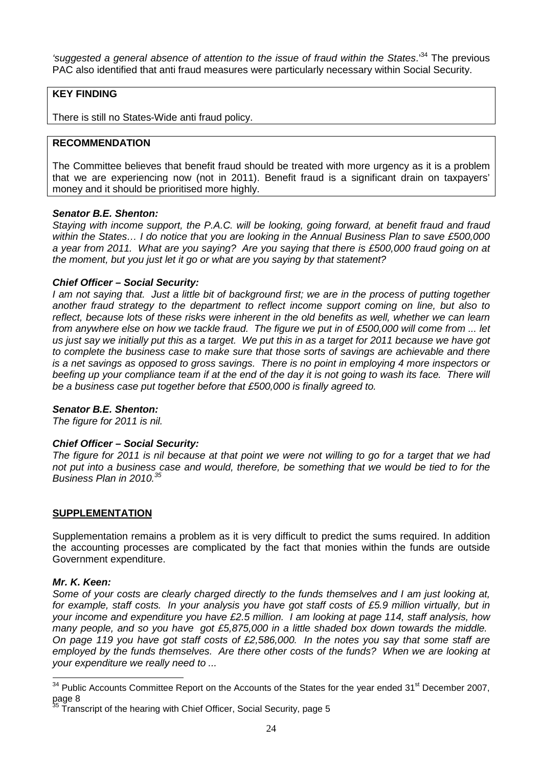*'suggested a general absence of attention to the issue of fraud within the States*.'[34] The previous PAC also identified that anti fraud measures were particularly necessary within Social Security.

| **KEY FINDING** |
|---|
| There is still no States-Wide anti fraud policy. |

| **RECOMMENDATION** |
|---|
| The Committee believes that benefit fraud should be treated with more urgency as it is a problem that we are experiencing now (not in 2011). Benefit fraud is a significant drain on taxpayers' money and it should be prioritised more highly. |

***Senator B.E. Shenton:***
*Staying with income support, the P.A.C. will be looking, going forward, at benefit fraud and fraud within the States… I do notice that you are looking in the Annual Business Plan to save £500,000 a year from 2011. What are you saying? Are you saying that there is £500,000 fraud going on at the moment, but you just let it go or what are you saying by that statement?*

***Chief Officer – Social Security:***
*I am not saying that. Just a little bit of background first; we are in the process of putting together another fraud strategy to the department to reflect income support coming on line, but also to reflect, because lots of these risks were inherent in the old benefits as well, whether we can learn from anywhere else on how we tackle fraud. The figure we put in of £500,000 will come from ... let us just say we initially put this as a target. We put this in as a target for 2011 because we have got to complete the business case to make sure that those sorts of savings are achievable and there is a net savings as opposed to gross savings. There is no point in employing 4 more inspectors or beefing up your compliance team if at the end of the day it is not going to wash its face. There will be a business case put together before that £500,000 is finally agreed to.*

***Senator B.E. Shenton:***
*The figure for 2011 is nil.*

***Chief Officer – Social Security:***
*The figure for 2011 is nil because at that point we were not willing to go for a target that we had not put into a business case and would, therefore, be something that we would be tied to for the Business Plan in 2010.*[35]

## SUPPLEMENTATION

Supplementation remains a problem as it is very difficult to predict the sums required. In addition the accounting processes are complicated by the fact that monies within the funds are outside Government expenditure.

***Mr. K. Keen:***
*Some of your costs are clearly charged directly to the funds themselves and I am just looking at, for example, staff costs. In your analysis you have got staff costs of £5.9 million virtually, but in your income and expenditure you have £2.5 million. I am looking at page 114, staff analysis, how many people, and so you have got £5,875,000 in a little shaded box down towards the middle. On page 119 you have got staff costs of £2,586,000. In the notes you say that some staff are employed by the funds themselves. Are there other costs of the funds? When we are looking at your expenditure we really need to ...*

---

[34] Public Accounts Committee Report on the Accounts of the States for the year ended 31st December 2007, page 8

[35] Transcript of the hearing with Chief Officer, Social Security, page 5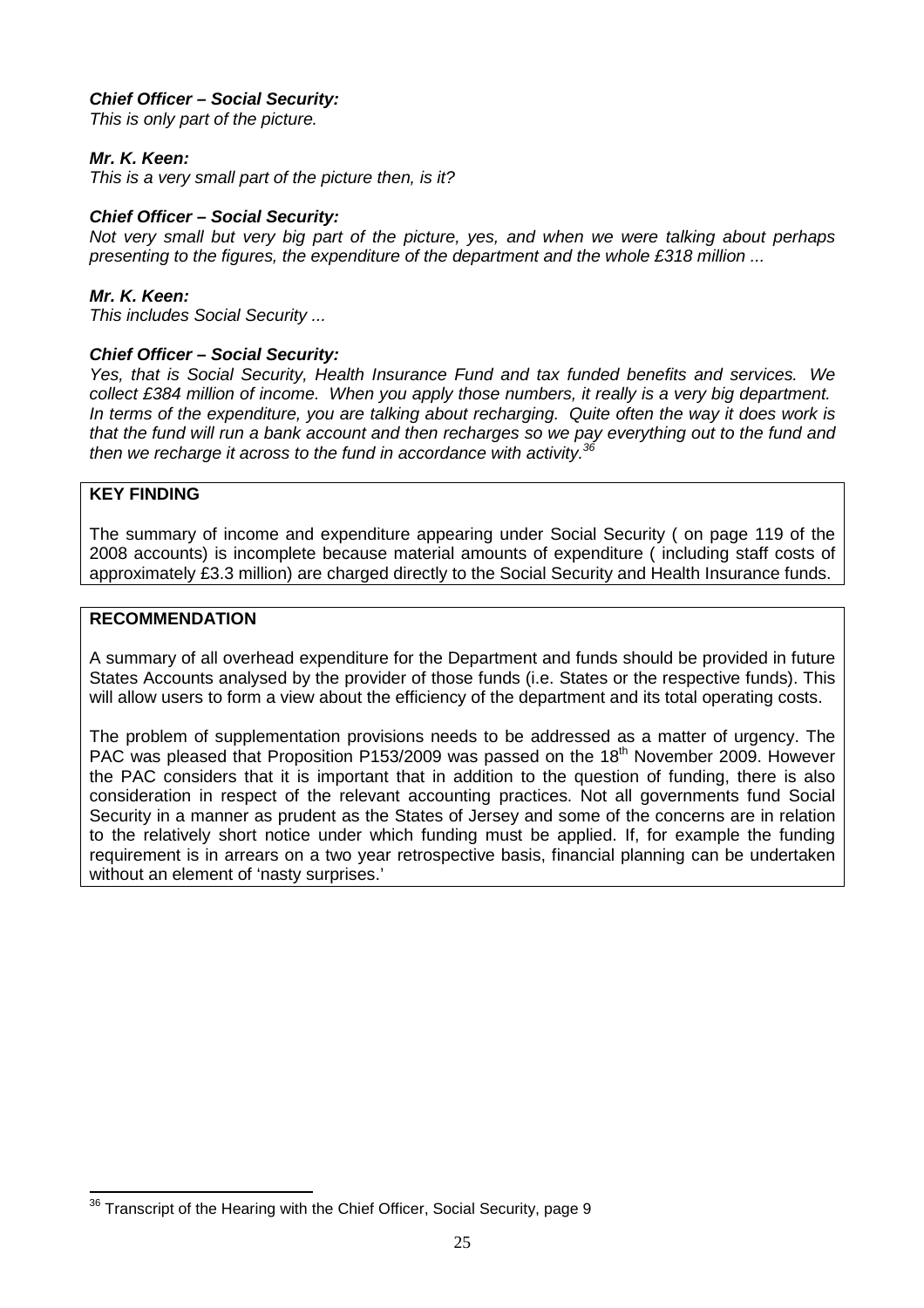***Chief Officer – Social Security:***
*This is only part of the picture.*

***Mr. K. Keen:***
*This is a very small part of the picture then, is it?*

***Chief Officer – Social Security:***
*Not very small but very big part of the picture, yes, and when we were talking about perhaps presenting to the figures, the expenditure of the department and the whole £318 million ...*

***Mr. K. Keen:***
*This includes Social Security ...*

***Chief Officer – Social Security:***
*Yes, that is Social Security, Health Insurance Fund and tax funded benefits and services. We collect £384 million of income. When you apply those numbers, it really is a very big department. In terms of the expenditure, you are talking about recharging. Quite often the way it does work is that the fund will run a bank account and then recharges so we pay everything out to the fund and then we recharge it across to the fund in accordance with activity.*[36]

**KEY FINDING**

The summary of income and expenditure appearing under Social Security ( on page 119 of the 2008 accounts) is incomplete because material amounts of expenditure ( including staff costs of approximately £3.3 million) are charged directly to the Social Security and Health Insurance funds.

**RECOMMENDATION**

A summary of all overhead expenditure for the Department and funds should be provided in future States Accounts analysed by the provider of those funds (i.e. States or the respective funds). This will allow users to form a view about the efficiency of the department and its total operating costs.

The problem of supplementation provisions needs to be addressed as a matter of urgency. The PAC was pleased that Proposition P153/2009 was passed on the 18th November 2009. However the PAC considers that it is important that in addition to the question of funding, there is also consideration in respect of the relevant accounting practices. Not all governments fund Social Security in a manner as prudent as the States of Jersey and some of the concerns are in relation to the relatively short notice under which funding must be applied. If, for example the funding requirement is in arrears on a two year retrospective basis, financial planning can be undertaken without an element of 'nasty surprises.'

[36] Transcript of the Hearing with the Chief Officer, Social Security, page 9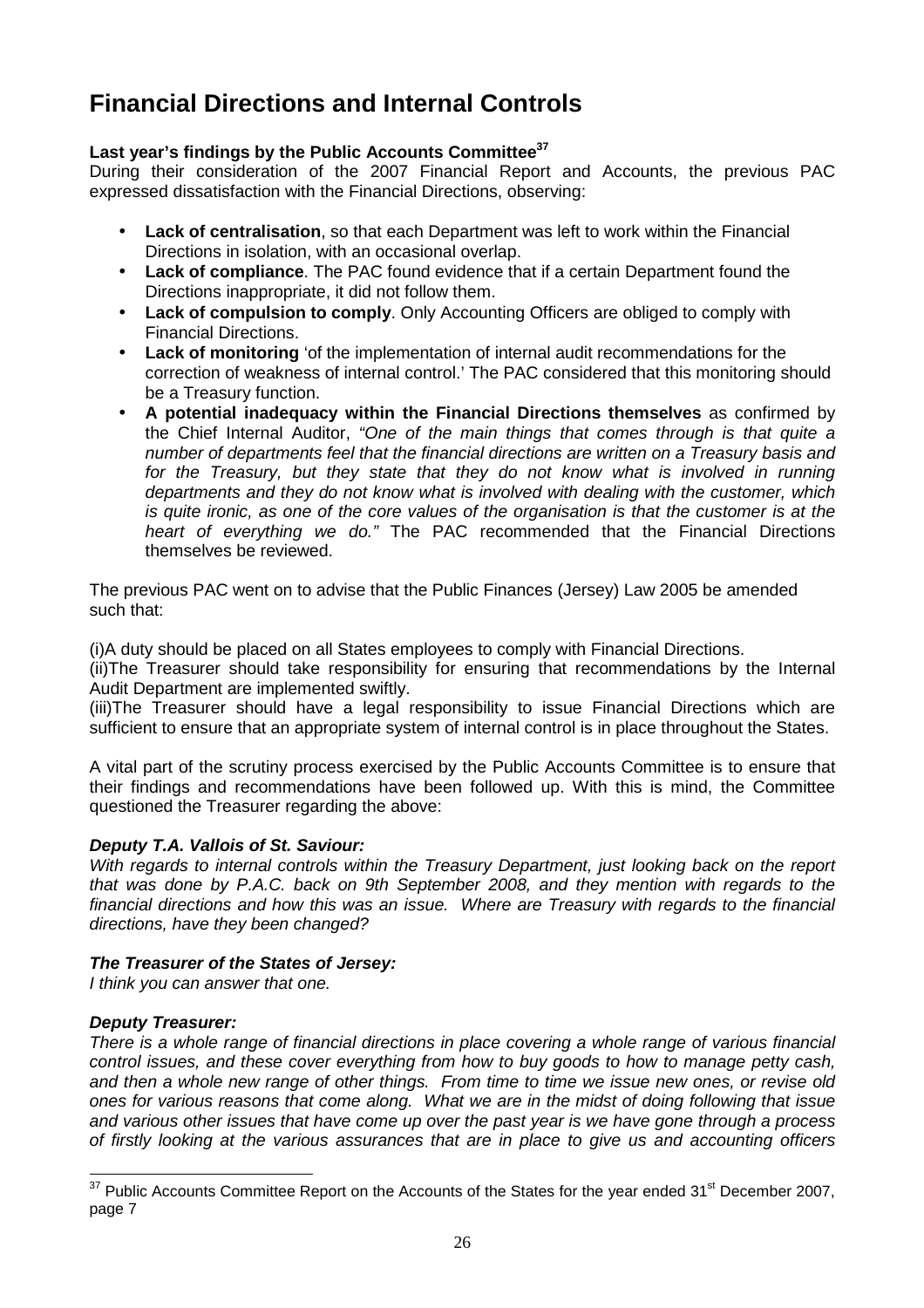# Financial Directions and Internal Controls

**Last year's findings by the Public Accounts Committee[37]**

During their consideration of the 2007 Financial Report and Accounts, the previous PAC expressed dissatisfaction with the Financial Directions, observing:

- **Lack of centralisation**, so that each Department was left to work within the Financial Directions in isolation, with an occasional overlap.
- **Lack of compliance**. The PAC found evidence that if a certain Department found the Directions inappropriate, it did not follow them.
- **Lack of compulsion to comply**. Only Accounting Officers are obliged to comply with Financial Directions.
- **Lack of monitoring** 'of the implementation of internal audit recommendations for the correction of weakness of internal control.' The PAC considered that this monitoring should be a Treasury function.
- **A potential inadequacy within the Financial Directions themselves** as confirmed by the Chief Internal Auditor, *"One of the main things that comes through is that quite a number of departments feel that the financial directions are written on a Treasury basis and for the Treasury, but they state that they do not know what is involved in running departments and they do not know what is involved with dealing with the customer, which is quite ironic, as one of the core values of the organisation is that the customer is at the heart of everything we do."* The PAC recommended that the Financial Directions themselves be reviewed.

The previous PAC went on to advise that the Public Finances (Jersey) Law 2005 be amended such that:

(i)A duty should be placed on all States employees to comply with Financial Directions.
(ii)The Treasurer should take responsibility for ensuring that recommendations by the Internal Audit Department are implemented swiftly.
(iii)The Treasurer should have a legal responsibility to issue Financial Directions which are sufficient to ensure that an appropriate system of internal control is in place throughout the States.

A vital part of the scrutiny process exercised by the Public Accounts Committee is to ensure that their findings and recommendations have been followed up. With this is mind, the Committee questioned the Treasurer regarding the above:

***Deputy T.A. Vallois of St. Saviour:***
*With regards to internal controls within the Treasury Department, just looking back on the report that was done by P.A.C. back on 9th September 2008, and they mention with regards to the financial directions and how this was an issue. Where are Treasury with regards to the financial directions, have they been changed?*

***The Treasurer of the States of Jersey:***
*I think you can answer that one.*

***Deputy Treasurer:***
*There is a whole range of financial directions in place covering a whole range of various financial control issues, and these cover everything from how to buy goods to how to manage petty cash, and then a whole new range of other things. From time to time we issue new ones, or revise old ones for various reasons that come along. What we are in the midst of doing following that issue and various other issues that have come up over the past year is we have gone through a process of firstly looking at the various assurances that are in place to give us and accounting officers*

[37] Public Accounts Committee Report on the Accounts of the States for the year ended 31st December 2007, page 7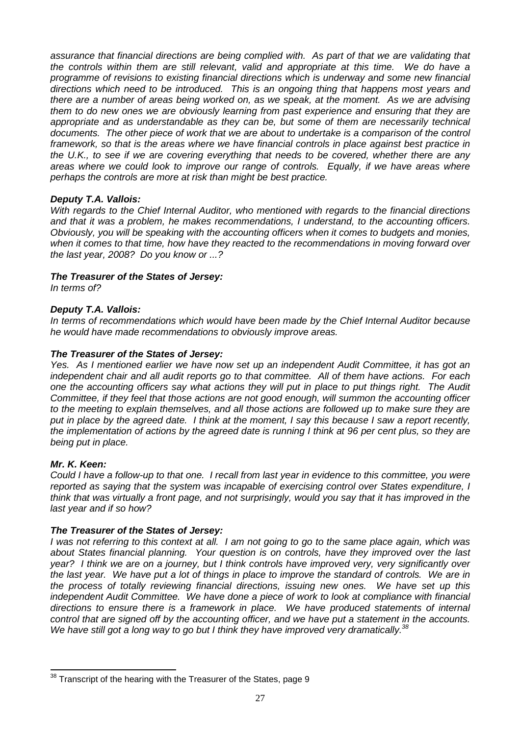*assurance that financial directions are being complied with. As part of that we are validating that the controls within them are still relevant, valid and appropriate at this time. We do have a programme of revisions to existing financial directions which is underway and some new financial directions which need to be introduced. This is an ongoing thing that happens most years and there are a number of areas being worked on, as we speak, at the moment. As we are advising them to do new ones we are obviously learning from past experience and ensuring that they are appropriate and as understandable as they can be, but some of them are necessarily technical documents. The other piece of work that we are about to undertake is a comparison of the control framework, so that is the areas where we have financial controls in place against best practice in the U.K., to see if we are covering everything that needs to be covered, whether there are any areas where we could look to improve our range of controls. Equally, if we have areas where perhaps the controls are more at risk than might be best practice.*

***Deputy T.A. Vallois:***
*With regards to the Chief Internal Auditor, who mentioned with regards to the financial directions and that it was a problem, he makes recommendations, I understand, to the accounting officers. Obviously, you will be speaking with the accounting officers when it comes to budgets and monies, when it comes to that time, how have they reacted to the recommendations in moving forward over the last year, 2008? Do you know or ...?*

***The Treasurer of the States of Jersey:***
*In terms of?*

***Deputy T.A. Vallois:***
*In terms of recommendations which would have been made by the Chief Internal Auditor because he would have made recommendations to obviously improve areas.*

***The Treasurer of the States of Jersey:***
*Yes. As I mentioned earlier we have now set up an independent Audit Committee, it has got an independent chair and all audit reports go to that committee. All of them have actions. For each one the accounting officers say what actions they will put in place to put things right. The Audit Committee, if they feel that those actions are not good enough, will summon the accounting officer to the meeting to explain themselves, and all those actions are followed up to make sure they are put in place by the agreed date. I think at the moment, I say this because I saw a report recently, the implementation of actions by the agreed date is running I think at 96 per cent plus, so they are being put in place.*

***Mr. K. Keen:***
*Could I have a follow-up to that one. I recall from last year in evidence to this committee, you were reported as saying that the system was incapable of exercising control over States expenditure, I think that was virtually a front page, and not surprisingly, would you say that it has improved in the last year and if so how?*

***The Treasurer of the States of Jersey:***
*I was not referring to this context at all. I am not going to go to the same place again, which was about States financial planning. Your question is on controls, have they improved over the last year? I think we are on a journey, but I think controls have improved very, very significantly over the last year. We have put a lot of things in place to improve the standard of controls. We are in the process of totally reviewing financial directions, issuing new ones. We have set up this independent Audit Committee. We have done a piece of work to look at compliance with financial directions to ensure there is a framework in place. We have produced statements of internal control that are signed off by the accounting officer, and we have put a statement in the accounts. We have still got a long way to go but I think they have improved very dramatically.*[38]

---

[38] Transcript of the hearing with the Treasurer of the States, page 9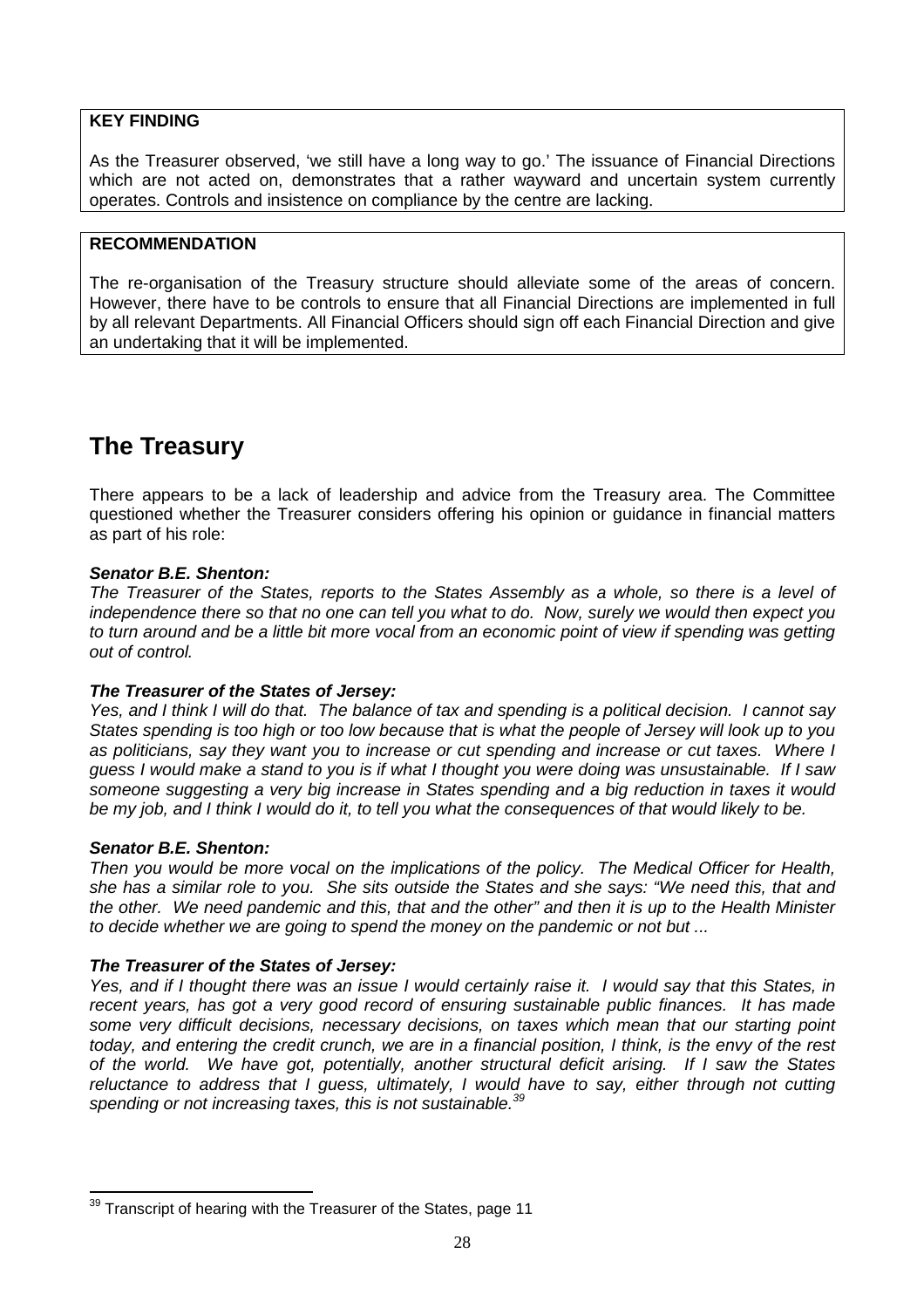**KEY FINDING**

As the Treasurer observed, 'we still have a long way to go.' The issuance of Financial Directions which are not acted on, demonstrates that a rather wayward and uncertain system currently operates. Controls and insistence on compliance by the centre are lacking.

**RECOMMENDATION**

The re-organisation of the Treasury structure should alleviate some of the areas of concern. However, there have to be controls to ensure that all Financial Directions are implemented in full by all relevant Departments. All Financial Officers should sign off each Financial Direction and give an undertaking that it will be implemented.

# The Treasury

There appears to be a lack of leadership and advice from the Treasury area. The Committee questioned whether the Treasurer considers offering his opinion or guidance in financial matters as part of his role:

***Senator B.E. Shenton:***

*The Treasurer of the States, reports to the States Assembly as a whole, so there is a level of independence there so that no one can tell you what to do. Now, surely we would then expect you to turn around and be a little bit more vocal from an economic point of view if spending was getting out of control.*

***The Treasurer of the States of Jersey:***

*Yes, and I think I will do that. The balance of tax and spending is a political decision. I cannot say States spending is too high or too low because that is what the people of Jersey will look up to you as politicians, say they want you to increase or cut spending and increase or cut taxes. Where I guess I would make a stand to you is if what I thought you were doing was unsustainable. If I saw someone suggesting a very big increase in States spending and a big reduction in taxes it would be my job, and I think I would do it, to tell you what the consequences of that would likely to be.*

***Senator B.E. Shenton:***

*Then you would be more vocal on the implications of the policy. The Medical Officer for Health, she has a similar role to you. She sits outside the States and she says: "We need this, that and the other. We need pandemic and this, that and the other" and then it is up to the Health Minister to decide whether we are going to spend the money on the pandemic or not but ...*

***The Treasurer of the States of Jersey:***

*Yes, and if I thought there was an issue I would certainly raise it. I would say that this States, in recent years, has got a very good record of ensuring sustainable public finances. It has made some very difficult decisions, necessary decisions, on taxes which mean that our starting point today, and entering the credit crunch, we are in a financial position, I think, is the envy of the rest of the world. We have got, potentially, another structural deficit arising. If I saw the States reluctance to address that I guess, ultimately, I would have to say, either through not cutting spending or not increasing taxes, this is not sustainable.*[39]

---

[39] Transcript of hearing with the Treasurer of the States, page 11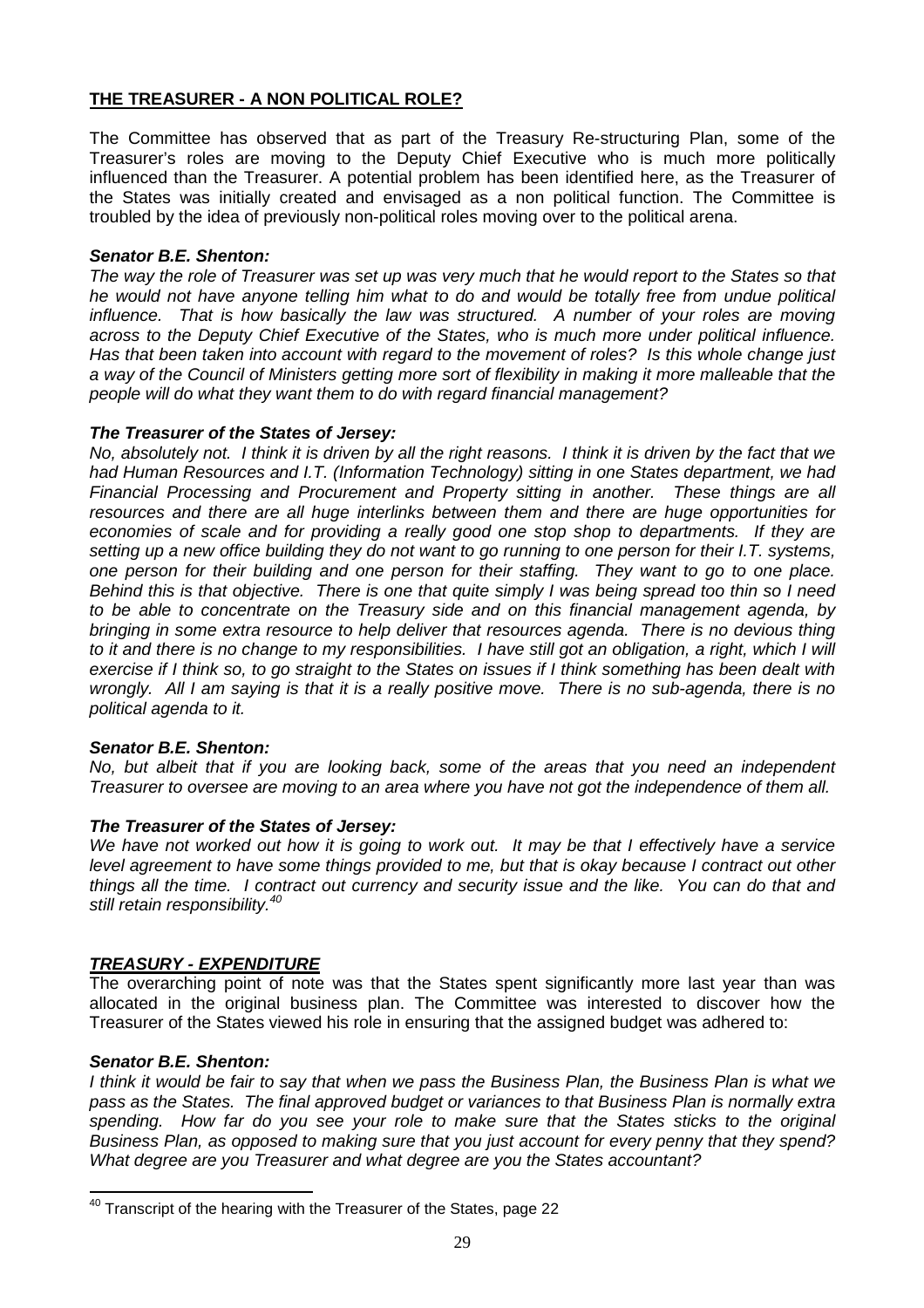## THE TREASURER - A NON POLITICAL ROLE?

The Committee has observed that as part of the Treasury Re-structuring Plan, some of the Treasurer's roles are moving to the Deputy Chief Executive who is much more politically influenced than the Treasurer. A potential problem has been identified here, as the Treasurer of the States was initially created and envisaged as a non political function. The Committee is troubled by the idea of previously non-political roles moving over to the political arena.

***Senator B.E. Shenton:***
*The way the role of Treasurer was set up was very much that he would report to the States so that he would not have anyone telling him what to do and would be totally free from undue political influence. That is how basically the law was structured. A number of your roles are moving across to the Deputy Chief Executive of the States, who is much more under political influence. Has that been taken into account with regard to the movement of roles? Is this whole change just a way of the Council of Ministers getting more sort of flexibility in making it more malleable that the people will do what they want them to do with regard financial management?*

***The Treasurer of the States of Jersey:***
*No, absolutely not. I think it is driven by all the right reasons. I think it is driven by the fact that we had Human Resources and I.T. (Information Technology) sitting in one States department, we had Financial Processing and Procurement and Property sitting in another. These things are all resources and there are all huge interlinks between them and there are huge opportunities for economies of scale and for providing a really good one stop shop to departments. If they are setting up a new office building they do not want to go running to one person for their I.T. systems, one person for their building and one person for their staffing. They want to go to one place. Behind this is that objective. There is one that quite simply I was being spread too thin so I need to be able to concentrate on the Treasury side and on this financial management agenda, by bringing in some extra resource to help deliver that resources agenda. There is no devious thing to it and there is no change to my responsibilities. I have still got an obligation, a right, which I will exercise if I think so, to go straight to the States on issues if I think something has been dealt with wrongly. All I am saying is that it is a really positive move. There is no sub-agenda, there is no political agenda to it.*

***Senator B.E. Shenton:***
*No, but albeit that if you are looking back, some of the areas that you need an independent Treasurer to oversee are moving to an area where you have not got the independence of them all.*

***The Treasurer of the States of Jersey:***
*We have not worked out how it is going to work out. It may be that I effectively have a service level agreement to have some things provided to me, but that is okay because I contract out other things all the time. I contract out currency and security issue and the like. You can do that and still retain responsibility.*[40]

## *TREASURY - EXPENDITURE*

The overarching point of note was that the States spent significantly more last year than was allocated in the original business plan. The Committee was interested to discover how the Treasurer of the States viewed his role in ensuring that the assigned budget was adhered to:

***Senator B.E. Shenton:***
*I think it would be fair to say that when we pass the Business Plan, the Business Plan is what we pass as the States. The final approved budget or variances to that Business Plan is normally extra spending. How far do you see your role to make sure that the States sticks to the original Business Plan, as opposed to making sure that you just account for every penny that they spend? What degree are you Treasurer and what degree are you the States accountant?*

---

[40] Transcript of the hearing with the Treasurer of the States, page 22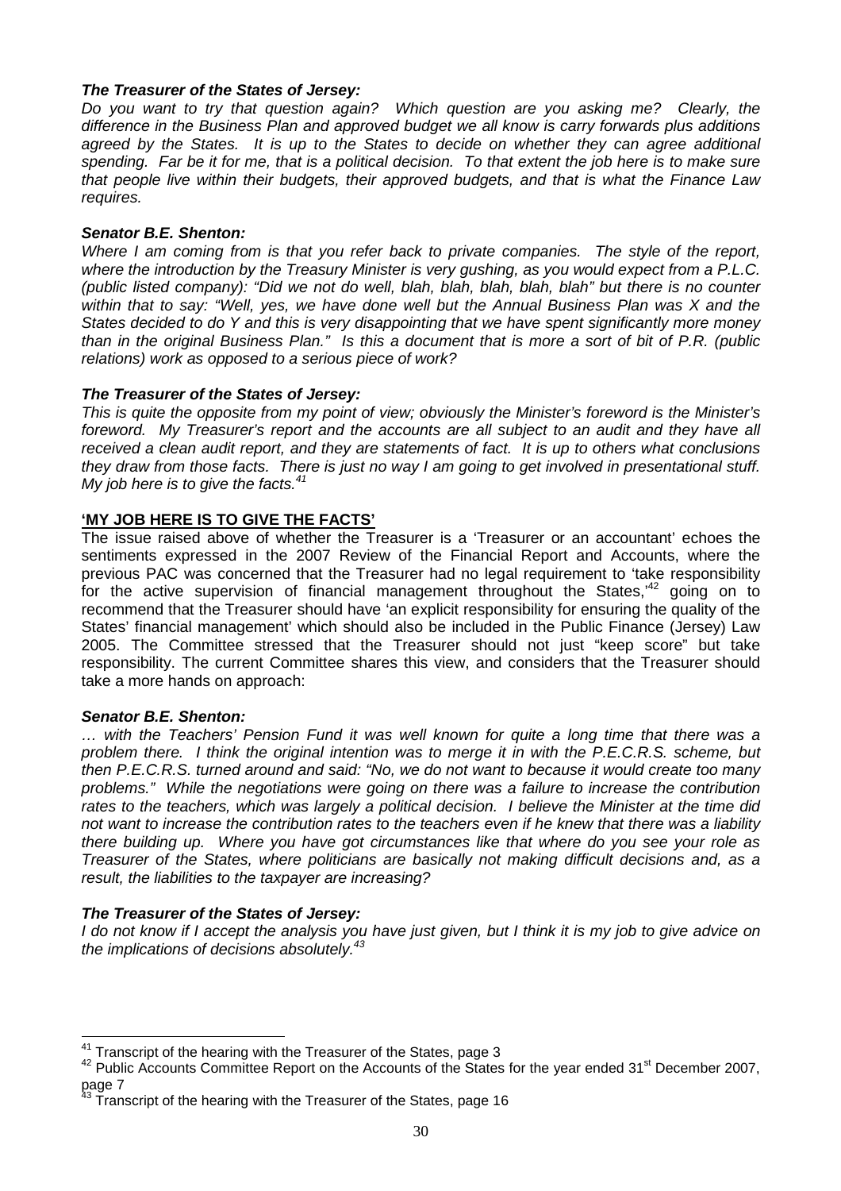***The Treasurer of the States of Jersey:***

*Do you want to try that question again? Which question are you asking me? Clearly, the difference in the Business Plan and approved budget we all know is carry forwards plus additions agreed by the States. It is up to the States to decide on whether they can agree additional spending. Far be it for me, that is a political decision. To that extent the job here is to make sure that people live within their budgets, their approved budgets, and that is what the Finance Law requires.*

***Senator B.E. Shenton:***

*Where I am coming from is that you refer back to private companies. The style of the report, where the introduction by the Treasury Minister is very gushing, as you would expect from a P.L.C. (public listed company): "Did we not do well, blah, blah, blah, blah, blah" but there is no counter within that to say: "Well, yes, we have done well but the Annual Business Plan was X and the States decided to do Y and this is very disappointing that we have spent significantly more money than in the original Business Plan." Is this a document that is more a sort of bit of P.R. (public relations) work as opposed to a serious piece of work?*

***The Treasurer of the States of Jersey:***

*This is quite the opposite from my point of view; obviously the Minister's foreword is the Minister's foreword. My Treasurer's report and the accounts are all subject to an audit and they have all received a clean audit report, and they are statements of fact. It is up to others what conclusions they draw from those facts. There is just no way I am going to get involved in presentational stuff. My job here is to give the facts.*[41]

**'MY JOB HERE IS TO GIVE THE FACTS'**

The issue raised above of whether the Treasurer is a 'Treasurer or an accountant' echoes the sentiments expressed in the 2007 Review of the Financial Report and Accounts, where the previous PAC was concerned that the Treasurer had no legal requirement to 'take responsibility for the active supervision of financial management throughout the States,'[42] going on to recommend that the Treasurer should have 'an explicit responsibility for ensuring the quality of the States' financial management' which should also be included in the Public Finance (Jersey) Law 2005. The Committee stressed that the Treasurer should not just "keep score" but take responsibility. The current Committee shares this view, and considers that the Treasurer should take a more hands on approach:

***Senator B.E. Shenton:***

*… with the Teachers' Pension Fund it was well known for quite a long time that there was a problem there. I think the original intention was to merge it in with the P.E.C.R.S. scheme, but then P.E.C.R.S. turned around and said: "No, we do not want to because it would create too many problems." While the negotiations were going on there was a failure to increase the contribution rates to the teachers, which was largely a political decision. I believe the Minister at the time did not want to increase the contribution rates to the teachers even if he knew that there was a liability there building up. Where you have got circumstances like that where do you see your role as Treasurer of the States, where politicians are basically not making difficult decisions and, as a result, the liabilities to the taxpayer are increasing?*

***The Treasurer of the States of Jersey:***

*I do not know if I accept the analysis you have just given, but I think it is my job to give advice on the implications of decisions absolutely.*[43]

---

[41] Transcript of the hearing with the Treasurer of the States, page 3

[42] Public Accounts Committee Report on the Accounts of the States for the year ended 31st December 2007, page 7

[43] Transcript of the hearing with the Treasurer of the States, page 16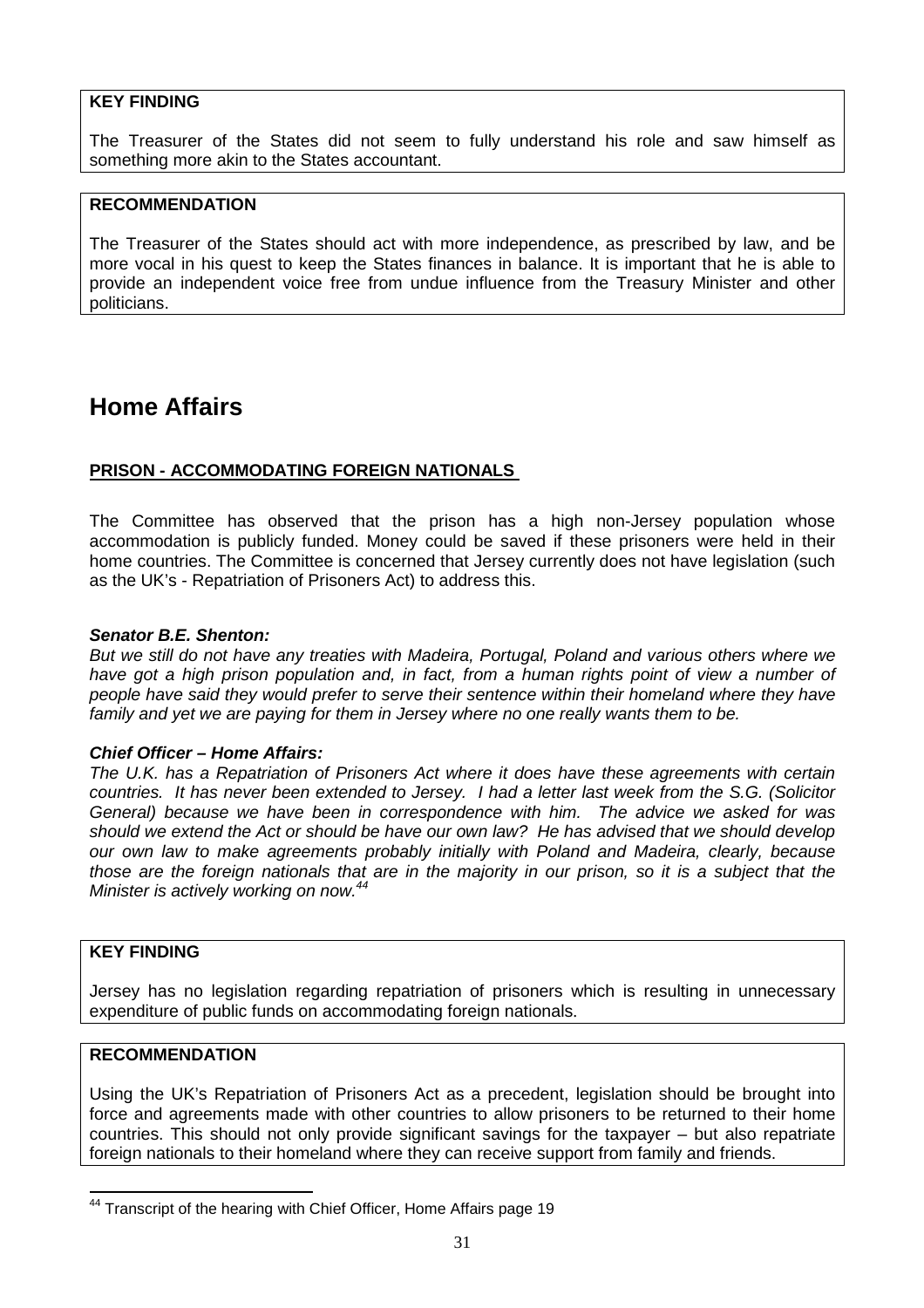**KEY FINDING**

The Treasurer of the States did not seem to fully understand his role and saw himself as something more akin to the States accountant.

**RECOMMENDATION**

The Treasurer of the States should act with more independence, as prescribed by law, and be more vocal in his quest to keep the States finances in balance. It is important that he is able to provide an independent voice free from undue influence from the Treasury Minister and other politicians.

# Home Affairs

## PRISON - ACCOMMODATING FOREIGN NATIONALS

The Committee has observed that the prison has a high non-Jersey population whose accommodation is publicly funded. Money could be saved if these prisoners were held in their home countries. The Committee is concerned that Jersey currently does not have legislation (such as the UK's - Repatriation of Prisoners Act) to address this.

***Senator B.E. Shenton:***
*But we still do not have any treaties with Madeira, Portugal, Poland and various others where we have got a high prison population and, in fact, from a human rights point of view a number of people have said they would prefer to serve their sentence within their homeland where they have family and yet we are paying for them in Jersey where no one really wants them to be.*

***Chief Officer – Home Affairs:***
*The U.K. has a Repatriation of Prisoners Act where it does have these agreements with certain countries. It has never been extended to Jersey. I had a letter last week from the S.G. (Solicitor General) because we have been in correspondence with him. The advice we asked for was should we extend the Act or should be have our own law? He has advised that we should develop our own law to make agreements probably initially with Poland and Madeira, clearly, because those are the foreign nationals that are in the majority in our prison, so it is a subject that the Minister is actively working on now.*[44]

**KEY FINDING**

Jersey has no legislation regarding repatriation of prisoners which is resulting in unnecessary expenditure of public funds on accommodating foreign nationals.

**RECOMMENDATION**

Using the UK's Repatriation of Prisoners Act as a precedent, legislation should be brought into force and agreements made with other countries to allow prisoners to be returned to their home countries. This should not only provide significant savings for the taxpayer – but also repatriate foreign nationals to their homeland where they can receive support from family and friends.

[44] Transcript of the hearing with Chief Officer, Home Affairs page 19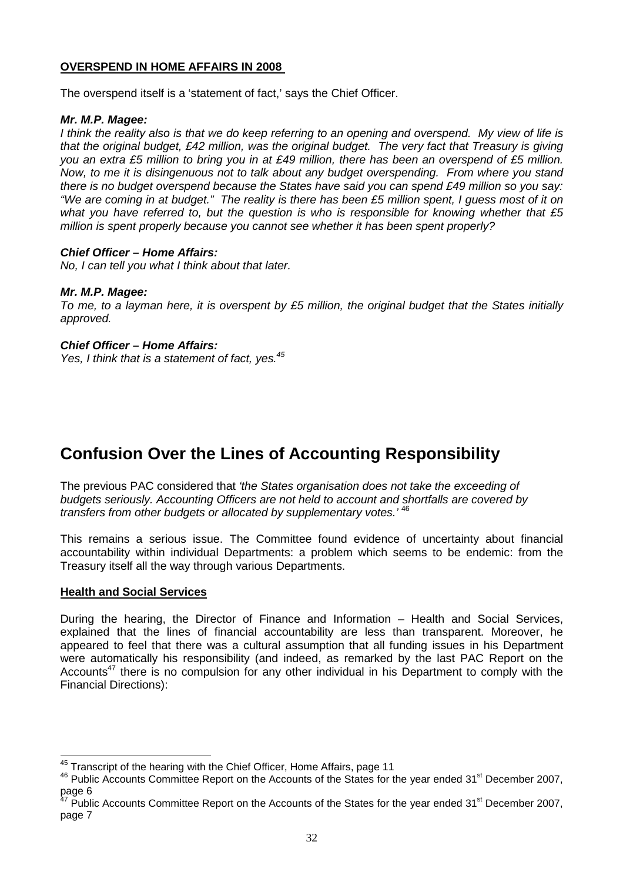**OVERSPEND IN HOME AFFAIRS IN 2008**

The overspend itself is a 'statement of fact,' says the Chief Officer.

***Mr. M.P. Magee:***
*I think the reality also is that we do keep referring to an opening and overspend. My view of life is that the original budget, £42 million, was the original budget. The very fact that Treasury is giving you an extra £5 million to bring you in at £49 million, there has been an overspend of £5 million. Now, to me it is disingenuous not to talk about any budget overspending. From where you stand there is no budget overspend because the States have said you can spend £49 million so you say: "We are coming in at budget." The reality is there has been £5 million spent, I guess most of it on what you have referred to, but the question is who is responsible for knowing whether that £5 million is spent properly because you cannot see whether it has been spent properly?*

***Chief Officer – Home Affairs:***
*No, I can tell you what I think about that later.*

***Mr. M.P. Magee:***
*To me, to a layman here, it is overspent by £5 million, the original budget that the States initially approved.*

***Chief Officer – Home Affairs:***
*Yes, I think that is a statement of fact, yes.*[45]

# Confusion Over the Lines of Accounting Responsibility

The previous PAC considered that *'the States organisation does not take the exceeding of budgets seriously. Accounting Officers are not held to account and shortfalls are covered by transfers from other budgets or allocated by supplementary votes.'* [46]

This remains a serious issue. The Committee found evidence of uncertainty about financial accountability within individual Departments: a problem which seems to be endemic: from the Treasury itself all the way through various Departments.

**Health and Social Services**

During the hearing, the Director of Finance and Information – Health and Social Services, explained that the lines of financial accountability are less than transparent. Moreover, he appeared to feel that there was a cultural assumption that all funding issues in his Department were automatically his responsibility (and indeed, as remarked by the last PAC Report on the Accounts[47] there is no compulsion for any other individual in his Department to comply with the Financial Directions):

---

[45] Transcript of the hearing with the Chief Officer, Home Affairs, page 11

[46] Public Accounts Committee Report on the Accounts of the States for the year ended 31st December 2007, page 6

[47] Public Accounts Committee Report on the Accounts of the States for the year ended 31st December 2007, page 7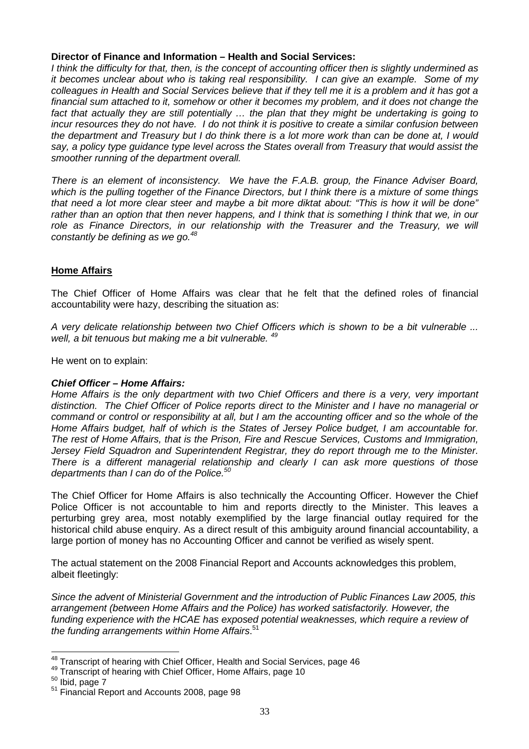**Director of Finance and Information – Health and Social Services:**
*I think the difficulty for that, then, is the concept of accounting officer then is slightly undermined as it becomes unclear about who is taking real responsibility. I can give an example. Some of my colleagues in Health and Social Services believe that if they tell me it is a problem and it has got a financial sum attached to it, somehow or other it becomes my problem, and it does not change the fact that actually they are still potentially … the plan that they might be undertaking is going to incur resources they do not have. I do not think it is positive to create a similar confusion between the department and Treasury but I do think there is a lot more work than can be done at, I would say, a policy type guidance type level across the States overall from Treasury that would assist the smoother running of the department overall.*

*There is an element of inconsistency. We have the F.A.B. group, the Finance Adviser Board, which is the pulling together of the Finance Directors, but I think there is a mixture of some things that need a lot more clear steer and maybe a bit more diktat about: "This is how it will be done" rather than an option that then never happens, and I think that is something I think that we, in our role as Finance Directors, in our relationship with the Treasurer and the Treasury, we will constantly be defining as we go.*[48]

## Home Affairs

The Chief Officer of Home Affairs was clear that he felt that the defined roles of financial accountability were hazy, describing the situation as:

*A very delicate relationship between two Chief Officers which is shown to be a bit vulnerable ... well, a bit tenuous but making me a bit vulnerable.* [49]

He went on to explain:

***Chief Officer – Home Affairs:***
*Home Affairs is the only department with two Chief Officers and there is a very, very important distinction. The Chief Officer of Police reports direct to the Minister and I have no managerial or command or control or responsibility at all, but I am the accounting officer and so the whole of the Home Affairs budget, half of which is the States of Jersey Police budget, I am accountable for. The rest of Home Affairs, that is the Prison, Fire and Rescue Services, Customs and Immigration, Jersey Field Squadron and Superintendent Registrar, they do report through me to the Minister. There is a different managerial relationship and clearly I can ask more questions of those departments than I can do of the Police.*[50]

The Chief Officer for Home Affairs is also technically the Accounting Officer. However the Chief Police Officer is not accountable to him and reports directly to the Minister. This leaves a perturbing grey area, most notably exemplified by the large financial outlay required for the historical child abuse enquiry. As a direct result of this ambiguity around financial accountability, a large portion of money has no Accounting Officer and cannot be verified as wisely spent.

The actual statement on the 2008 Financial Report and Accounts acknowledges this problem, albeit fleetingly:

*Since the advent of Ministerial Government and the introduction of Public Finances Law 2005, this arrangement (between Home Affairs and the Police) has worked satisfactorily. However, the funding experience with the HCAE has exposed potential weaknesses, which require a review of the funding arrangements within Home Affairs*.[51]

---

[48] Transcript of hearing with Chief Officer, Health and Social Services, page 46
[49] Transcript of hearing with Chief Officer, Home Affairs, page 10
[50] Ibid, page 7
[51] Financial Report and Accounts 2008, page 98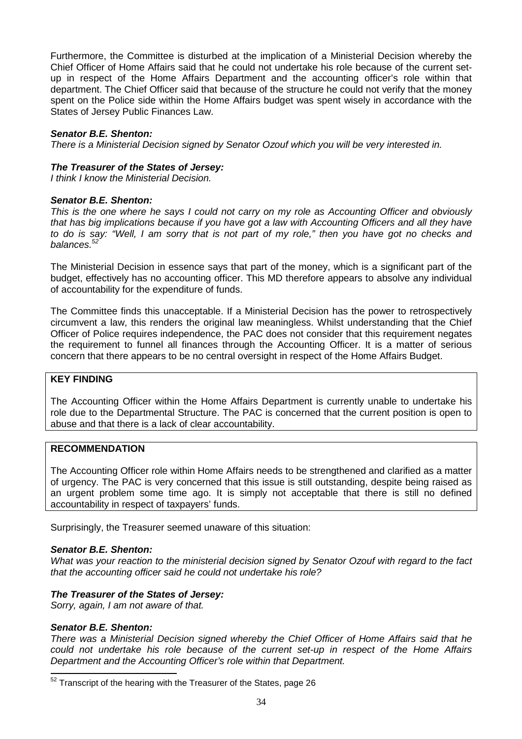Furthermore, the Committee is disturbed at the implication of a Ministerial Decision whereby the Chief Officer of Home Affairs said that he could not undertake his role because of the current set-up in respect of the Home Affairs Department and the accounting officer's role within that department. The Chief Officer said that because of the structure he could not verify that the money spent on the Police side within the Home Affairs budget was spent wisely in accordance with the States of Jersey Public Finances Law.

***Senator B.E. Shenton:***
*There is a Ministerial Decision signed by Senator Ozouf which you will be very interested in.*

***The Treasurer of the States of Jersey:***
*I think I know the Ministerial Decision.*

***Senator B.E. Shenton:***
*This is the one where he says I could not carry on my role as Accounting Officer and obviously that has big implications because if you have got a law with Accounting Officers and all they have to do is say: "Well, I am sorry that is not part of my role," then you have got no checks and balances.*[52]

The Ministerial Decision in essence says that part of the money, which is a significant part of the budget, effectively has no accounting officer. This MD therefore appears to absolve any individual of accountability for the expenditure of funds.

The Committee finds this unacceptable. If a Ministerial Decision has the power to retrospectively circumvent a law, this renders the original law meaningless. Whilst understanding that the Chief Officer of Police requires independence, the PAC does not consider that this requirement negates the requirement to funnel all finances through the Accounting Officer. It is a matter of serious concern that there appears to be no central oversight in respect of the Home Affairs Budget.

**KEY FINDING**

The Accounting Officer within the Home Affairs Department is currently unable to undertake his role due to the Departmental Structure. The PAC is concerned that the current position is open to abuse and that there is a lack of clear accountability.

**RECOMMENDATION**

The Accounting Officer role within Home Affairs needs to be strengthened and clarified as a matter of urgency. The PAC is very concerned that this issue is still outstanding, despite being raised as an urgent problem some time ago. It is simply not acceptable that there is still no defined accountability in respect of taxpayers' funds.

Surprisingly, the Treasurer seemed unaware of this situation:

***Senator B.E. Shenton:***
*What was your reaction to the ministerial decision signed by Senator Ozouf with regard to the fact that the accounting officer said he could not undertake his role?*

***The Treasurer of the States of Jersey:***
*Sorry, again, I am not aware of that.*

***Senator B.E. Shenton:***
*There was a Ministerial Decision signed whereby the Chief Officer of Home Affairs said that he could not undertake his role because of the current set-up in respect of the Home Affairs Department and the Accounting Officer's role within that Department.*

[52] Transcript of the hearing with the Treasurer of the States, page 26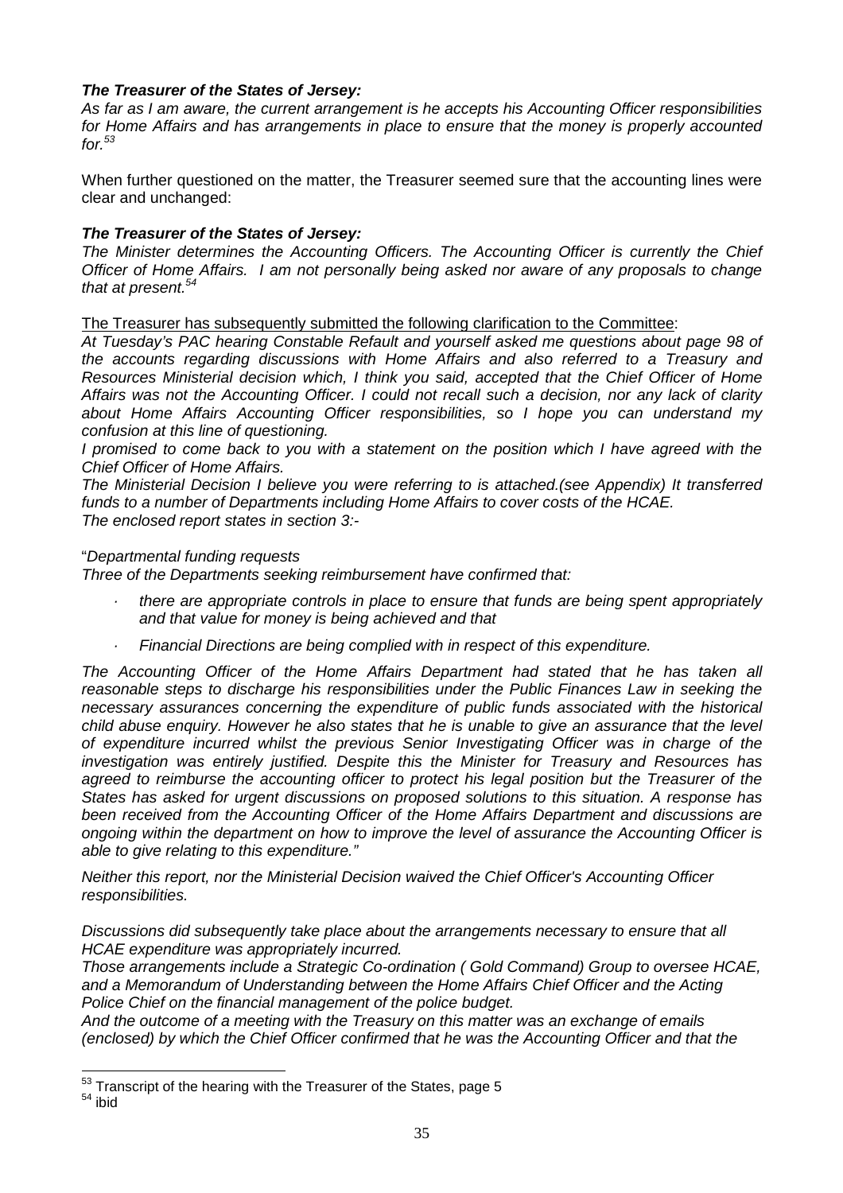***The Treasurer of the States of Jersey:***
*As far as I am aware, the current arrangement is he accepts his Accounting Officer responsibilities for Home Affairs and has arrangements in place to ensure that the money is properly accounted for.*[53]

When further questioned on the matter, the Treasurer seemed sure that the accounting lines were clear and unchanged:

***The Treasurer of the States of Jersey:***
*The Minister determines the Accounting Officers. The Accounting Officer is currently the Chief Officer of Home Affairs. I am not personally being asked nor aware of any proposals to change that at present.*[54]

<u>The Treasurer has subsequently submitted the following clarification to the Committee</u>:
*At Tuesday's PAC hearing Constable Refault and yourself asked me questions about page 98 of the accounts regarding discussions with Home Affairs and also referred to a Treasury and Resources Ministerial decision which, I think you said, accepted that the Chief Officer of Home Affairs was not the Accounting Officer. I could not recall such a decision, nor any lack of clarity about Home Affairs Accounting Officer responsibilities, so I hope you can understand my confusion at this line of questioning.*
*I promised to come back to you with a statement on the position which I have agreed with the Chief Officer of Home Affairs.*
*The Ministerial Decision I believe you were referring to is attached.(see Appendix) It transferred funds to a number of Departments including Home Affairs to cover costs of the HCAE.*
*The enclosed report states in section 3:-*

"*Departmental funding requests*
*Three of the Departments seeking reimbursement have confirmed that:*

- *there are appropriate controls in place to ensure that funds are being spent appropriately and that value for money is being achieved and that*
- *Financial Directions are being complied with in respect of this expenditure.*

*The Accounting Officer of the Home Affairs Department had stated that he has taken all reasonable steps to discharge his responsibilities under the Public Finances Law in seeking the necessary assurances concerning the expenditure of public funds associated with the historical child abuse enquiry. However he also states that he is unable to give an assurance that the level of expenditure incurred whilst the previous Senior Investigating Officer was in charge of the investigation was entirely justified. Despite this the Minister for Treasury and Resources has agreed to reimburse the accounting officer to protect his legal position but the Treasurer of the States has asked for urgent discussions on proposed solutions to this situation. A response has been received from the Accounting Officer of the Home Affairs Department and discussions are ongoing within the department on how to improve the level of assurance the Accounting Officer is able to give relating to this expenditure."*

*Neither this report, nor the Ministerial Decision waived the Chief Officer's Accounting Officer responsibilities.*

*Discussions did subsequently take place about the arrangements necessary to ensure that all HCAE expenditure was appropriately incurred.*
*Those arrangements include a Strategic Co-ordination ( Gold Command) Group to oversee HCAE, and a Memorandum of Understanding between the Home Affairs Chief Officer and the Acting Police Chief on the financial management of the police budget.*
*And the outcome of a meeting with the Treasury on this matter was an exchange of emails (enclosed) by which the Chief Officer confirmed that he was the Accounting Officer and that the*

[53] Transcript of the hearing with the Treasurer of the States, page 5
[54] ibid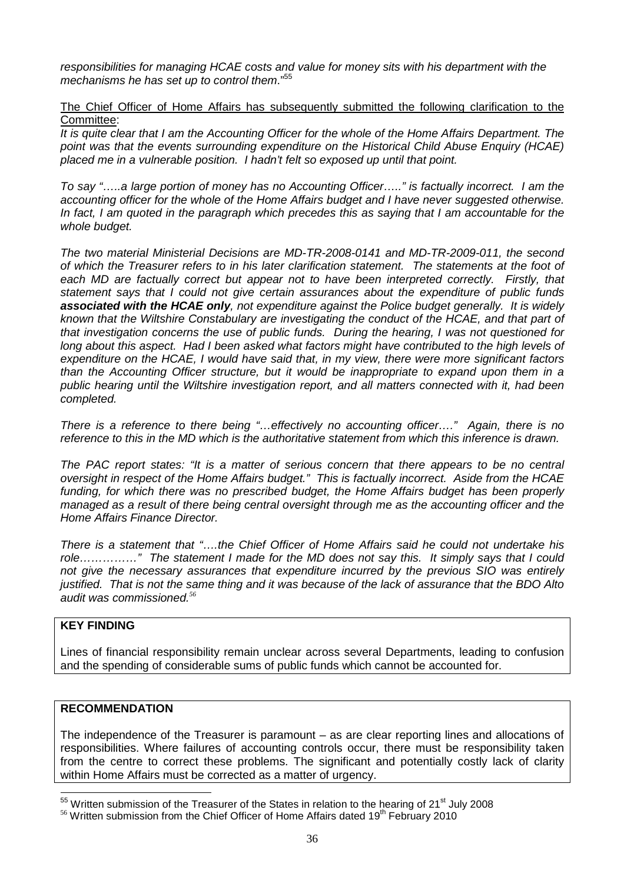*responsibilities for managing HCAE costs and value for money sits with his department with the mechanisms he has set up to control them*."[55]

<u>The Chief Officer of Home Affairs has subsequently submitted the following clarification to the Committee</u>:

*It is quite clear that I am the Accounting Officer for the whole of the Home Affairs Department. The point was that the events surrounding expenditure on the Historical Child Abuse Enquiry (HCAE) placed me in a vulnerable position. I hadn't felt so exposed up until that point.*

*To say "…..a large portion of money has no Accounting Officer….." is factually incorrect. I am the accounting officer for the whole of the Home Affairs budget and I have never suggested otherwise. In fact, I am quoted in the paragraph which precedes this as saying that I am accountable for the whole budget.*

*The two material Ministerial Decisions are MD-TR-2008-0141 and MD-TR-2009-011, the second of which the Treasurer refers to in his later clarification statement. The statements at the foot of each MD are factually correct but appear not to have been interpreted correctly. Firstly, that statement says that I could not give certain assurances about the expenditure of public funds* ***associated with the HCAE only****, not expenditure against the Police budget generally. It is widely known that the Wiltshire Constabulary are investigating the conduct of the HCAE, and that part of that investigation concerns the use of public funds. During the hearing, I was not questioned for long about this aspect. Had I been asked what factors might have contributed to the high levels of expenditure on the HCAE, I would have said that, in my view, there were more significant factors than the Accounting Officer structure, but it would be inappropriate to expand upon them in a public hearing until the Wiltshire investigation report, and all matters connected with it, had been completed.*

*There is a reference to there being "…effectively no accounting officer…." Again, there is no reference to this in the MD which is the authoritative statement from which this inference is drawn.*

*The PAC report states: "It is a matter of serious concern that there appears to be no central oversight in respect of the Home Affairs budget." This is factually incorrect. Aside from the HCAE funding, for which there was no prescribed budget, the Home Affairs budget has been properly managed as a result of there being central oversight through me as the accounting officer and the Home Affairs Finance Director.*

*There is a statement that "….the Chief Officer of Home Affairs said he could not undertake his role……………" The statement I made for the MD does not say this. It simply says that I could not give the necessary assurances that expenditure incurred by the previous SIO was entirely justified. That is not the same thing and it was because of the lack of assurance that the BDO Alto audit was commissioned.*[56]

**KEY FINDING**

Lines of financial responsibility remain unclear across several Departments, leading to confusion and the spending of considerable sums of public funds which cannot be accounted for.

**RECOMMENDATION**

The independence of the Treasurer is paramount – as are clear reporting lines and allocations of responsibilities. Where failures of accounting controls occur, there must be responsibility taken from the centre to correct these problems. The significant and potentially costly lack of clarity within Home Affairs must be corrected as a matter of urgency.

---

[55] Written submission of the Treasurer of the States in relation to the hearing of 21st July 2008

[56] Written submission from the Chief Officer of Home Affairs dated 19th February 2010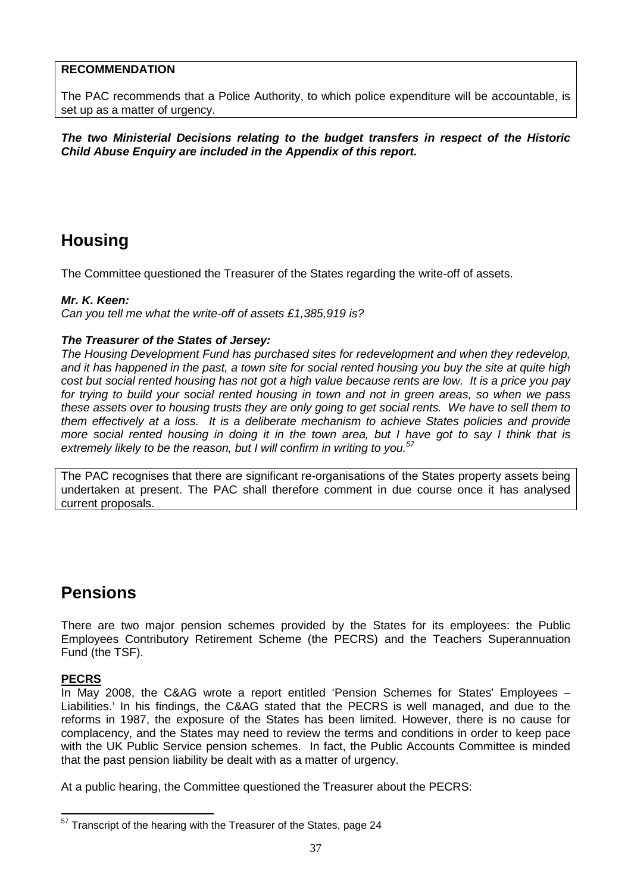**RECOMMENDATION**

The PAC recommends that a Police Authority, to which police expenditure will be accountable, is set up as a matter of urgency.

***The two Ministerial Decisions relating to the budget transfers in respect of the Historic Child Abuse Enquiry are included in the Appendix of this report.***

## Housing

The Committee questioned the Treasurer of the States regarding the write-off of assets.

***Mr. K. Keen:***
*Can you tell me what the write-off of assets £1,385,919 is?*

***The Treasurer of the States of Jersey:***
*The Housing Development Fund has purchased sites for redevelopment and when they redevelop, and it has happened in the past, a town site for social rented housing you buy the site at quite high cost but social rented housing has not got a high value because rents are low. It is a price you pay for trying to build your social rented housing in town and not in green areas, so when we pass these assets over to housing trusts they are only going to get social rents. We have to sell them to them effectively at a loss. It is a deliberate mechanism to achieve States policies and provide more social rented housing in doing it in the town area, but I have got to say I think that is extremely likely to be the reason, but I will confirm in writing to you.*[57]

The PAC recognises that there are significant re-organisations of the States property assets being undertaken at present. The PAC shall therefore comment in due course once it has analysed current proposals.

## Pensions

There are two major pension schemes provided by the States for its employees: the Public Employees Contributory Retirement Scheme (the PECRS) and the Teachers Superannuation Fund (the TSF).

**PECRS**

In May 2008, the C&AG wrote a report entitled 'Pension Schemes for States' Employees – Liabilities.' In his findings, the C&AG stated that the PECRS is well managed, and due to the reforms in 1987, the exposure of the States has been limited. However, there is no cause for complacency, and the States may need to review the terms and conditions in order to keep pace with the UK Public Service pension schemes. In fact, the Public Accounts Committee is minded that the past pension liability be dealt with as a matter of urgency.

At a public hearing, the Committee questioned the Treasurer about the PECRS:

[57] Transcript of the hearing with the Treasurer of the States, page 24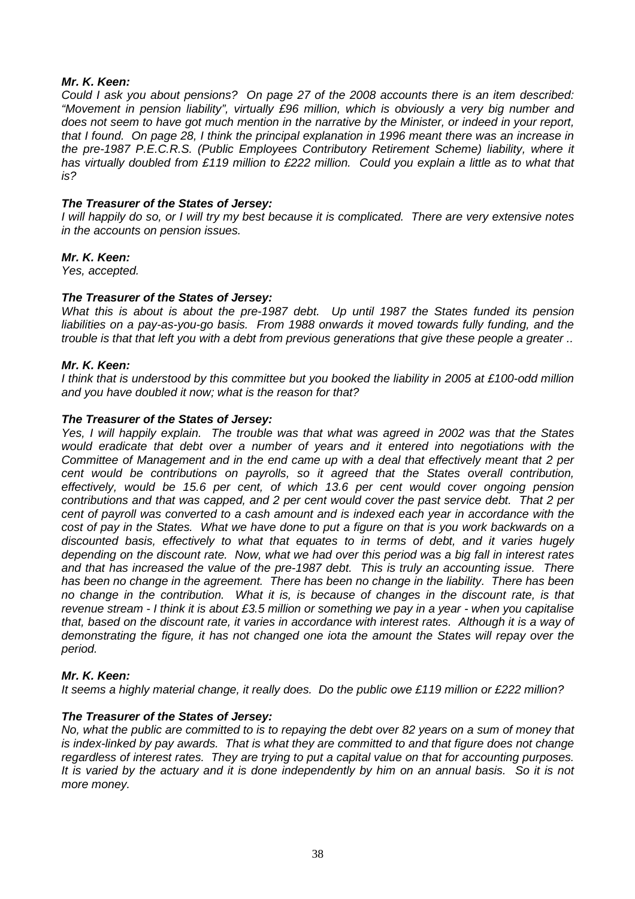***Mr. K. Keen:***

*Could I ask you about pensions? On page 27 of the 2008 accounts there is an item described: "Movement in pension liability", virtually £96 million, which is obviously a very big number and does not seem to have got much mention in the narrative by the Minister, or indeed in your report, that I found. On page 28, I think the principal explanation in 1996 meant there was an increase in the pre-1987 P.E.C.R.S. (Public Employees Contributory Retirement Scheme) liability, where it has virtually doubled from £119 million to £222 million. Could you explain a little as to what that is?*

***The Treasurer of the States of Jersey:***

*I will happily do so, or I will try my best because it is complicated. There are very extensive notes in the accounts on pension issues.*

***Mr. K. Keen:***

*Yes, accepted.*

***The Treasurer of the States of Jersey:***

*What this is about is about the pre-1987 debt. Up until 1987 the States funded its pension liabilities on a pay-as-you-go basis. From 1988 onwards it moved towards fully funding, and the trouble is that that left you with a debt from previous generations that give these people a greater ..*

***Mr. K. Keen:***

*I think that is understood by this committee but you booked the liability in 2005 at £100-odd million and you have doubled it now; what is the reason for that?*

***The Treasurer of the States of Jersey:***

*Yes, I will happily explain. The trouble was that what was agreed in 2002 was that the States would eradicate that debt over a number of years and it entered into negotiations with the Committee of Management and in the end came up with a deal that effectively meant that 2 per cent would be contributions on payrolls, so it agreed that the States overall contribution, effectively, would be 15.6 per cent, of which 13.6 per cent would cover ongoing pension contributions and that was capped, and 2 per cent would cover the past service debt. That 2 per cent of payroll was converted to a cash amount and is indexed each year in accordance with the cost of pay in the States. What we have done to put a figure on that is you work backwards on a discounted basis, effectively to what that equates to in terms of debt, and it varies hugely depending on the discount rate. Now, what we had over this period was a big fall in interest rates and that has increased the value of the pre-1987 debt. This is truly an accounting issue. There has been no change in the agreement. There has been no change in the liability. There has been no change in the contribution. What it is, is because of changes in the discount rate, is that revenue stream - I think it is about £3.5 million or something we pay in a year - when you capitalise that, based on the discount rate, it varies in accordance with interest rates. Although it is a way of demonstrating the figure, it has not changed one iota the amount the States will repay over the period.*

***Mr. K. Keen:***

*It seems a highly material change, it really does. Do the public owe £119 million or £222 million?*

***The Treasurer of the States of Jersey:***

*No, what the public are committed to is to repaying the debt over 82 years on a sum of money that is index-linked by pay awards. That is what they are committed to and that figure does not change regardless of interest rates. They are trying to put a capital value on that for accounting purposes. It is varied by the actuary and it is done independently by him on an annual basis. So it is not more money.*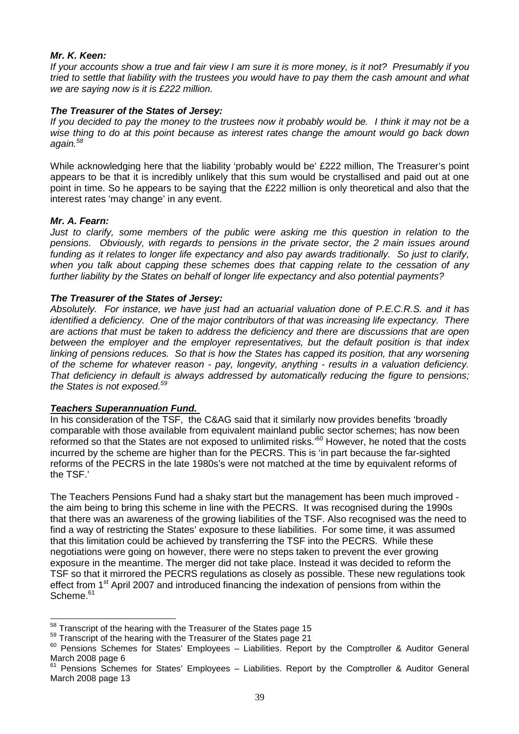***Mr. K. Keen:***
*If your accounts show a true and fair view I am sure it is more money, is it not? Presumably if you tried to settle that liability with the trustees you would have to pay them the cash amount and what we are saying now is it is £222 million.*

***The Treasurer of the States of Jersey:***
*If you decided to pay the money to the trustees now it probably would be. I think it may not be a wise thing to do at this point because as interest rates change the amount would go back down again.*[58]

While acknowledging here that the liability 'probably would be' £222 million, The Treasurer's point appears to be that it is incredibly unlikely that this sum would be crystallised and paid out at one point in time. So he appears to be saying that the £222 million is only theoretical and also that the interest rates 'may change' in any event.

***Mr. A. Fearn:***
*Just to clarify, some members of the public were asking me this question in relation to the pensions. Obviously, with regards to pensions in the private sector, the 2 main issues around funding as it relates to longer life expectancy and also pay awards traditionally. So just to clarify, when you talk about capping these schemes does that capping relate to the cessation of any further liability by the States on behalf of longer life expectancy and also potential payments?*

***The Treasurer of the States of Jersey:***
*Absolutely. For instance, we have just had an actuarial valuation done of P.E.C.R.S. and it has identified a deficiency. One of the major contributors of that was increasing life expectancy. There are actions that must be taken to address the deficiency and there are discussions that are open between the employer and the employer representatives, but the default position is that index linking of pensions reduces. So that is how the States has capped its position, that any worsening of the scheme for whatever reason - pay, longevity, anything - results in a valuation deficiency. That deficiency in default is always addressed by automatically reducing the figure to pensions; the States is not exposed.*[59]

***Teachers Superannuation Fund.***

In his consideration of the TSF, the C&AG said that it similarly now provides benefits 'broadly comparable with those available from equivalent mainland public sector schemes; has now been reformed so that the States are not exposed to unlimited risks.'[60] However, he noted that the costs incurred by the scheme are higher than for the PECRS. This is 'in part because the far-sighted reforms of the PECRS in the late 1980s's were not matched at the time by equivalent reforms of the TSF.'

The Teachers Pensions Fund had a shaky start but the management has been much improved - the aim being to bring this scheme in line with the PECRS. It was recognised during the 1990s that there was an awareness of the growing liabilities of the TSF. Also recognised was the need to find a way of restricting the States' exposure to these liabilities. For some time, it was assumed that this limitation could be achieved by transferring the TSF into the PECRS. While these negotiations were going on however, there were no steps taken to prevent the ever growing exposure in the meantime. The merger did not take place. Instead it was decided to reform the TSF so that it mirrored the PECRS regulations as closely as possible. These new regulations took effect from 1st April 2007 and introduced financing the indexation of pensions from within the Scheme.[61]

---

[58] Transcript of the hearing with the Treasurer of the States page 15

[59] Transcript of the hearing with the Treasurer of the States page 21

[60] Pensions Schemes for States' Employees – Liabilities. Report by the Comptroller & Auditor General March 2008 page 6

[61] Pensions Schemes for States' Employees – Liabilities. Report by the Comptroller & Auditor General March 2008 page 13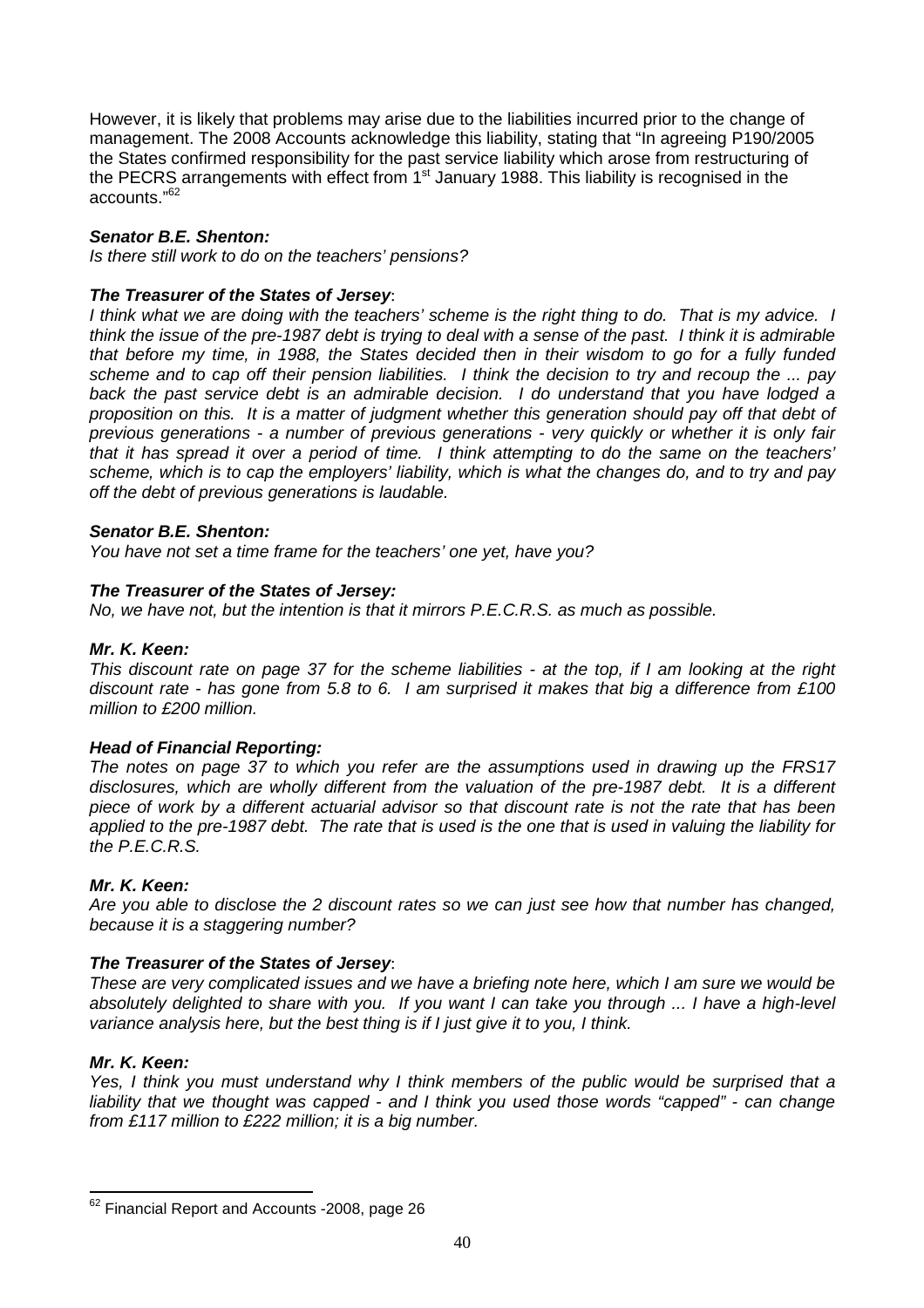However, it is likely that problems may arise due to the liabilities incurred prior to the change of management. The 2008 Accounts acknowledge this liability, stating that "In agreeing P190/2005 the States confirmed responsibility for the past service liability which arose from restructuring of the PECRS arrangements with effect from 1st January 1988. This liability is recognised in the accounts."[62]

***Senator B.E. Shenton:***
*Is there still work to do on the teachers' pensions?*

***The Treasurer of the States of Jersey***:
*I think what we are doing with the teachers' scheme is the right thing to do. That is my advice. I think the issue of the pre-1987 debt is trying to deal with a sense of the past. I think it is admirable that before my time, in 1988, the States decided then in their wisdom to go for a fully funded scheme and to cap off their pension liabilities. I think the decision to try and recoup the ... pay back the past service debt is an admirable decision. I do understand that you have lodged a proposition on this. It is a matter of judgment whether this generation should pay off that debt of previous generations - a number of previous generations - very quickly or whether it is only fair that it has spread it over a period of time. I think attempting to do the same on the teachers' scheme, which is to cap the employers' liability, which is what the changes do, and to try and pay off the debt of previous generations is laudable.*

***Senator B.E. Shenton:***
*You have not set a time frame for the teachers' one yet, have you?*

***The Treasurer of the States of Jersey:***
*No, we have not, but the intention is that it mirrors P.E.C.R.S. as much as possible.*

***Mr. K. Keen:***
*This discount rate on page 37 for the scheme liabilities - at the top, if I am looking at the right discount rate - has gone from 5.8 to 6. I am surprised it makes that big a difference from £100 million to £200 million.*

***Head of Financial Reporting:***
*The notes on page 37 to which you refer are the assumptions used in drawing up the FRS17 disclosures, which are wholly different from the valuation of the pre-1987 debt. It is a different piece of work by a different actuarial advisor so that discount rate is not the rate that has been applied to the pre-1987 debt. The rate that is used is the one that is used in valuing the liability for the P.E.C.R.S.*

***Mr. K. Keen:***
*Are you able to disclose the 2 discount rates so we can just see how that number has changed, because it is a staggering number?*

***The Treasurer of the States of Jersey***:
*These are very complicated issues and we have a briefing note here, which I am sure we would be absolutely delighted to share with you. If you want I can take you through ... I have a high-level variance analysis here, but the best thing is if I just give it to you, I think.*

***Mr. K. Keen:***
*Yes, I think you must understand why I think members of the public would be surprised that a liability that we thought was capped - and I think you used those words "capped" - can change from £117 million to £222 million; it is a big number.*

---

[62] Financial Report and Accounts -2008, page 26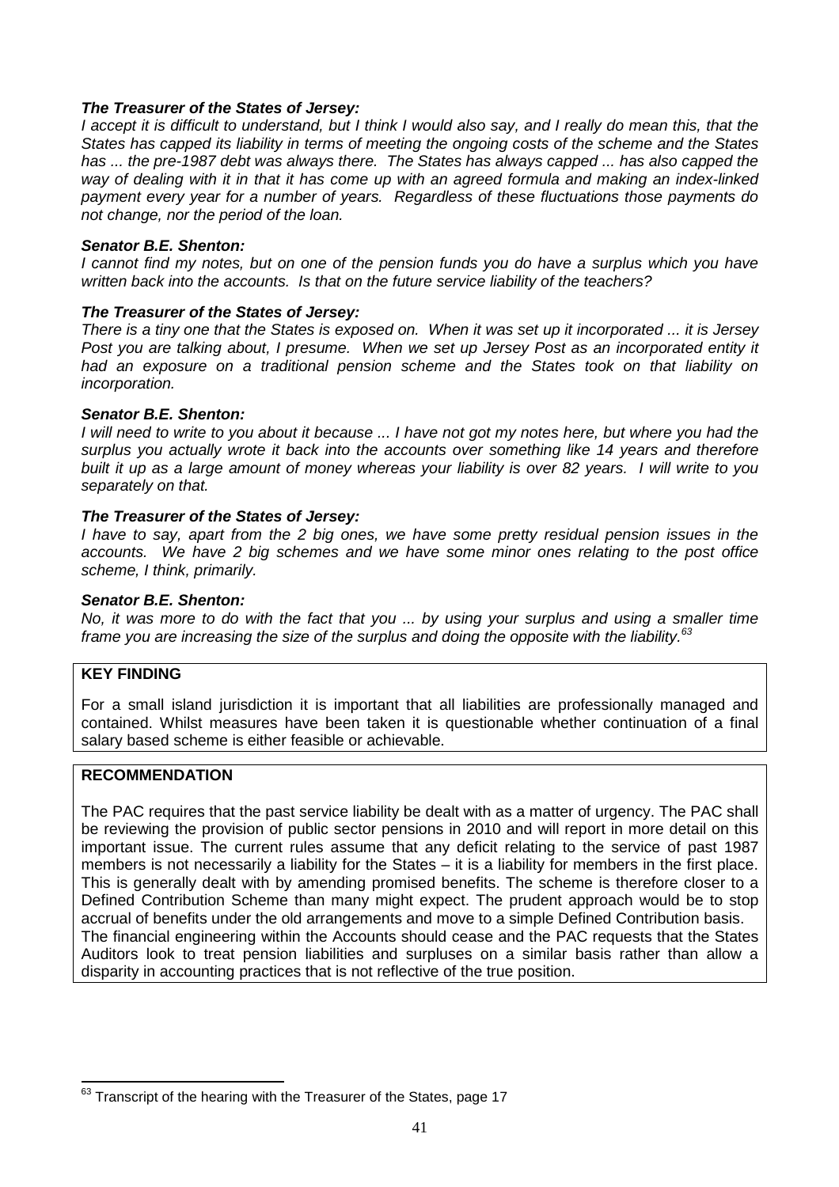***The Treasurer of the States of Jersey:***
*I accept it is difficult to understand, but I think I would also say, and I really do mean this, that the States has capped its liability in terms of meeting the ongoing costs of the scheme and the States has ... the pre-1987 debt was always there. The States has always capped ... has also capped the way of dealing with it in that it has come up with an agreed formula and making an index-linked payment every year for a number of years. Regardless of these fluctuations those payments do not change, nor the period of the loan.*

***Senator B.E. Shenton:***
*I cannot find my notes, but on one of the pension funds you do have a surplus which you have written back into the accounts. Is that on the future service liability of the teachers?*

***The Treasurer of the States of Jersey:***
*There is a tiny one that the States is exposed on. When it was set up it incorporated ... it is Jersey Post you are talking about, I presume. When we set up Jersey Post as an incorporated entity it had an exposure on a traditional pension scheme and the States took on that liability on incorporation.*

***Senator B.E. Shenton:***
*I will need to write to you about it because ... I have not got my notes here, but where you had the surplus you actually wrote it back into the accounts over something like 14 years and therefore built it up as a large amount of money whereas your liability is over 82 years. I will write to you separately on that.*

***The Treasurer of the States of Jersey:***
*I have to say, apart from the 2 big ones, we have some pretty residual pension issues in the accounts. We have 2 big schemes and we have some minor ones relating to the post office scheme, I think, primarily.*

***Senator B.E. Shenton:***
*No, it was more to do with the fact that you ... by using your surplus and using a smaller time frame you are increasing the size of the surplus and doing the opposite with the liability.*[63]

**KEY FINDING**

For a small island jurisdiction it is important that all liabilities are professionally managed and contained. Whilst measures have been taken it is questionable whether continuation of a final salary based scheme is either feasible or achievable.

**RECOMMENDATION**

The PAC requires that the past service liability be dealt with as a matter of urgency. The PAC shall be reviewing the provision of public sector pensions in 2010 and will report in more detail on this important issue. The current rules assume that any deficit relating to the service of past 1987 members is not necessarily a liability for the States – it is a liability for members in the first place. This is generally dealt with by amending promised benefits. The scheme is therefore closer to a Defined Contribution Scheme than many might expect. The prudent approach would be to stop accrual of benefits under the old arrangements and move to a simple Defined Contribution basis.
The financial engineering within the Accounts should cease and the PAC requests that the States Auditors look to treat pension liabilities and surpluses on a similar basis rather than allow a disparity in accounting practices that is not reflective of the true position.

---

[63] Transcript of the hearing with the Treasurer of the States, page 17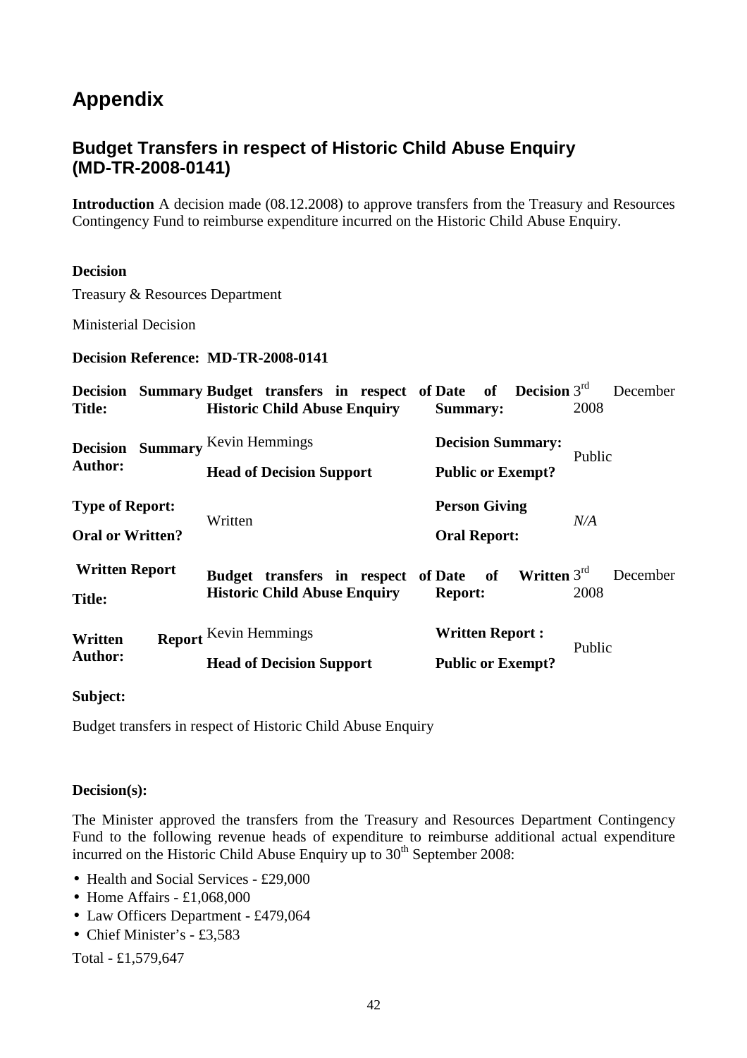# Appendix

## Budget Transfers in respect of Historic Child Abuse Enquiry (MD-TR-2008-0141)

**Introduction** A decision made (08.12.2008) to approve transfers from the Treasury and Resources Contingency Fund to reimburse expenditure incurred on the Historic Child Abuse Enquiry.

**Decision**

Treasury & Resources Department

Ministerial Decision

**Decision Reference: MD-TR-2008-0141**

| | | | |
|---|---|---|---|
| **Decision Summary Title:** | **Budget transfers in respect of Historic Child Abuse Enquiry** | **Date of Decision Summary:** | 3rd December 2008 |
| **Decision Summary Author:** | Kevin Hemmings **Head of Decision Support** | **Decision Summary: Public or Exempt?** | Public |
| **Type of Report: Oral or Written?** | Written | **Person Giving Oral Report:** | *N/A* |
| **Written Report Title:** | **Budget transfers in respect of Historic Child Abuse Enquiry** | **Date of Written Report:** | 3rd December 2008 |
| **Written Report Author:** | Kevin Hemmings **Head of Decision Support** | **Written Report : Public or Exempt?** | Public |

**Subject:**

Budget transfers in respect of Historic Child Abuse Enquiry

**Decision(s):**

The Minister approved the transfers from the Treasury and Resources Department Contingency Fund to the following revenue heads of expenditure to reimburse additional actual expenditure incurred on the Historic Child Abuse Enquiry up to 30th September 2008:

- Health and Social Services - £29,000
- Home Affairs - £1,068,000
- Law Officers Department - £479,064
- Chief Minister's - £3,583

Total - £1,579,647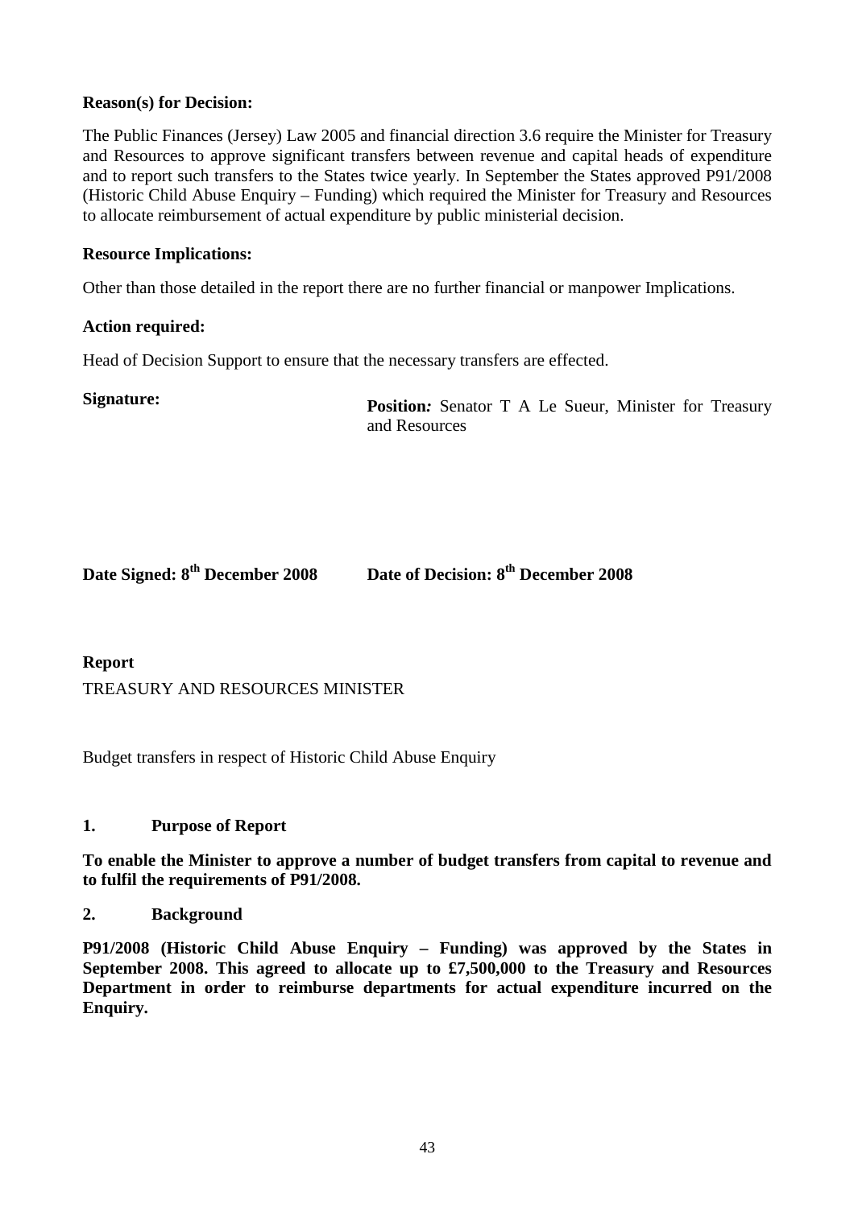**Reason(s) for Decision:**

The Public Finances (Jersey) Law 2005 and financial direction 3.6 require the Minister for Treasury and Resources to approve significant transfers between revenue and capital heads of expenditure and to report such transfers to the States twice yearly. In September the States approved P91/2008 (Historic Child Abuse Enquiry – Funding) which required the Minister for Treasury and Resources to allocate reimbursement of actual expenditure by public ministerial decision.

**Resource Implications:**

Other than those detailed in the report there are no further financial or manpower Implications.

**Action required:**

Head of Decision Support to ensure that the necessary transfers are effected.

**Signature:**

**Position***:* Senator T A Le Sueur, Minister for Treasury and Resources

**Date Signed: 8th December 2008** **Date of Decision: 8th December 2008**

**Report**

TREASURY AND RESOURCES MINISTER

Budget transfers in respect of Historic Child Abuse Enquiry

## 1. Purpose of Report

**To enable the Minister to approve a number of budget transfers from capital to revenue and to fulfil the requirements of P91/2008.**

## 2. Background

**P91/2008 (Historic Child Abuse Enquiry – Funding) was approved by the States in September 2008. This agreed to allocate up to £7,500,000 to the Treasury and Resources Department in order to reimburse departments for actual expenditure incurred on the Enquiry.**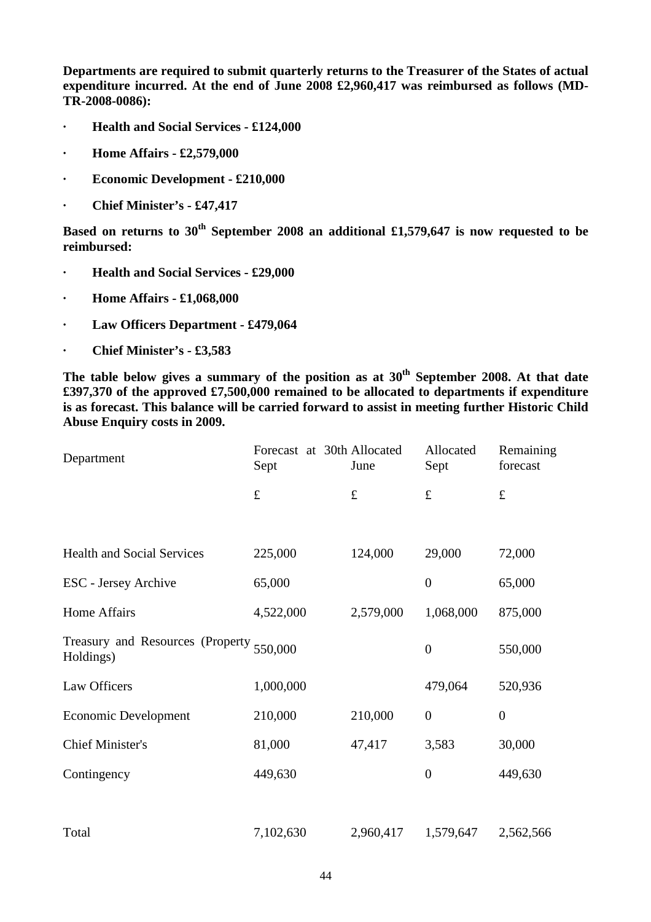**Departments are required to submit quarterly returns to the Treasurer of the States of actual expenditure incurred. At the end of June 2008 £2,960,417 was reimbursed as follows (MD-TR-2008-0086):**

- **Health and Social Services - £124,000**
- **Home Affairs - £2,579,000**
- **Economic Development - £210,000**
- **Chief Minister's - £47,417**

**Based on returns to 30th September 2008 an additional £1,579,647 is now requested to be reimbursed:**

- **Health and Social Services - £29,000**
- **Home Affairs - £1,068,000**
- **Law Officers Department - £479,064**
- **Chief Minister's - £3,583**

**The table below gives a summary of the position as at 30th September 2008. At that date £397,370 of the approved £7,500,000 remained to be allocated to departments if expenditure is as forecast. This balance will be carried forward to assist in meeting further Historic Child Abuse Enquiry costs in 2009.**

| Department | Forecast at 30th Sept | Allocated June | Allocated Sept | Remaining forecast |
|---|---|---|---|---|
| | £ | £ | £ | £ |
| Health and Social Services | 225,000 | 124,000 | 29,000 | 72,000 |
| ESC - Jersey Archive | 65,000 | | 0 | 65,000 |
| Home Affairs | 4,522,000 | 2,579,000 | 1,068,000 | 875,000 |
| Treasury and Resources (Property Holdings) | 550,000 | | 0 | 550,000 |
| Law Officers | 1,000,000 | | 479,064 | 520,936 |
| Economic Development | 210,000 | 210,000 | 0 | 0 |
| Chief Minister's | 81,000 | 47,417 | 3,583 | 30,000 |
| Contingency | 449,630 | | 0 | 449,630 |
| Total | 7,102,630 | 2,960,417 | 1,579,647 | 2,562,566 |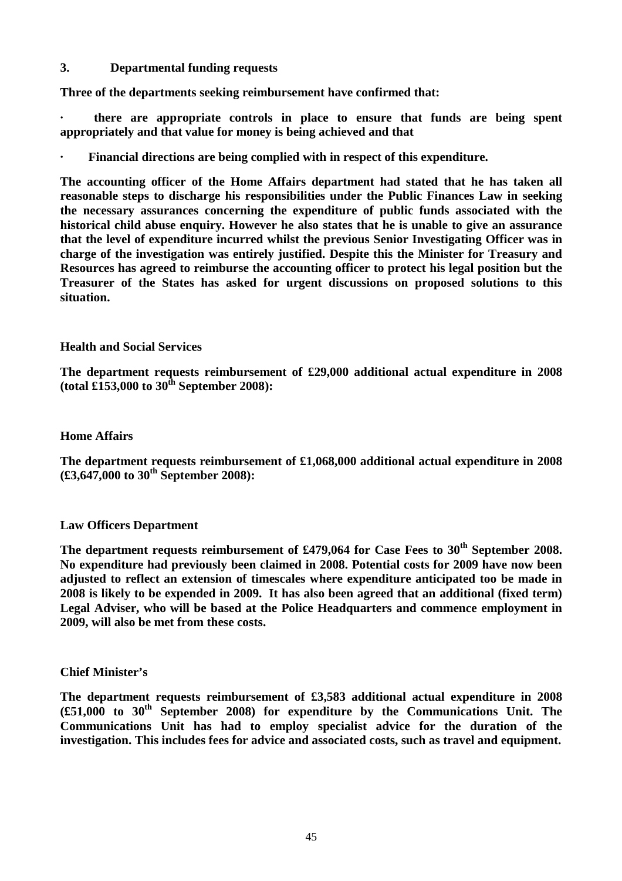## 3. Departmental funding requests

**Three of the departments seeking reimbursement have confirmed that:**

- **there are appropriate controls in place to ensure that funds are being spent appropriately and that value for money is being achieved and that**
- **Financial directions are being complied with in respect of this expenditure.**

**The accounting officer of the Home Affairs department had stated that he has taken all reasonable steps to discharge his responsibilities under the Public Finances Law in seeking the necessary assurances concerning the expenditure of public funds associated with the historical child abuse enquiry. However he also states that he is unable to give an assurance that the level of expenditure incurred whilst the previous Senior Investigating Officer was in charge of the investigation was entirely justified. Despite this the Minister for Treasury and Resources has agreed to reimburse the accounting officer to protect his legal position but the Treasurer of the States has asked for urgent discussions on proposed solutions to this situation.**

### Health and Social Services

**The department requests reimbursement of £29,000 additional actual expenditure in 2008 (total £153,000 to 30th September 2008):**

### Home Affairs

**The department requests reimbursement of £1,068,000 additional actual expenditure in 2008 (£3,647,000 to 30th September 2008):**

### Law Officers Department

**The department requests reimbursement of £479,064 for Case Fees to 30th September 2008. No expenditure had previously been claimed in 2008. Potential costs for 2009 have now been adjusted to reflect an extension of timescales where expenditure anticipated too be made in 2008 is likely to be expended in 2009. It has also been agreed that an additional (fixed term) Legal Adviser, who will be based at the Police Headquarters and commence employment in 2009, will also be met from these costs.**

### Chief Minister's

**The department requests reimbursement of £3,583 additional actual expenditure in 2008 (£51,000 to 30th September 2008) for expenditure by the Communications Unit. The Communications Unit has had to employ specialist advice for the duration of the investigation. This includes fees for advice and associated costs, such as travel and equipment.**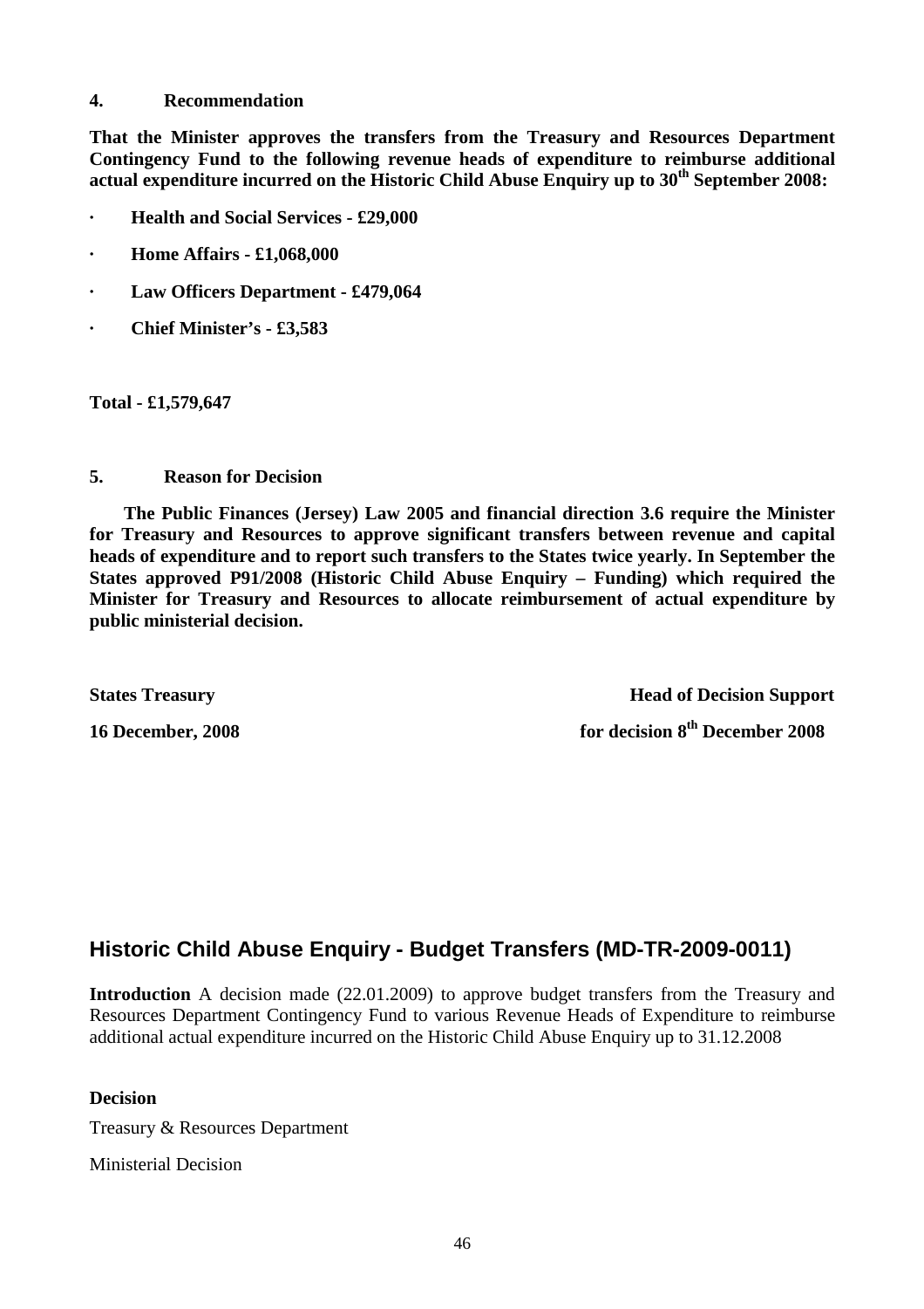**4. Recommendation**

**That the Minister approves the transfers from the Treasury and Resources Department Contingency Fund to the following revenue heads of expenditure to reimburse additional actual expenditure incurred on the Historic Child Abuse Enquiry up to 30th September 2008:**

- **Health and Social Services - £29,000**
- **Home Affairs - £1,068,000**
- **Law Officers Department - £479,064**
- **Chief Minister's - £3,583**

**Total - £1,579,647**

**5. Reason for Decision**

**The Public Finances (Jersey) Law 2005 and financial direction 3.6 require the Minister for Treasury and Resources to approve significant transfers between revenue and capital heads of expenditure and to report such transfers to the States twice yearly. In September the States approved P91/2008 (Historic Child Abuse Enquiry – Funding) which required the Minister for Treasury and Resources to allocate reimbursement of actual expenditure by public ministerial decision.**

**States Treasury** — **Head of Decision Support**

**16 December, 2008** — **for decision 8th December 2008**

## Historic Child Abuse Enquiry - Budget Transfers (MD-TR-2009-0011)

**Introduction** A decision made (22.01.2009) to approve budget transfers from the Treasury and Resources Department Contingency Fund to various Revenue Heads of Expenditure to reimburse additional actual expenditure incurred on the Historic Child Abuse Enquiry up to 31.12.2008

**Decision**

Treasury & Resources Department

Ministerial Decision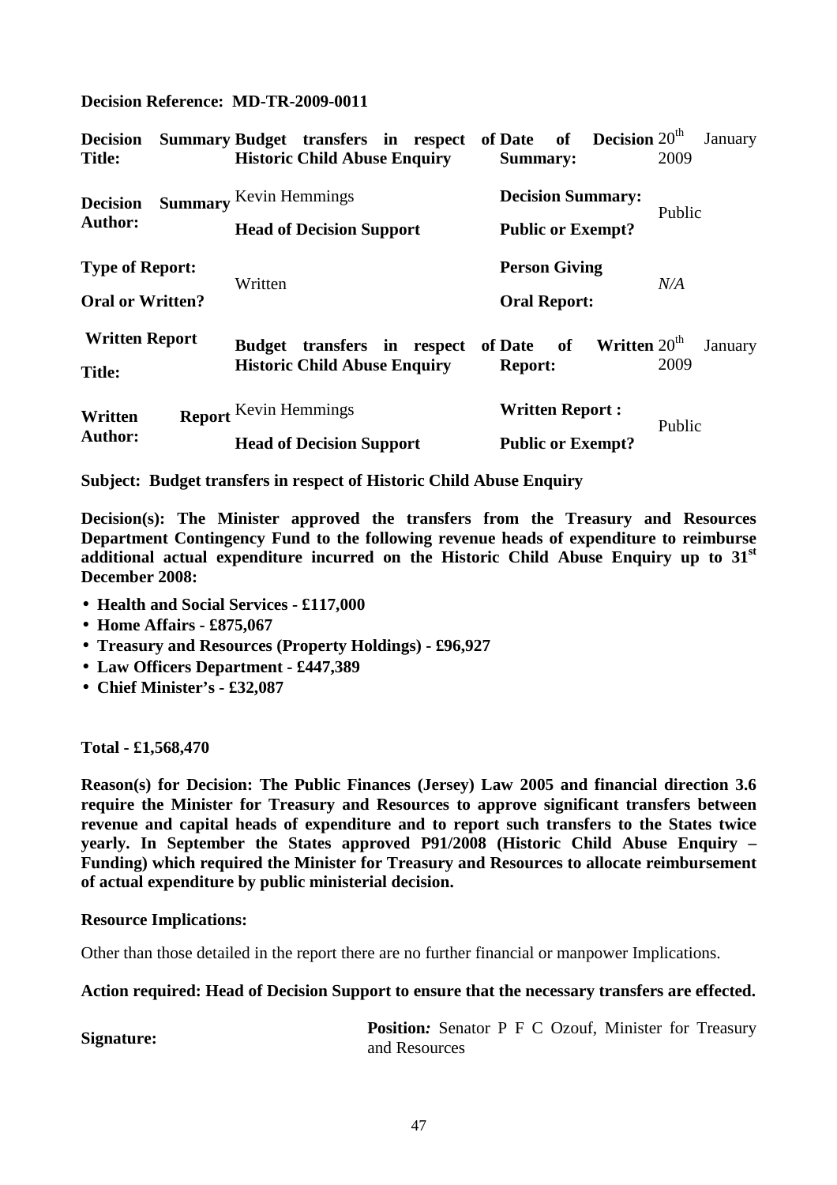**Decision Reference: MD-TR-2009-0011**

| | | | |
|---|---|---|---|
| **Decision Summary Title:** | **Budget transfers in respect of Historic Child Abuse Enquiry** | **Date of Decision Summary:** | 20th January 2009 |
| **Decision Summary Author:** | Kevin Hemmings<br>**Head of Decision Support** | **Decision Summary: Public or Exempt?** | Public |
| **Type of Report: Oral or Written?** | Written | **Person Giving Oral Report:** | *N/A* |
| **Written Report Title:** | **Budget transfers in respect of Historic Child Abuse Enquiry** | **Date of Written Report:** | 20th January 2009 |
| **Written Report Author:** | Kevin Hemmings<br>**Head of Decision Support** | **Written Report : Public or Exempt?** | Public |

**Subject: Budget transfers in respect of Historic Child Abuse Enquiry**

**Decision(s): The Minister approved the transfers from the Treasury and Resources Department Contingency Fund to the following revenue heads of expenditure to reimburse additional actual expenditure incurred on the Historic Child Abuse Enquiry up to 31st December 2008:**

- **Health and Social Services - £117,000**
- **Home Affairs - £875,067**
- **Treasury and Resources (Property Holdings) - £96,927**
- **Law Officers Department - £447,389**
- **Chief Minister's - £32,087**

**Total - £1,568,470**

**Reason(s) for Decision: The Public Finances (Jersey) Law 2005 and financial direction 3.6 require the Minister for Treasury and Resources to approve significant transfers between revenue and capital heads of expenditure and to report such transfers to the States twice yearly. In September the States approved P91/2008 (Historic Child Abuse Enquiry – Funding) which required the Minister for Treasury and Resources to allocate reimbursement of actual expenditure by public ministerial decision.**

**Resource Implications:**

Other than those detailed in the report there are no further financial or manpower Implications.

**Action required: Head of Decision Support to ensure that the necessary transfers are effected.**

| | |
|---|---|
| **Signature:** | **Position***:* Senator P F C Ozouf, Minister for Treasury and Resources |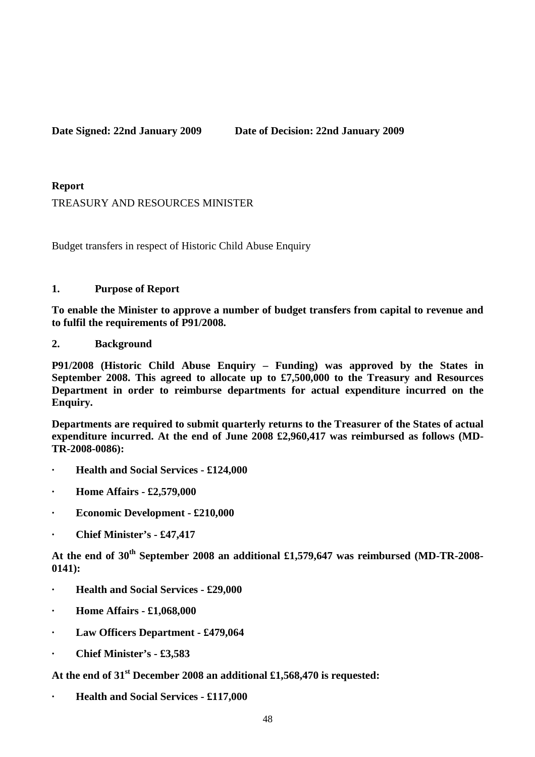**Date Signed: 22nd January 2009 Date of Decision: 22nd January 2009**

**Report**

TREASURY AND RESOURCES MINISTER

Budget transfers in respect of Historic Child Abuse Enquiry

**1. Purpose of Report**

**To enable the Minister to approve a number of budget transfers from capital to revenue and to fulfil the requirements of P91/2008.**

**2. Background**

**P91/2008 (Historic Child Abuse Enquiry – Funding) was approved by the States in September 2008. This agreed to allocate up to £7,500,000 to the Treasury and Resources Department in order to reimburse departments for actual expenditure incurred on the Enquiry.**

**Departments are required to submit quarterly returns to the Treasurer of the States of actual expenditure incurred. At the end of June 2008 £2,960,417 was reimbursed as follows (MD-TR-2008-0086):**

- **Health and Social Services - £124,000**
- **Home Affairs - £2,579,000**
- **Economic Development - £210,000**
- **Chief Minister's - £47,417**

**At the end of 30th September 2008 an additional £1,579,647 was reimbursed (MD-TR-2008-0141):**

- **Health and Social Services - £29,000**
- **Home Affairs - £1,068,000**
- **Law Officers Department - £479,064**
- **Chief Minister's - £3,583**

**At the end of 31st December 2008 an additional £1,568,470 is requested:**

- **Health and Social Services - £117,000**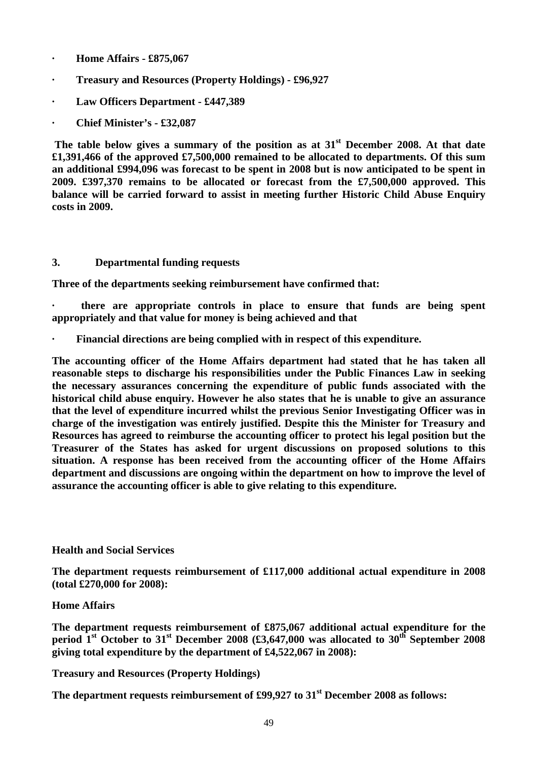- **Home Affairs - £875,067**
- **Treasury and Resources (Property Holdings) - £96,927**
- **Law Officers Department - £447,389**
- **Chief Minister's - £32,087**

**The table below gives a summary of the position as at 31st December 2008. At that date £1,391,466 of the approved £7,500,000 remained to be allocated to departments. Of this sum an additional £994,096 was forecast to be spent in 2008 but is now anticipated to be spent in 2009. £397,370 remains to be allocated or forecast from the £7,500,000 approved. This balance will be carried forward to assist in meeting further Historic Child Abuse Enquiry costs in 2009.**

## 3. Departmental funding requests

**Three of the departments seeking reimbursement have confirmed that:**

- **there are appropriate controls in place to ensure that funds are being spent appropriately and that value for money is being achieved and that**
- **Financial directions are being complied with in respect of this expenditure.**

**The accounting officer of the Home Affairs department had stated that he has taken all reasonable steps to discharge his responsibilities under the Public Finances Law in seeking the necessary assurances concerning the expenditure of public funds associated with the historical child abuse enquiry. However he also states that he is unable to give an assurance that the level of expenditure incurred whilst the previous Senior Investigating Officer was in charge of the investigation was entirely justified. Despite this the Minister for Treasury and Resources has agreed to reimburse the accounting officer to protect his legal position but the Treasurer of the States has asked for urgent discussions on proposed solutions to this situation. A response has been received from the accounting officer of the Home Affairs department and discussions are ongoing within the department on how to improve the level of assurance the accounting officer is able to give relating to this expenditure.**

**Health and Social Services**

**The department requests reimbursement of £117,000 additional actual expenditure in 2008 (total £270,000 for 2008):**

**Home Affairs**

**The department requests reimbursement of £875,067 additional actual expenditure for the period 1st October to 31st December 2008 (£3,647,000 was allocated to 30th September 2008 giving total expenditure by the department of £4,522,067 in 2008):**

**Treasury and Resources (Property Holdings)**

**The department requests reimbursement of £99,927 to 31st December 2008 as follows:**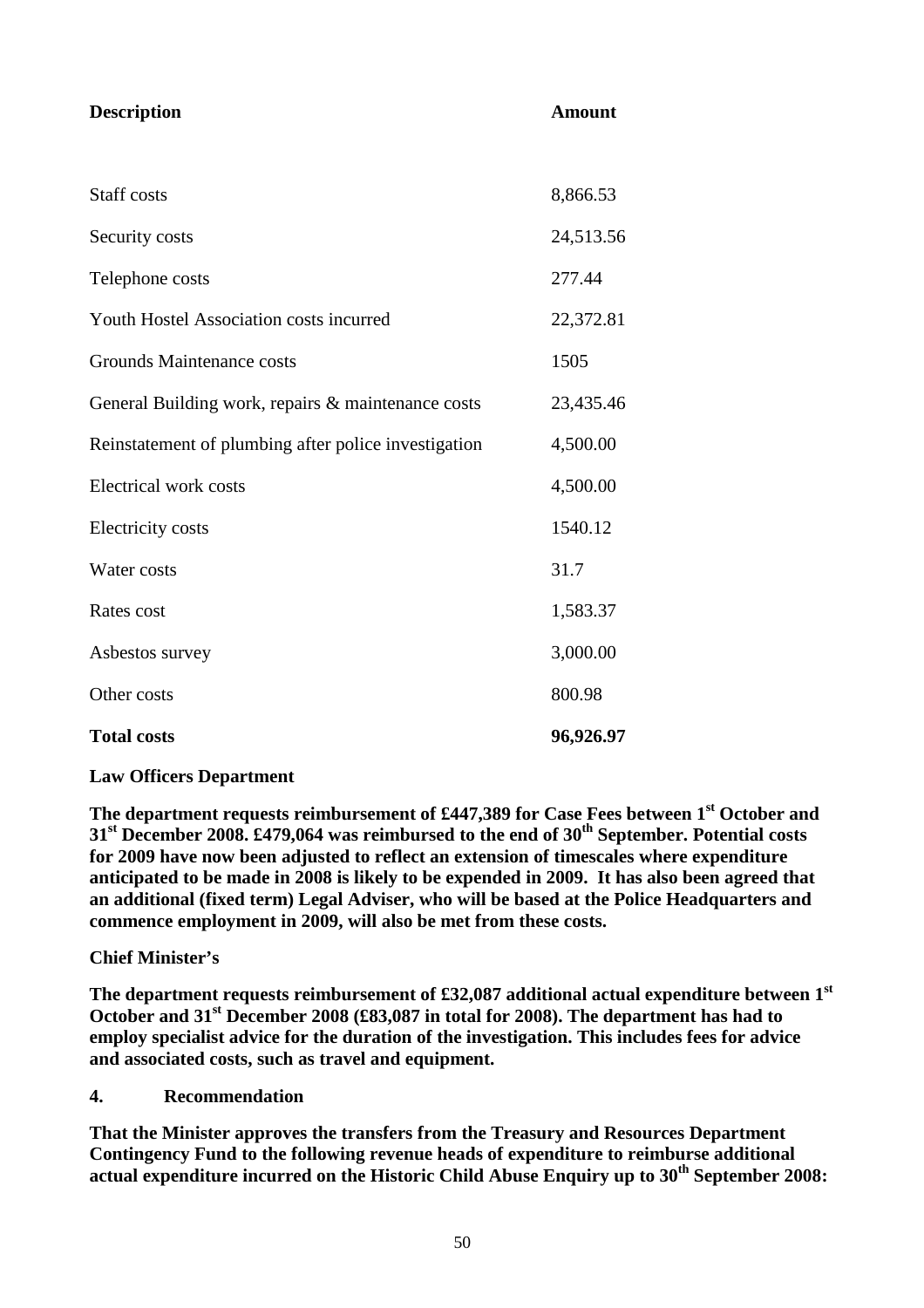| Description | Amount |
| --- | --- |
| Staff costs | 8,866.53 |
| Security costs | 24,513.56 |
| Telephone costs | 277.44 |
| Youth Hostel Association costs incurred | 22,372.81 |
| Grounds Maintenance costs | 1505 |
| General Building work, repairs & maintenance costs | 23,435.46 |
| Reinstatement of plumbing after police investigation | 4,500.00 |
| Electrical work costs | 4,500.00 |
| Electricity costs | 1540.12 |
| Water costs | 31.7 |
| Rates cost | 1,583.37 |
| Asbestos survey | 3,000.00 |
| Other costs | 800.98 |
| **Total costs** | **96,926.97** |

**Law Officers Department**

**The department requests reimbursement of £447,389 for Case Fees between 1st October and 31st December 2008. £479,064 was reimbursed to the end of 30th September. Potential costs for 2009 have now been adjusted to reflect an extension of timescales where expenditure anticipated to be made in 2008 is likely to be expended in 2009. It has also been agreed that an additional (fixed term) Legal Adviser, who will be based at the Police Headquarters and commence employment in 2009, will also be met from these costs.**

**Chief Minister's**

**The department requests reimbursement of £32,087 additional actual expenditure between 1st October and 31st December 2008 (£83,087 in total for 2008). The department has had to employ specialist advice for the duration of the investigation. This includes fees for advice and associated costs, such as travel and equipment.**

## 4. Recommendation

**That the Minister approves the transfers from the Treasury and Resources Department Contingency Fund to the following revenue heads of expenditure to reimburse additional actual expenditure incurred on the Historic Child Abuse Enquiry up to 30th September 2008:**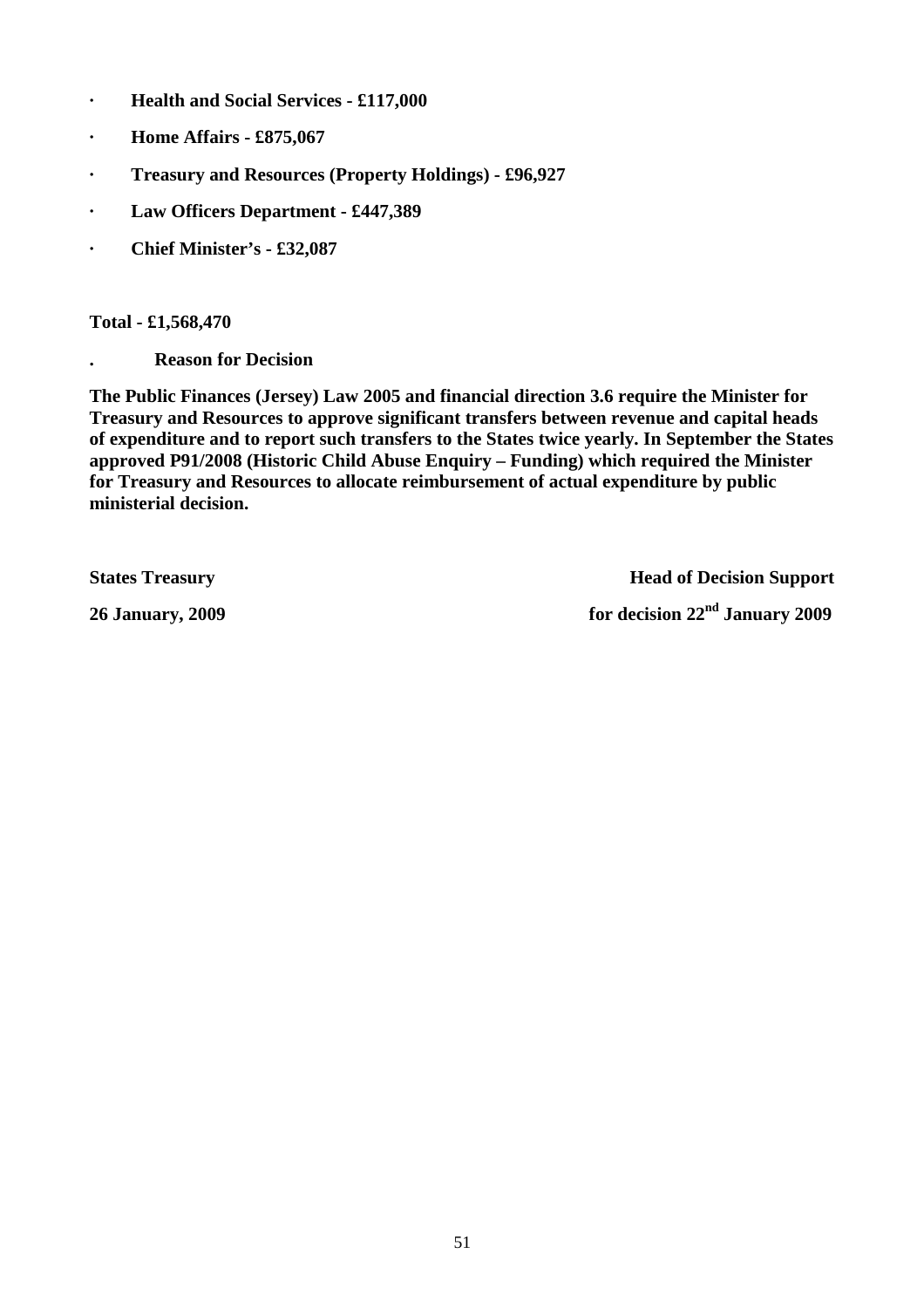- **Health and Social Services - £117,000**
- **Home Affairs - £875,067**
- **Treasury and Resources (Property Holdings) - £96,927**
- **Law Officers Department - £447,389**
- **Chief Minister's - £32,087**

**Total - £1,568,470**

**. Reason for Decision**

**The Public Finances (Jersey) Law 2005 and financial direction 3.6 require the Minister for Treasury and Resources to approve significant transfers between revenue and capital heads of expenditure and to report such transfers to the States twice yearly. In September the States approved P91/2008 (Historic Child Abuse Enquiry – Funding) which required the Minister for Treasury and Resources to allocate reimbursement of actual expenditure by public ministerial decision.**

**States Treasury** **Head of Decision Support**

**26 January, 2009** **for decision 22nd January 2009**